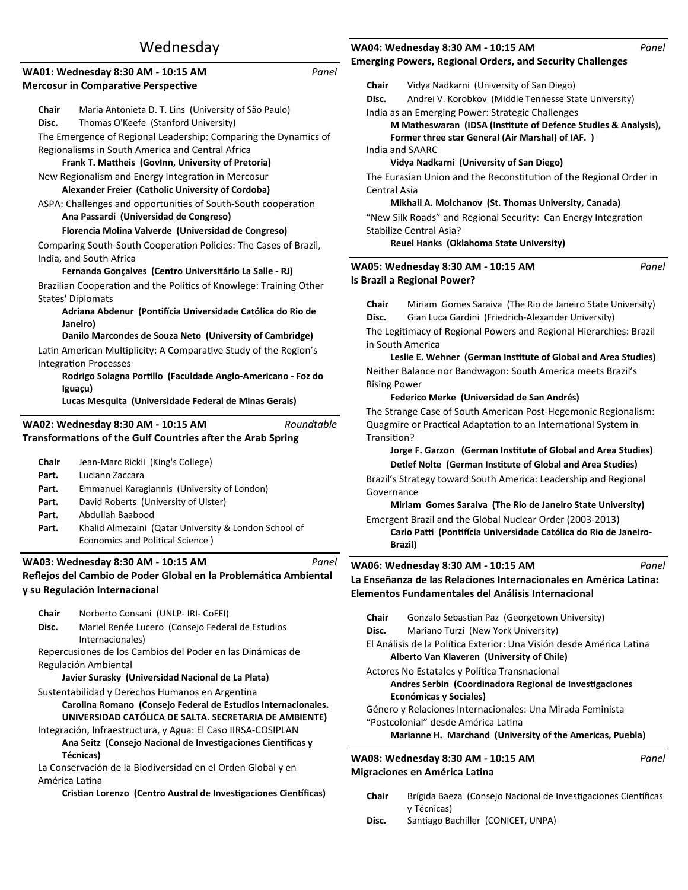# Wednesday

## WA01: Wednesday 8:30 AM - 10:15 AM *Panel*

**Mercosur in Comparative Perspective**

**Chair** Maria Antonieta D. T. Lins (University of São Paulo)
**Disc.** Thomas O'Keefe (Stanford University)

The Emergence of Regional Leadership: Comparing the Dynamics of Regionalisms in South America and Central Africa
**Frank T. Mattheis (GovInn, University of Pretoria)**

New Regionalism and Energy Integration in Mercosur
**Alexander Freier (Catholic University of Cordoba)**

ASPA: Challenges and opportunities of South-South cooperation
**Ana Passardi (Universidad de Congreso)**
**Florencia Molina Valverde (Universidad de Congreso)**

Comparing South-South Cooperation Policies: The Cases of Brazil, India, and South Africa
**Fernanda Gonçalves (Centro Universitário La Salle - RJ)**

Brazilian Cooperation and the Politics of Knowlege: Training Other States' Diplomats
**Adriana Abdenur (Pontifícia Universidade Católica do Rio de Janeiro)**
**Danilo Marcondes de Souza Neto (University of Cambridge)**

Latin American Multiplicity: A Comparative Study of the Region's Integration Processes
**Rodrigo Solagna Portillo (Faculdade Anglo-Americano - Foz do Iguaçu)**
**Lucas Mesquita (Universidade Federal de Minas Gerais)**

## WA02: Wednesday 8:30 AM - 10:15 AM *Roundtable*

**Transformations of the Gulf Countries after the Arab Spring**

**Chair** Jean-Marc Rickli (King's College)
**Part.** Luciano Zaccara
**Part.** Emmanuel Karagiannis (University of London)
**Part.** David Roberts (University of Ulster)
**Part.** Abdullah Baabood
**Part.** Khalid Almezaini (Qatar University & London School of Economics and Political Science )

## WA03: Wednesday 8:30 AM - 10:15 AM *Panel*

**Reflejos del Cambio de Poder Global en la Problemática Ambiental y su Regulación Internacional**

**Chair** Norberto Consani (UNLP- IRI- CoFEI)
**Disc.** Mariel Renée Lucero (Consejo Federal de Estudios Internacionales)

Repercusiones de los Cambios del Poder en las Dinámicas de Regulación Ambiental
**Javier Surasky (Universidad Nacional de La Plata)**

Sustentabilidad y Derechos Humanos en Argentina
**Carolina Romano (Consejo Federal de Estudios Internacionales. UNIVERSIDAD CATÓLICA DE SALTA. SECRETARIA DE AMBIENTE)**

Integración, Infraestructura, y Agua: El Caso IIRSA-COSIPLAN
**Ana Seitz (Consejo Nacional de Investigaciones Científicas y Técnicas)**

La Conservación de la Biodiversidad en el Orden Global y en América Latina
**Cristian Lorenzo (Centro Austral de Investigaciones Científicas)**

## WA04: Wednesday 8:30 AM - 10:15 AM *Panel*

**Emerging Powers, Regional Orders, and Security Challenges**

**Chair** Vidya Nadkarni (University of San Diego)
**Disc.** Andrei V. Korobkov (Middle Tennesse State University)

India as an Emerging Power: Strategic Challenges
**M Matheswaran (IDSA (Institute of Defence Studies & Analysis), Former three star General (Air Marshal) of IAF. )**

India and SAARC
**Vidya Nadkarni (University of San Diego)**

The Eurasian Union and the Reconstitution of the Regional Order in Central Asia
**Mikhail A. Molchanov (St. Thomas University, Canada)**

"New Silk Roads" and Regional Security: Can Energy Integration Stabilize Central Asia?
**Reuel Hanks (Oklahoma State University)**

## WA05: Wednesday 8:30 AM - 10:15 AM *Panel*

**Is Brazil a Regional Power?**

**Chair** Miriam Gomes Saraiva (The Rio de Janeiro State University)
**Disc.** Gian Luca Gardini (Friedrich-Alexander University)

The Legitimacy of Regional Powers and Regional Hierarchies: Brazil in South America
**Leslie E. Wehner (German Institute of Global and Area Studies)**

Neither Balance nor Bandwagon: South America meets Brazil's Rising Power
**Federico Merke (Universidad de San Andrés)**

The Strange Case of South American Post-Hegemonic Regionalism: Quagmire or Practical Adaptation to an International System in Transition?
**Jorge F. Garzon (German Institute of Global and Area Studies)**
**Detlef Nolte (German Institute of Global and Area Studies)**

Brazil's Strategy toward South America: Leadership and Regional Governance
**Miriam Gomes Saraiva (The Rio de Janeiro State University)**

Emergent Brazil and the Global Nuclear Order (2003-2013)
**Carlo Patti (Pontifícia Universidade Católica do Rio de Janeiro-Brazil)**

## WA06: Wednesday 8:30 AM - 10:15 AM *Panel*

**La Enseñanza de las Relaciones Internacionales en América Latina: Elementos Fundamentales del Análisis Internacional**

**Chair** Gonzalo Sebastian Paz (Georgetown University)
**Disc.** Mariano Turzi (New York University)

El Análisis de la Política Exterior: Una Visión desde América Latina
**Alberto Van Klaveren (University of Chile)**

Actores No Estatales y Política Transnacional
**Andres Serbin (Coordinadora Regional de Investigaciones Económicas y Sociales)**

Género y Relaciones Internacionales: Una Mirada Feminista "Postcolonial" desde América Latina
**Marianne H. Marchand (University of the Americas, Puebla)**

## WA08: Wednesday 8:30 AM - 10:15 AM *Panel*

**Migraciones en América Latina**

**Chair** Brígida Baeza (Consejo Nacional de Investigaciones Científicas y Técnicas)
**Disc.** Santiago Bachiller (CONICET, UNPA)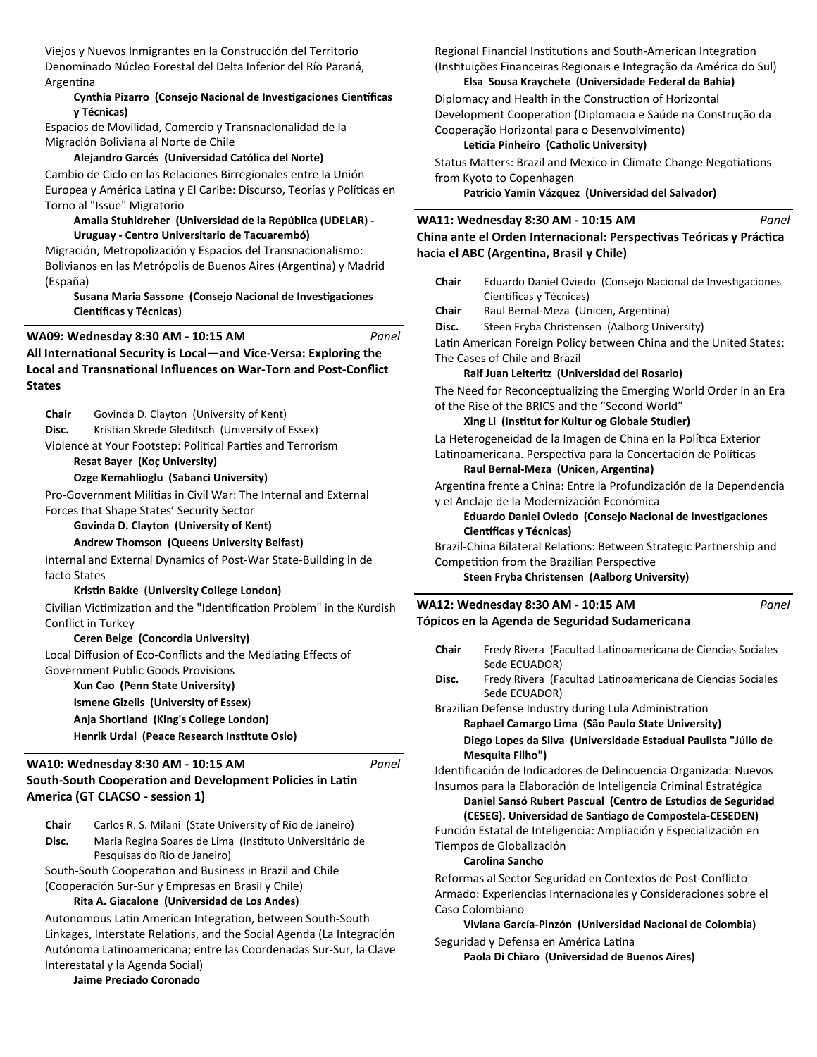Viejos y Nuevos Inmigrantes en la Construcción del Territorio Denominado Núcleo Forestal del Delta Inferior del Río Paraná, Argentina

**Cynthia Pizarro (Consejo Nacional de Investigaciones Científicas y Técnicas)**

Espacios de Movilidad, Comercio y Transnacionalidad de la Migración Boliviana al Norte de Chile

**Alejandro Garcés (Universidad Católica del Norte)**

Cambio de Ciclo en las Relaciones Birregionales entre la Unión Europea y América Latina y El Caribe: Discurso, Teorías y Políticas en Torno al "Issue" Migratorio

**Amalia Stuhldreher (Universidad de la República (UDELAR) - Uruguay - Centro Universitario de Tacuarembó)**

Migración, Metropolización y Espacios del Transnacionalismo: Bolivianos en las Metrópolis de Buenos Aires (Argentina) y Madrid (España)

**Susana Maria Sassone (Consejo Nacional de Investigaciones Científicas y Técnicas)**

## WA09: Wednesday 8:30 AM - 10:15 AM *Panel*

### All International Security is Local—and Vice-Versa: Exploring the Local and Transnational Influences on War-Torn and Post-Conflict States

**Chair** Govinda D. Clayton (University of Kent)
**Disc.** Kristian Skrede Gleditsch (University of Essex)

Violence at Your Footstep: Political Parties and Terrorism

**Resat Bayer (Koç University)**
**Ozge Kemahlioglu (Sabanci University)**

Pro-Government Militias in Civil War: The Internal and External Forces that Shape States' Security Sector

**Govinda D. Clayton (University of Kent)**
**Andrew Thomson (Queens University Belfast)**

Internal and External Dynamics of Post-War State-Building in de facto States

**Kristin Bakke (University College London)**

Civilian Victimization and the "Identification Problem" in the Kurdish Conflict in Turkey

**Ceren Belge (Concordia University)**

Local Diffusion of Eco-Conflicts and the Mediating Effects of Government Public Goods Provisions

**Xun Cao (Penn State University)**
**Ismene Gizelis (University of Essex)**
**Anja Shortland (King's College London)**
**Henrik Urdal (Peace Research Institute Oslo)**

## WA10: Wednesday 8:30 AM - 10:15 AM *Panel*

### South-South Cooperation and Development Policies in Latin America (GT CLACSO - session 1)

**Chair** Carlos R. S. Milani (State University of Rio de Janeiro)
**Disc.** Maria Regina Soares de Lima (Instituto Universitário de Pesquisas do Rio de Janeiro)

South-South Cooperation and Business in Brazil and Chile (Cooperación Sur-Sur y Empresas en Brasil y Chile)

**Rita A. Giacalone (Universidad de Los Andes)**

Autonomous Latin American Integration, between South-South Linkages, Interstate Relations, and the Social Agenda (La Integración Autónoma Latinoamericana; entre las Coordenadas Sur-Sur, la Clave Interestatal y la Agenda Social)

**Jaime Preciado Coronado**

Regional Financial Institutions and South-American Integration (Instituições Financeiras Regionais e Integração da América do Sul)

**Elsa Sousa Kraychete (Universidade Federal da Bahia)**

Diplomacy and Health in the Construction of Horizontal Development Cooperation (Diplomacia e Saúde na Construção da Cooperação Horizontal para o Desenvolvimento)

**Leticia Pinheiro (Catholic University)**

Status Matters: Brazil and Mexico in Climate Change Negotiations from Kyoto to Copenhagen

**Patricio Yamin Vázquez (Universidad del Salvador)**

## WA11: Wednesday 8:30 AM - 10:15 AM *Panel*

### China ante el Orden Internacional: Perspectivas Teóricas y Práctica hacia el ABC (Argentina, Brasil y Chile)

**Chair** Eduardo Daniel Oviedo (Consejo Nacional de Investigaciones Científicas y Técnicas)
**Chair** Raul Bernal-Meza (Unicen, Argentina)
**Disc.** Steen Fryba Christensen (Aalborg University)

Latin American Foreign Policy between China and the United States: The Cases of Chile and Brazil

**Ralf Juan Leiteritz (Universidad del Rosario)**

The Need for Reconceptualizing the Emerging World Order in an Era of the Rise of the BRICS and the "Second World"

**Xing Li (Institut for Kultur og Globale Studier)**

La Heterogeneidad de la Imagen de China en la Política Exterior Latinoamericana. Perspectiva para la Concertación de Políticas

**Raul Bernal-Meza (Unicen, Argentina)**

Argentina frente a China: Entre la Profundización de la Dependencia y el Anclaje de la Modernización Económica

**Eduardo Daniel Oviedo (Consejo Nacional de Investigaciones Científicas y Técnicas)**

Brazil-China Bilateral Relations: Between Strategic Partnership and Competition from the Brazilian Perspective

**Steen Fryba Christensen (Aalborg University)**

## WA12: Wednesday 8:30 AM - 10:15 AM *Panel*

### Tópicos en la Agenda de Seguridad Sudamericana

**Chair** Fredy Rivera (Facultad Latinoamericana de Ciencias Sociales Sede ECUADOR)
**Disc.** Fredy Rivera (Facultad Latinoamericana de Ciencias Sociales Sede ECUADOR)

Brazilian Defense Industry during Lula Administration

**Raphael Camargo Lima (São Paulo State University)**
**Diego Lopes da Silva (Universidade Estadual Paulista "Júlio de Mesquita Filho")**

Identificación de Indicadores de Delincuencia Organizada: Nuevos Insumos para la Elaboración de Inteligencia Criminal Estratégica

**Daniel Sansó Rubert Pascual (Centro de Estudios de Seguridad (CESEG). Universidad de Santiago de Compostela-CESEDEN)**

Función Estatal de Inteligencia: Ampliación y Especialización en Tiempos de Globalización

**Carolina Sancho**

Reformas al Sector Seguridad en Contextos de Post-Conflicto Armado: Experiencias Internacionales y Consideraciones sobre el Caso Colombiano

**Viviana García-Pinzón (Universidad Nacional de Colombia)**

Seguridad y Defensa en América Latina

**Paola Di Chiaro (Universidad de Buenos Aires)**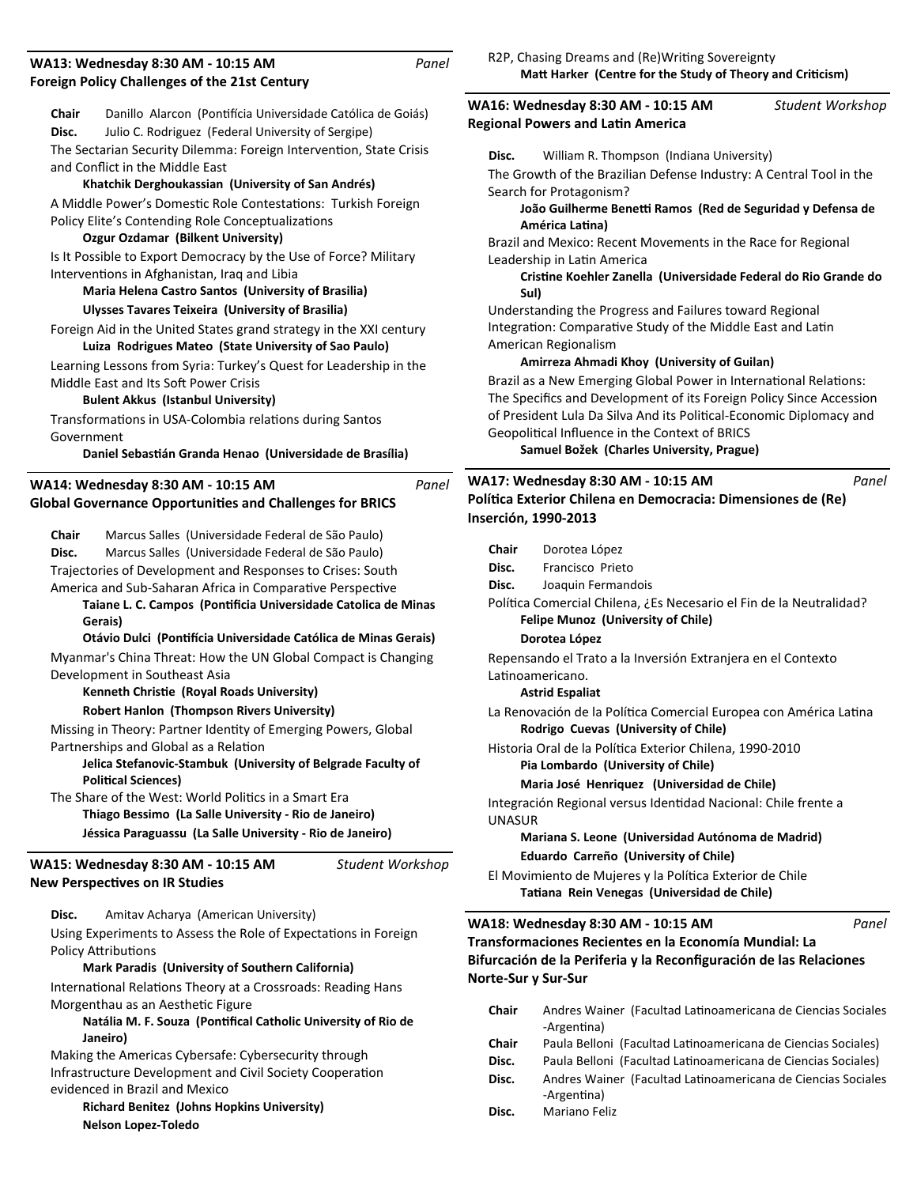## WA13: Wednesday 8:30 AM - 10:15 AM *Panel*
### Foreign Policy Challenges of the 21st Century

**Chair** Danillo Alarcon (Pontifícia Universidade Católica de Goiás)
**Disc.** Julio C. Rodriguez (Federal University of Sergipe)

The Sectarian Security Dilemma: Foreign Intervention, State Crisis and Conflict in the Middle East
**Khatchik Derghoukassian (University of San Andrés)**

A Middle Power's Domestic Role Contestations: Turkish Foreign Policy Elite's Contending Role Conceptualizations
**Ozgur Ozdamar (Bilkent University)**

Is It Possible to Export Democracy by the Use of Force? Military Interventions in Afghanistan, Iraq and Libia
**Maria Helena Castro Santos (University of Brasilia)**
**Ulysses Tavares Teixeira (University of Brasilia)**

Foreign Aid in the United States grand strategy in the XXI century
**Luiza Rodrigues Mateo (State University of Sao Paulo)**

Learning Lessons from Syria: Turkey's Quest for Leadership in the Middle East and Its Soft Power Crisis
**Bulent Akkus (Istanbul University)**

Transformations in USA-Colombia relations during Santos Government
**Daniel Sebastián Granda Henao (Universidade de Brasília)**

## WA14: Wednesday 8:30 AM - 10:15 AM *Panel*
### Global Governance Opportunities and Challenges for BRICS

**Chair** Marcus Salles (Universidade Federal de São Paulo)
**Disc.** Marcus Salles (Universidade Federal de São Paulo)

Trajectories of Development and Responses to Crises: South America and Sub-Saharan Africa in Comparative Perspective
**Taiane L. C. Campos (Pontificia Universidade Catolica de Minas Gerais)**
**Otávio Dulci (Pontifícia Universidade Católica de Minas Gerais)**

Myanmar's China Threat: How the UN Global Compact is Changing Development in Southeast Asia
**Kenneth Christie (Royal Roads University)**
**Robert Hanlon (Thompson Rivers University)**

Missing in Theory: Partner Identity of Emerging Powers, Global Partnerships and Global as a Relation
**Jelica Stefanovic-Stambuk (University of Belgrade Faculty of Political Sciences)**

The Share of the West: World Politics in a Smart Era
**Thiago Bessimo (La Salle University - Rio de Janeiro)**
**Jéssica Paraguassu (La Salle University - Rio de Janeiro)**

## WA15: Wednesday 8:30 AM - 10:15 AM *Student Workshop*
### New Perspectives on IR Studies

**Disc.** Amitav Acharya (American University)

Using Experiments to Assess the Role of Expectations in Foreign Policy Attributions
**Mark Paradis (University of Southern California)**

International Relations Theory at a Crossroads: Reading Hans Morgenthau as an Aesthetic Figure
**Natália M. F. Souza (Pontifical Catholic University of Rio de Janeiro)**

Making the Americas Cybersafe: Cybersecurity through Infrastructure Development and Civil Society Cooperation evidenced in Brazil and Mexico
**Richard Benitez (Johns Hopkins University)**
**Nelson Lopez-Toledo**

R2P, Chasing Dreams and (Re)Writing Sovereignty
**Matt Harker (Centre for the Study of Theory and Criticism)**

## WA16: Wednesday 8:30 AM - 10:15 AM *Student Workshop*
### Regional Powers and Latin America

**Disc.** William R. Thompson (Indiana University)

The Growth of the Brazilian Defense Industry: A Central Tool in the Search for Protagonism?
**João Guilherme Benetti Ramos (Red de Seguridad y Defensa de América Latina)**

Brazil and Mexico: Recent Movements in the Race for Regional Leadership in Latin America
**Cristine Koehler Zanella (Universidade Federal do Rio Grande do Sul)**

Understanding the Progress and Failures toward Regional Integration: Comparative Study of the Middle East and Latin American Regionalism
**Amirreza Ahmadi Khoy (University of Guilan)**

Brazil as a New Emerging Global Power in International Relations: The Specifics and Development of its Foreign Policy Since Accession of President Lula Da Silva And its Political-Economic Diplomacy and Geopolitical Influence in the Context of BRICS
**Samuel Božek (Charles University, Prague)**

## WA17: Wednesday 8:30 AM - 10:15 AM *Panel*
### Política Exterior Chilena en Democracia: Dimensiones de (Re) Inserción, 1990-2013

**Chair** Dorotea López
**Disc.** Francisco Prieto
**Disc.** Joaquin Fermandois

Política Comercial Chilena, ¿Es Necesario el Fin de la Neutralidad?
**Felipe Munoz (University of Chile)**
**Dorotea López**

Repensando el Trato a la Inversión Extranjera en el Contexto Latinoamericano.
**Astrid Espaliat**

La Renovación de la Política Comercial Europea con América Latina
**Rodrigo Cuevas (University of Chile)**

Historia Oral de la Política Exterior Chilena, 1990-2010
**Pia Lombardo (University of Chile)**
**Maria José Henriquez (Universidad de Chile)**

Integración Regional versus Identidad Nacional: Chile frente a UNASUR
**Mariana S. Leone (Universidad Autónoma de Madrid)**
**Eduardo Carreño (University of Chile)**

El Movimiento de Mujeres y la Política Exterior de Chile
**Tatiana Rein Venegas (Universidad de Chile)**

## WA18: Wednesday 8:30 AM - 10:15 AM *Panel*
### Transformaciones Recientes en la Economía Mundial: La Bifurcación de la Periferia y la Reconfiguración de las Relaciones Norte-Sur y Sur-Sur

**Chair** Andres Wainer (Facultad Latinoamericana de Ciencias Sociales -Argentina)
**Chair** Paula Belloni (Facultad Latinoamericana de Ciencias Sociales)
**Disc.** Paula Belloni (Facultad Latinoamericana de Ciencias Sociales)
**Disc.** Andres Wainer (Facultad Latinoamericana de Ciencias Sociales -Argentina)
**Disc.** Mariano Feliz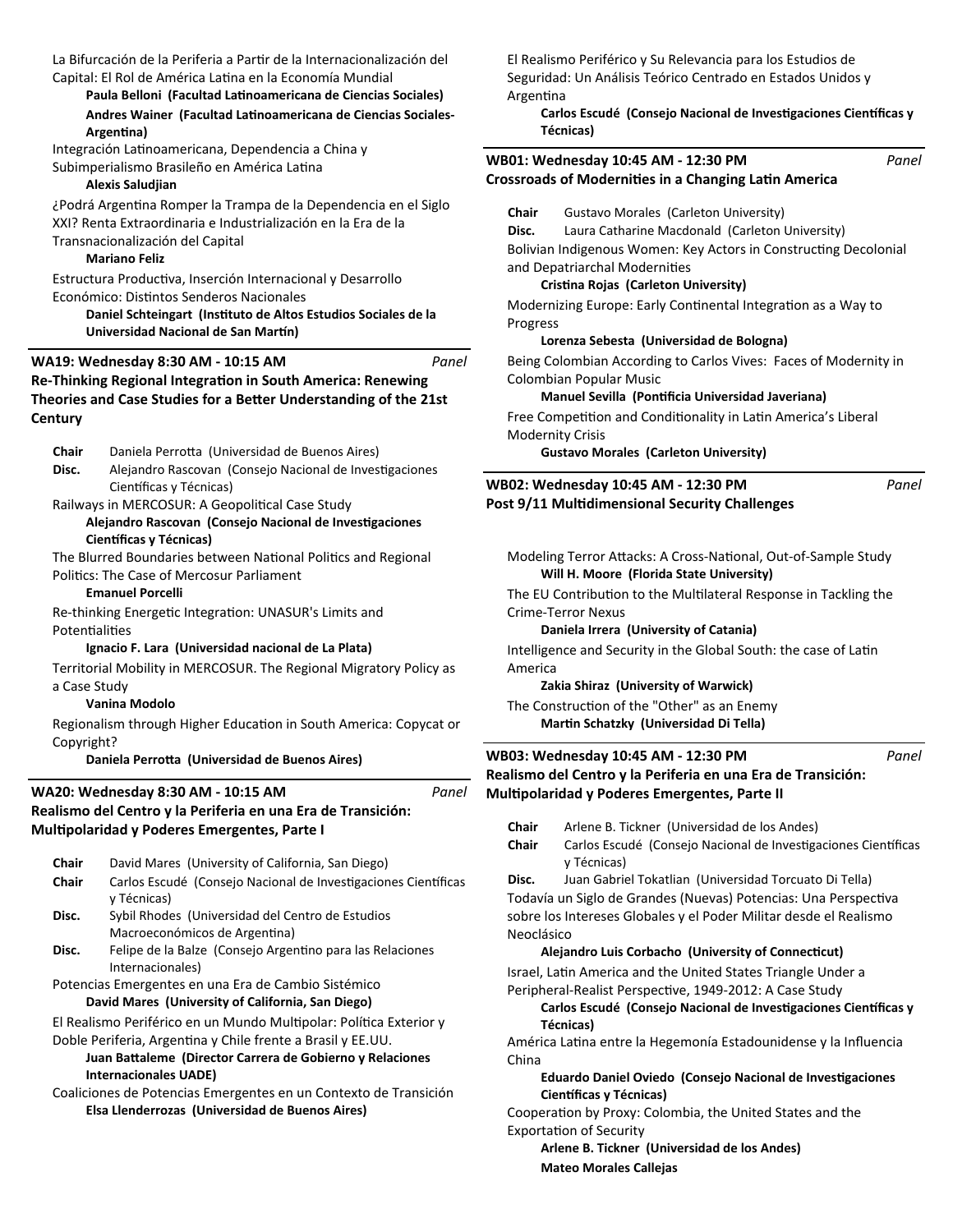La Bifurcación de la Periferia a Partir de la Internacionalización del Capital: El Rol de América Latina en la Economía Mundial
**Paula Belloni (Facultad Latinoamericana de Ciencias Sociales)**
**Andres Wainer (Facultad Latinoamericana de Ciencias Sociales-Argentina)**

Integración Latinoamericana, Dependencia a China y Subimperialismo Brasileño en América Latina
**Alexis Saludjian**

¿Podrá Argentina Romper la Trampa de la Dependencia en el Siglo XXI? Renta Extraordinaria e Industrialización en la Era de la Transnacionalización del Capital
**Mariano Feliz**

Estructura Productiva, Inserción Internacional y Desarrollo Económico: Distintos Senderos Nacionales
**Daniel Schteingart (Instituto de Altos Estudios Sociales de la Universidad Nacional de San Martín)**

## WA19: Wednesday 8:30 AM - 10:15 AM — *Panel*
### Re-Thinking Regional Integration in South America: Renewing Theories and Case Studies for a Better Understanding of the 21st Century

**Chair** Daniela Perrotta (Universidad de Buenos Aires)
**Disc.** Alejandro Rascovan (Consejo Nacional de Investigaciones Científicas y Técnicas)

Railways in MERCOSUR: A Geopolitical Case Study
**Alejandro Rascovan (Consejo Nacional de Investigaciones Científicas y Técnicas)**

The Blurred Boundaries between National Politics and Regional Politics: The Case of Mercosur Parliament
**Emanuel Porcelli**

Re-thinking Energetic Integration: UNASUR's Limits and Potentialities
**Ignacio F. Lara (Universidad nacional de La Plata)**

Territorial Mobility in MERCOSUR. The Regional Migratory Policy as a Case Study
**Vanina Modolo**

Regionalism through Higher Education in South America: Copycat or Copyright?
**Daniela Perrotta (Universidad de Buenos Aires)**

## WA20: Wednesday 8:30 AM - 10:15 AM — *Panel*
### Realismo del Centro y la Periferia en una Era de Transición: Multipolaridad y Poderes Emergentes, Parte I

**Chair** David Mares (University of California, San Diego)
**Chair** Carlos Escudé (Consejo Nacional de Investigaciones Científicas y Técnicas)
**Disc.** Sybil Rhodes (Universidad del Centro de Estudios Macroeconómicos de Argentina)
**Disc.** Felipe de la Balze (Consejo Argentino para las Relaciones Internacionales)

Potencias Emergentes en una Era de Cambio Sistémico
**David Mares (University of California, San Diego)**

El Realismo Periférico en un Mundo Multipolar: Política Exterior y Doble Periferia, Argentina y Chile frente a Brasil y EE.UU.
**Juan Battaleme (Director Carrera de Gobierno y Relaciones Internacionales UADE)**

Coaliciones de Potencias Emergentes en un Contexto de Transición
**Elsa Llenderrozas (Universidad de Buenos Aires)**

El Realismo Periférico y Su Relevancia para los Estudios de Seguridad: Un Análisis Teórico Centrado en Estados Unidos y Argentina
**Carlos Escudé (Consejo Nacional de Investigaciones Científicas y Técnicas)**

## WB01: Wednesday 10:45 AM - 12:30 PM — *Panel*
### Crossroads of Modernities in a Changing Latin America

**Chair** Gustavo Morales (Carleton University)
**Disc.** Laura Catharine Macdonald (Carleton University)

Bolivian Indigenous Women: Key Actors in Constructing Decolonial and Depatriarchal Modernities
**Cristina Rojas (Carleton University)**

Modernizing Europe: Early Continental Integration as a Way to Progress
**Lorenza Sebesta (Universidad de Bologna)**

Being Colombian According to Carlos Vives: Faces of Modernity in Colombian Popular Music
**Manuel Sevilla (Pontificia Universidad Javeriana)**

Free Competition and Conditionality in Latin America's Liberal Modernity Crisis
**Gustavo Morales (Carleton University)**

## WB02: Wednesday 10:45 AM - 12:30 PM — *Panel*
### Post 9/11 Multidimensional Security Challenges

Modeling Terror Attacks: A Cross-National, Out-of-Sample Study
**Will H. Moore (Florida State University)**

The EU Contribution to the Multilateral Response in Tackling the Crime-Terror Nexus
**Daniela Irrera (University of Catania)**

Intelligence and Security in the Global South: the case of Latin America
**Zakia Shiraz (University of Warwick)**

The Construction of the "Other" as an Enemy
**Martin Schatzky (Universidad Di Tella)**

## WB03: Wednesday 10:45 AM - 12:30 PM — *Panel*
### Realismo del Centro y la Periferia en una Era de Transición: Multipolaridad y Poderes Emergentes, Parte II

**Chair** Arlene B. Tickner (Universidad de los Andes)
**Chair** Carlos Escudé (Consejo Nacional de Investigaciones Científicas y Técnicas)
**Disc.** Juan Gabriel Tokatlian (Universidad Torcuato Di Tella)

Todavía un Siglo de Grandes (Nuevas) Potencias: Una Perspectiva sobre los Intereses Globales y el Poder Militar desde el Realismo Neoclásico
**Alejandro Luis Corbacho (University of Connecticut)**

Israel, Latin America and the United States Triangle Under a Peripheral-Realist Perspective, 1949-2012: A Case Study
**Carlos Escudé (Consejo Nacional de Investigaciones Científicas y Técnicas)**

América Latina entre la Hegemonía Estadounidense y la Influencia China
**Eduardo Daniel Oviedo (Consejo Nacional de Investigaciones Científicas y Técnicas)**

Cooperation by Proxy: Colombia, the United States and the Exportation of Security
**Arlene B. Tickner (Universidad de los Andes)**
**Mateo Morales Callejas**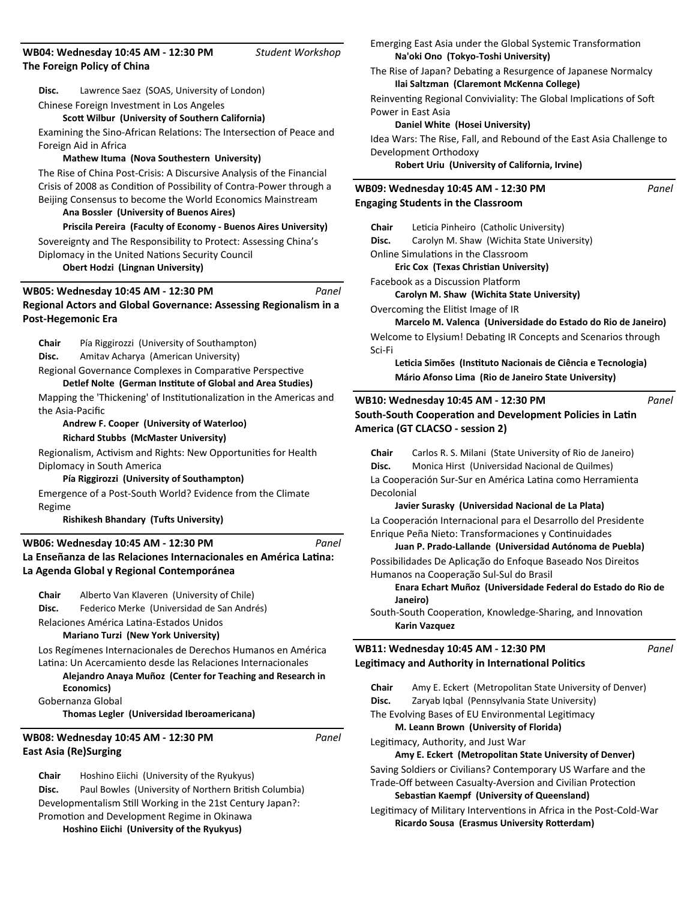### WB04: Wednesday 10:45 AM - 12:30 PM *Student Workshop*
**The Foreign Policy of China**

**Disc.** Lawrence Saez (SOAS, University of London)

Chinese Foreign Investment in Los Angeles
**Scott Wilbur (University of Southern California)**

Examining the Sino-African Relations: The Intersection of Peace and Foreign Aid in Africa
**Mathew Ituma (Nova Southestern University)**

The Rise of China Post-Crisis: A Discursive Analysis of the Financial Crisis of 2008 as Condition of Possibility of Contra-Power through a Beijing Consensus to become the World Economics Mainstream
**Ana Bossler (University of Buenos Aires)**
**Priscila Pereira (Faculty of Economy - Buenos Aires University)**

Sovereignty and The Responsibility to Protect: Assessing China's Diplomacy in the United Nations Security Council
**Obert Hodzi (Lingnan University)**

### WB05: Wednesday 10:45 AM - 12:30 PM *Panel*
**Regional Actors and Global Governance: Assessing Regionalism in a Post-Hegemonic Era**

**Chair** Pía Riggirozzi (University of Southampton)
**Disc.** Amitav Acharya (American University)

Regional Governance Complexes in Comparative Perspective
**Detlef Nolte (German Institute of Global and Area Studies)**

Mapping the 'Thickening' of Institutionalization in the Americas and the Asia-Pacific
**Andrew F. Cooper (University of Waterloo)**
**Richard Stubbs (McMaster University)**

Regionalism, Activism and Rights: New Opportunities for Health Diplomacy in South America
**Pía Riggirozzi (University of Southampton)**

Emergence of a Post-South World? Evidence from the Climate Regime
**Rishikesh Bhandary (Tufts University)**

### WB06: Wednesday 10:45 AM - 12:30 PM *Panel*
**La Enseñanza de las Relaciones Internacionales en América Latina: La Agenda Global y Regional Contemporánea**

**Chair** Alberto Van Klaveren (University of Chile)
**Disc.** Federico Merke (Universidad de San Andrés)

Relaciones América Latina-Estados Unidos
**Mariano Turzi (New York University)**

Los Regímenes Internacionales de Derechos Humanos en América Latina: Un Acercamiento desde las Relaciones Internacionales
**Alejandro Anaya Muñoz (Center for Teaching and Research in Economics)**

Gobernanza Global
**Thomas Legler (Universidad Iberoamericana)**

### WB08: Wednesday 10:45 AM - 12:30 PM *Panel*
**East Asia (Re)Surging**

**Chair** Hoshino Eiichi (University of the Ryukyus)
**Disc.** Paul Bowles (University of Northern British Columbia)

Developmentalism Still Working in the 21st Century Japan?: Promotion and Development Regime in Okinawa
**Hoshino Eiichi (University of the Ryukyus)**

Emerging East Asia under the Global Systemic Transformation
**Na'oki Ono (Tokyo-Toshi University)**

The Rise of Japan? Debating a Resurgence of Japanese Normalcy
**Ilai Saltzman (Claremont McKenna College)**

Reinventing Regional Conviviality: The Global Implications of Soft Power in East Asia
**Daniel White (Hosei University)**

Idea Wars: The Rise, Fall, and Rebound of the East Asia Challenge to Development Orthodoxy
**Robert Uriu (University of California, Irvine)**

### WB09: Wednesday 10:45 AM - 12:30 PM *Panel*
**Engaging Students in the Classroom**

**Chair** Leticia Pinheiro (Catholic University)
**Disc.** Carolyn M. Shaw (Wichita State University)

Online Simulations in the Classroom
**Eric Cox (Texas Christian University)**

Facebook as a Discussion Platform
**Carolyn M. Shaw (Wichita State University)**

Overcoming the Elitist Image of IR
**Marcelo M. Valenca (Universidade do Estado do Rio de Janeiro)**

Welcome to Elysium! Debating IR Concepts and Scenarios through Sci-Fi
**Leticia Simões (Instituto Nacionais de Ciência e Tecnologia)**
**Mário Afonso Lima (Rio de Janeiro State University)**

### WB10: Wednesday 10:45 AM - 12:30 PM *Panel*
**South-South Cooperation and Development Policies in Latin America (GT CLACSO - session 2)**

**Chair** Carlos R. S. Milani (State University of Rio de Janeiro)
**Disc.** Monica Hirst (Universidad Nacional de Quilmes)

La Cooperación Sur-Sur en América Latina como Herramienta Decolonial
**Javier Surasky (Universidad Nacional de La Plata)**

La Cooperación Internacional para el Desarrollo del Presidente Enrique Peña Nieto: Transformaciones y Continuidades
**Juan P. Prado-Lallande (Universidad Autónoma de Puebla)**

Possibilidades De Aplicação do Enfoque Baseado Nos Direitos Humanos na Cooperação Sul-Sul do Brasil
**Enara Echart Muñoz (Universidade Federal do Estado do Rio de Janeiro)**

South-South Cooperation, Knowledge-Sharing, and Innovation
**Karin Vazquez**

### WB11: Wednesday 10:45 AM - 12:30 PM *Panel*
**Legitimacy and Authority in International Politics**

**Chair** Amy E. Eckert (Metropolitan State University of Denver)
**Disc.** Zaryab Iqbal (Pennsylvania State University)

The Evolving Bases of EU Environmental Legitimacy
**M. Leann Brown (University of Florida)**

Legitimacy, Authority, and Just War
**Amy E. Eckert (Metropolitan State University of Denver)**

Saving Soldiers or Civilians? Contemporary US Warfare and the Trade-Off between Casualty-Aversion and Civilian Protection
**Sebastian Kaempf (University of Queensland)**

Legitimacy of Military Interventions in Africa in the Post-Cold-War
**Ricardo Sousa (Erasmus University Rotterdam)**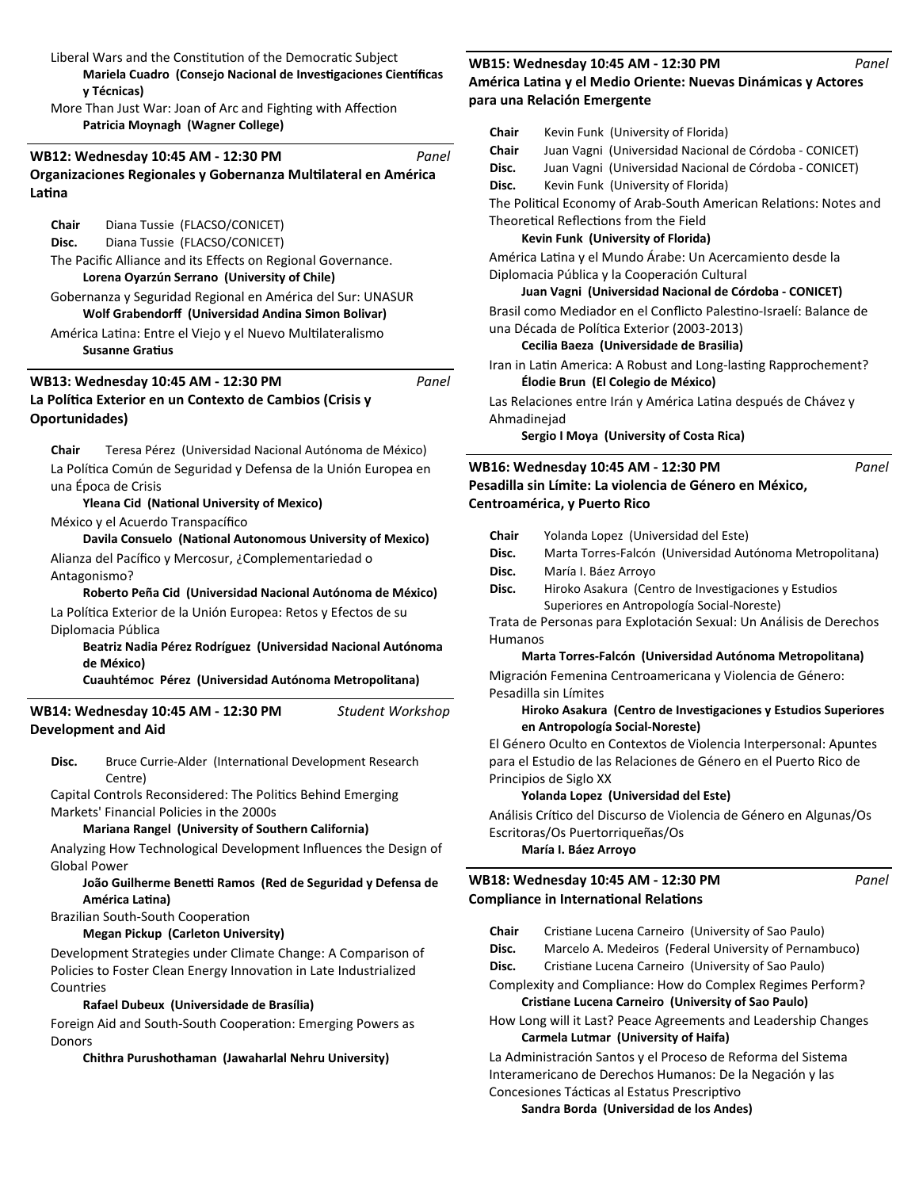Liberal Wars and the Constitution of the Democratic Subject
**Mariela Cuadro (Consejo Nacional de Investigaciones Científicas y Técnicas)**

More Than Just War: Joan of Arc and Fighting with Affection
**Patricia Moynagh (Wagner College)**

### WB12: Wednesday 10:45 AM - 12:30 PM — *Panel*
**Organizaciones Regionales y Gobernanza Multilateral en América Latina**

**Chair** Diana Tussie (FLACSO/CONICET)
**Disc.** Diana Tussie (FLACSO/CONICET)

The Pacific Alliance and its Effects on Regional Governance.
**Lorena Oyarzún Serrano (University of Chile)**

Gobernanza y Seguridad Regional en América del Sur: UNASUR
**Wolf Grabendorff (Universidad Andina Simon Bolivar)**

América Latina: Entre el Viejo y el Nuevo Multilateralismo
**Susanne Gratius**

### WB13: Wednesday 10:45 AM - 12:30 PM — *Panel*
**La Política Exterior en un Contexto de Cambios (Crisis y Oportunidades)**

**Chair** Teresa Pérez (Universidad Nacional Autónoma de México)

La Política Común de Seguridad y Defensa de la Unión Europea en una Época de Crisis
**Yleana Cid (National University of Mexico)**

México y el Acuerdo Transpacífico
**Davila Consuelo (National Autonomous University of Mexico)**

Alianza del Pacífico y Mercosur, ¿Complementariedad o Antagonismo?
**Roberto Peña Cid (Universidad Nacional Autónoma de México)**

La Política Exterior de la Unión Europea: Retos y Efectos de su Diplomacia Pública
**Beatriz Nadia Pérez Rodríguez (Universidad Nacional Autónoma de México)**
**Cuauhtémoc Pérez (Universidad Autónoma Metropolitana)**

### WB14: Wednesday 10:45 AM - 12:30 PM — *Student Workshop*
**Development and Aid**

**Disc.** Bruce Currie-Alder (International Development Research Centre)

Capital Controls Reconsidered: The Politics Behind Emerging Markets' Financial Policies in the 2000s
**Mariana Rangel (University of Southern California)**

Analyzing How Technological Development Influences the Design of Global Power
**João Guilherme Benetti Ramos (Red de Seguridad y Defensa de América Latina)**

Brazilian South-South Cooperation
**Megan Pickup (Carleton University)**

Development Strategies under Climate Change: A Comparison of Policies to Foster Clean Energy Innovation in Late Industrialized Countries
**Rafael Dubeux (Universidade de Brasília)**

Foreign Aid and South-South Cooperation: Emerging Powers as Donors
**Chithra Purushothaman (Jawaharlal Nehru University)**

### WB15: Wednesday 10:45 AM - 12:30 PM — *Panel*
**América Latina y el Medio Oriente: Nuevas Dinámicas y Actores para una Relación Emergente**

**Chair** Kevin Funk (University of Florida)
**Chair** Juan Vagni (Universidad Nacional de Córdoba - CONICET)
**Disc.** Juan Vagni (Universidad Nacional de Córdoba - CONICET)
**Disc.** Kevin Funk (University of Florida)

The Political Economy of Arab-South American Relations: Notes and Theoretical Reflections from the Field
**Kevin Funk (University of Florida)**

América Latina y el Mundo Árabe: Un Acercamiento desde la Diplomacia Pública y la Cooperación Cultural
**Juan Vagni (Universidad Nacional de Córdoba - CONICET)**

Brasil como Mediador en el Conflicto Palestino-Israelí: Balance de una Década de Política Exterior (2003-2013)
**Cecilia Baeza (Universidade de Brasilia)**

Iran in Latin America: A Robust and Long-lasting Rapprochement?
**Élodie Brun (El Colegio de México)**

Las Relaciones entre Irán y América Latina después de Chávez y Ahmadinejad
**Sergio I Moya (University of Costa Rica)**

### WB16: Wednesday 10:45 AM - 12:30 PM — *Panel*
**Pesadilla sin Límite: La violencia de Género en México, Centroamérica, y Puerto Rico**

**Chair** Yolanda Lopez (Universidad del Este)
**Disc.** Marta Torres-Falcón (Universidad Autónoma Metropolitana)
**Disc.** María I. Báez Arroyo
**Disc.** Hiroko Asakura (Centro de Investigaciones y Estudios Superiores en Antropología Social-Noreste)

Trata de Personas para Explotación Sexual: Un Análisis de Derechos Humanos
**Marta Torres-Falcón (Universidad Autónoma Metropolitana)**

Migración Femenina Centroamericana y Violencia de Género: Pesadilla sin Límites
**Hiroko Asakura (Centro de Investigaciones y Estudios Superiores en Antropología Social-Noreste)**

El Género Oculto en Contextos de Violencia Interpersonal: Apuntes para el Estudio de las Relaciones de Género en el Puerto Rico de Principios de Siglo XX
**Yolanda Lopez (Universidad del Este)**

Análisis Crítico del Discurso de Violencia de Género en Algunas/Os Escritoras/Os Puertorriqueñas/Os
**María I. Báez Arroyo**

### WB18: Wednesday 10:45 AM - 12:30 PM — *Panel*
**Compliance in International Relations**

**Chair** Cristiane Lucena Carneiro (University of Sao Paulo)
**Disc.** Marcelo A. Medeiros (Federal University of Pernambuco)
**Disc.** Cristiane Lucena Carneiro (University of Sao Paulo)

Complexity and Compliance: How do Complex Regimes Perform?
**Cristiane Lucena Carneiro (University of Sao Paulo)**

How Long will it Last? Peace Agreements and Leadership Changes
**Carmela Lutmar (University of Haifa)**

La Administración Santos y el Proceso de Reforma del Sistema Interamericano de Derechos Humanos: De la Negación y las Concesiones Tácticas al Estatus Prescriptivo
**Sandra Borda (Universidad de los Andes)**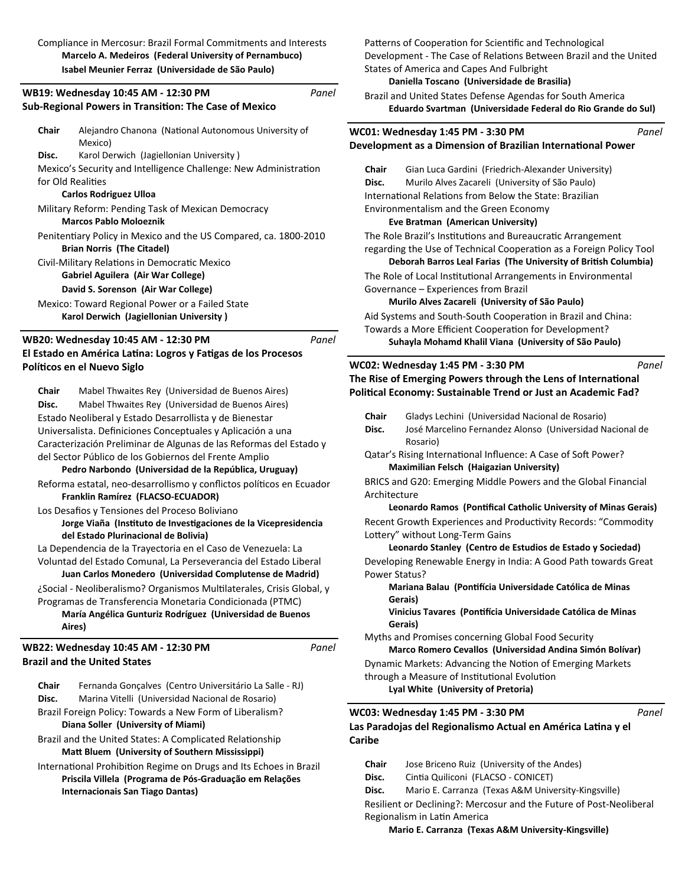Compliance in Mercosur: Brazil Formal Commitments and Interests
**Marcelo A. Medeiros (Federal University of Pernambuco)**
**Isabel Meunier Ferraz (Universidade de São Paulo)**

### WB19: Wednesday 10:45 AM - 12:30 PM *Panel*
### Sub-Regional Powers in Transition: The Case of Mexico

**Chair** Alejandro Chanona (National Autonomous University of Mexico)
**Disc.** Karol Derwich (Jagiellonian University )

Mexico's Security and Intelligence Challenge: New Administration for Old Realities
**Carlos Rodriguez Ulloa**

Military Reform: Pending Task of Mexican Democracy
**Marcos Pablo Moloeznik**

Penitentiary Policy in Mexico and the US Compared, ca. 1800-2010
**Brian Norris (The Citadel)**

Civil-Military Relations in Democratic Mexico
**Gabriel Aguilera (Air War College)**
**David S. Sorenson (Air War College)**

Mexico: Toward Regional Power or a Failed State
**Karol Derwich (Jagiellonian University )**

### WB20: Wednesday 10:45 AM - 12:30 PM *Panel*
### El Estado en América Latina: Logros y Fatigas de los Procesos Políticos en el Nuevo Siglo

**Chair** Mabel Thwaites Rey (Universidad de Buenos Aires)
**Disc.** Mabel Thwaites Rey (Universidad de Buenos Aires)

Estado Neoliberal y Estado Desarrollista y de Bienestar Universalista. Definiciones Conceptuales y Aplicación a una Caracterización Preliminar de Algunas de las Reformas del Estado y del Sector Público de los Gobiernos del Frente Amplio
**Pedro Narbondo (Universidad de la República, Uruguay)**

Reforma estatal, neo-desarrollismo y conflictos políticos en Ecuador
**Franklin Ramírez (FLACSO-ECUADOR)**

Los Desafios y Tensiones del Proceso Boliviano
**Jorge Viaña (Instituto de Investigaciones de la Vicepresidencia del Estado Plurinacional de Bolivia)**

La Dependencia de la Trayectoria en el Caso de Venezuela: La Voluntad del Estado Comunal, La Perseverancia del Estado Liberal
**Juan Carlos Monedero (Universidad Complutense de Madrid)**

¿Social - Neoliberalismo? Organismos Multilaterales, Crisis Global, y Programas de Transferencia Monetaria Condicionada (PTMC)
**María Angélica Gunturiz Rodríguez (Universidad de Buenos Aires)**

### WB22: Wednesday 10:45 AM - 12:30 PM *Panel*
### Brazil and the United States

**Chair** Fernanda Gonçalves (Centro Universitário La Salle - RJ)
**Disc.** Marina Vitelli (Universidad Nacional de Rosario)

Brazil Foreign Policy: Towards a New Form of Liberalism?
**Diana Soller (University of Miami)**

Brazil and the United States: A Complicated Relationship
**Matt Bluem (University of Southern Mississippi)**

International Prohibition Regime on Drugs and Its Echoes in Brazil
**Priscila Villela (Programa de Pós-Graduação em Relações Internacionais San Tiago Dantas)**

Patterns of Cooperation for Scientific and Technological Development - The Case of Relations Between Brazil and the United States of America and Capes And Fulbright
**Daniella Toscano (Universidade de Brasilia)**

Brazil and United States Defense Agendas for South America
**Eduardo Svartman (Universidade Federal do Rio Grande do Sul)**

### WC01: Wednesday 1:45 PM - 3:30 PM *Panel*
### Development as a Dimension of Brazilian International Power

**Chair** Gian Luca Gardini (Friedrich-Alexander University)
**Disc.** Murilo Alves Zacareli (University of São Paulo)

International Relations from Below the State: Brazilian Environmentalism and the Green Economy
**Eve Bratman (American University)**

The Role Brazil's Institutions and Bureaucratic Arrangement regarding the Use of Technical Cooperation as a Foreign Policy Tool
**Deborah Barros Leal Farias (The University of British Columbia)**

The Role of Local Institutional Arrangements in Environmental Governance – Experiences from Brazil
**Murilo Alves Zacareli (University of São Paulo)**

Aid Systems and South-South Cooperation in Brazil and China: Towards a More Efficient Cooperation for Development?
**Suhayla Mohamd Khalil Viana (University of São Paulo)**

### WC02: Wednesday 1:45 PM - 3:30 PM *Panel*
### The Rise of Emerging Powers through the Lens of International Political Economy: Sustainable Trend or Just an Academic Fad?

**Chair** Gladys Lechini (Universidad Nacional de Rosario)
**Disc.** José Marcelino Fernandez Alonso (Universidad Nacional de Rosario)

Qatar's Rising International Influence: A Case of Soft Power?
**Maximilian Felsch (Haigazian University)**

BRICS and G20: Emerging Middle Powers and the Global Financial Architecture
**Leonardo Ramos (Pontifical Catholic University of Minas Gerais)**

Recent Growth Experiences and Productivity Records: "Commodity Lottery" without Long-Term Gains
**Leonardo Stanley (Centro de Estudios de Estado y Sociedad)**

Developing Renewable Energy in India: A Good Path towards Great Power Status?
**Mariana Balau (Pontifícia Universidade Católica de Minas Gerais)**
**Vinicius Tavares (Pontifícia Universidade Católica de Minas Gerais)**

Myths and Promises concerning Global Food Security
**Marco Romero Cevallos (Universidad Andina Simón Bolívar)**

Dynamic Markets: Advancing the Notion of Emerging Markets through a Measure of Institutional Evolution
**Lyal White (University of Pretoria)**

### WC03: Wednesday 1:45 PM - 3:30 PM *Panel*
### Las Paradojas del Regionalismo Actual en América Latina y el Caribe

**Chair** Jose Briceno Ruiz (University of the Andes)
**Disc.** Cintia Quiliconi (FLACSO - CONICET)
**Disc.** Mario E. Carranza (Texas A&M University-Kingsville)

Resilient or Declining?: Mercosur and the Future of Post-Neoliberal Regionalism in Latin America
**Mario E. Carranza (Texas A&M University-Kingsville)**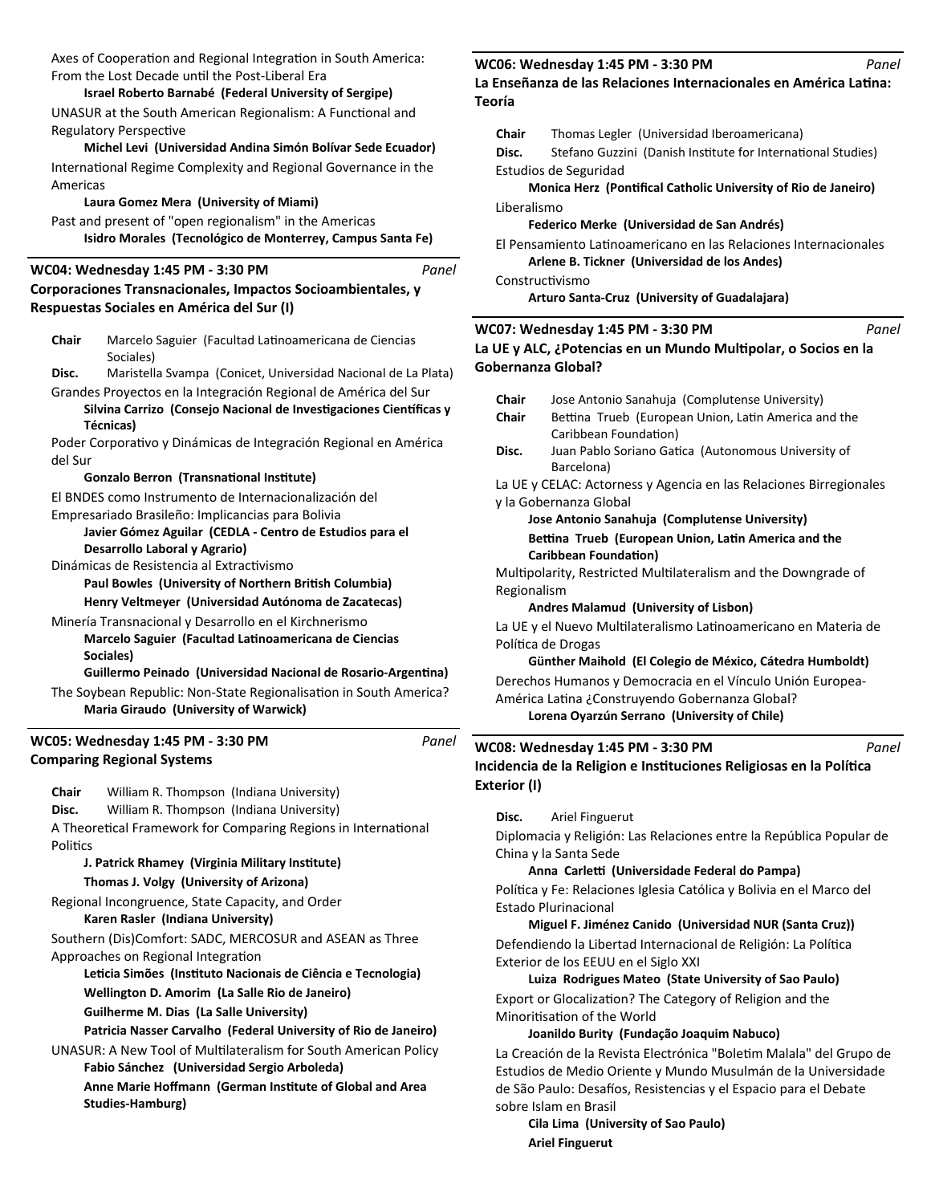Axes of Cooperation and Regional Integration in South America: From the Lost Decade until the Post-Liberal Era

**Israel Roberto Barnabé (Federal University of Sergipe)**

UNASUR at the South American Regionalism: A Functional and Regulatory Perspective

**Michel Levi (Universidad Andina Simón Bolívar Sede Ecuador)**

International Regime Complexity and Regional Governance in the Americas

**Laura Gomez Mera (University of Miami)**

Past and present of "open regionalism" in the Americas

**Isidro Morales (Tecnológico de Monterrey, Campus Santa Fe)**

### WC04: Wednesday 1:45 PM - 3:30 PM — *Panel*

### Corporaciones Transnacionales, Impactos Socioambientales, y Respuestas Sociales en América del Sur (I)

**Chair** Marcelo Saguier (Facultad Latinoamericana de Ciencias Sociales)

**Disc.** Maristella Svampa (Conicet, Universidad Nacional de La Plata)

Grandes Proyectos en la Integración Regional de América del Sur

**Silvina Carrizo (Consejo Nacional de Investigaciones Científicas y Técnicas)**

Poder Corporativo y Dinámicas de Integración Regional en América del Sur

**Gonzalo Berron (Transnational Institute)**

El BNDES como Instrumento de Internacionalización del Empresariado Brasileño: Implicancias para Bolivia

**Javier Gómez Aguilar (CEDLA - Centro de Estudios para el Desarrollo Laboral y Agrario)**

Dinámicas de Resistencia al Extractivismo

**Paul Bowles (University of Northern British Columbia)**

**Henry Veltmeyer (Universidad Autónoma de Zacatecas)**

Minería Transnacional y Desarrollo en el Kirchnerismo

**Marcelo Saguier (Facultad Latinoamericana de Ciencias Sociales)**

**Guillermo Peinado (Universidad Nacional de Rosario-Argentina)**

The Soybean Republic: Non-State Regionalisation in South America?

**Maria Giraudo (University of Warwick)**

### WC05: Wednesday 1:45 PM - 3:30 PM — *Panel*

### Comparing Regional Systems

**Chair** William R. Thompson (Indiana University)

**Disc.** William R. Thompson (Indiana University)

A Theoretical Framework for Comparing Regions in International Politics

**J. Patrick Rhamey (Virginia Military Institute)**

**Thomas J. Volgy (University of Arizona)**

Regional Incongruence, State Capacity, and Order

**Karen Rasler (Indiana University)**

Southern (Dis)Comfort: SADC, MERCOSUR and ASEAN as Three Approaches on Regional Integration

**Leticia Simões (Instituto Nacionais de Ciência e Tecnologia)**

**Wellington D. Amorim (La Salle Rio de Janeiro)**

**Guilherme M. Dias (La Salle University)**

**Patricia Nasser Carvalho (Federal University of Rio de Janeiro)**

UNASUR: A New Tool of Multilateralism for South American Policy

**Fabio Sánchez (Universidad Sergio Arboleda)**

**Anne Marie Hoffmann (German Institute of Global and Area Studies-Hamburg)**

### WC06: Wednesday 1:45 PM - 3:30 PM — *Panel*

### La Enseñanza de las Relaciones Internacionales en América Latina: Teoría

**Chair** Thomas Legler (Universidad Iberoamericana)

**Disc.** Stefano Guzzini (Danish Institute for International Studies)

Estudios de Seguridad

**Monica Herz (Pontifical Catholic University of Rio de Janeiro)**

Liberalismo

**Federico Merke (Universidad de San Andrés)**

El Pensamiento Latinoamericano en las Relaciones Internacionales

**Arlene B. Tickner (Universidad de los Andes)**

Constructivismo

**Arturo Santa-Cruz (University of Guadalajara)**

### WC07: Wednesday 1:45 PM - 3:30 PM — *Panel*

### La UE y ALC, ¿Potencias en un Mundo Multipolar, o Socios en la Gobernanza Global?

**Chair** Jose Antonio Sanahuja (Complutense University)

**Chair** Bettina Trueb (European Union, Latin America and the Caribbean Foundation)

**Disc.** Juan Pablo Soriano Gatica (Autonomous University of Barcelona)

La UE y CELAC: Actorness y Agencia en las Relaciones Birregionales y la Gobernanza Global

**Jose Antonio Sanahuja (Complutense University)**

**Bettina Trueb (European Union, Latin America and the Caribbean Foundation)**

Multipolarity, Restricted Multilateralism and the Downgrade of Regionalism

**Andres Malamud (University of Lisbon)**

La UE y el Nuevo Multilateralismo Latinoamericano en Materia de Política de Drogas

**Günther Maihold (El Colegio de México, Cátedra Humboldt)**

Derechos Humanos y Democracia en el Vínculo Unión Europea-América Latina ¿Construyendo Gobernanza Global?

**Lorena Oyarzún Serrano (University of Chile)**

### WC08: Wednesday 1:45 PM - 3:30 PM — *Panel*

### Incidencia de la Religion e Instituciones Religiosas en la Política Exterior (I)

**Disc.** Ariel Finguerut

Diplomacia y Religión: Las Relaciones entre la República Popular de China y la Santa Sede

**Anna Carletti (Universidade Federal do Pampa)**

Política y Fe: Relaciones Iglesia Católica y Bolivia en el Marco del Estado Plurinacional

**Miguel F. Jiménez Canido (Universidad NUR (Santa Cruz))**

Defendiendo la Libertad Internacional de Religión: La Política Exterior de los EEUU en el Siglo XXI

**Luiza Rodrigues Mateo (State University of Sao Paulo)**

Export or Glocalization? The Category of Religion and the Minoritisation of the World

**Joanildo Burity (Fundação Joaquim Nabuco)**

La Creación de la Revista Electrónica "Boletim Malala" del Grupo de Estudios de Medio Oriente y Mundo Musulmán de la Universidade de São Paulo: Desafíos, Resistencias y el Espacio para el Debate sobre Islam en Brasil

**Cila Lima (University of Sao Paulo)**

**Ariel Finguerut**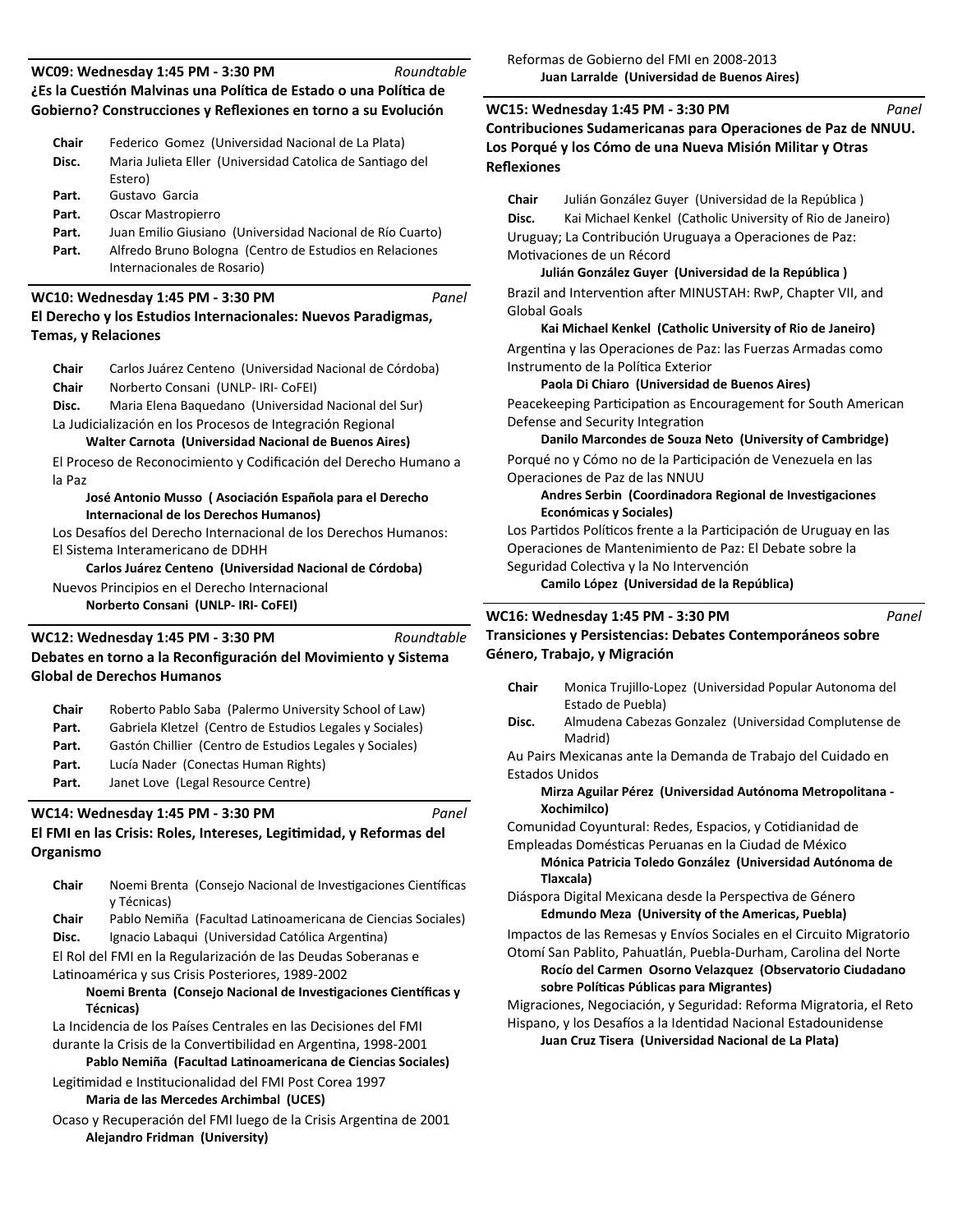### WC09: Wednesday 1:45 PM - 3:30 PM *Roundtable*

**¿Es la Cuestión Malvinas una Política de Estado o una Política de Gobierno? Construcciones y Reflexiones en torno a su Evolución**

**Chair** Federico Gomez (Universidad Nacional de La Plata)
**Disc.** Maria Julieta Eller (Universidad Catolica de Santiago del Estero)
**Part.** Gustavo Garcia
**Part.** Oscar Mastropierro
**Part.** Juan Emilio Giusiano (Universidad Nacional de Río Cuarto)
**Part.** Alfredo Bruno Bologna (Centro de Estudios en Relaciones Internacionales de Rosario)

### WC10: Wednesday 1:45 PM - 3:30 PM *Panel*

**El Derecho y los Estudios Internacionales: Nuevos Paradigmas, Temas, y Relaciones**

**Chair** Carlos Juárez Centeno (Universidad Nacional de Córdoba)
**Chair** Norberto Consani (UNLP- IRI- CoFEI)
**Disc.** Maria Elena Baquedano (Universidad Nacional del Sur)

La Judicialización en los Procesos de Integración Regional
**Walter Carnota (Universidad Nacional de Buenos Aires)**

El Proceso de Reconocimiento y Codificación del Derecho Humano a la Paz
**José Antonio Musso ( Asociación Española para el Derecho Internacional de los Derechos Humanos)**

Los Desafíos del Derecho Internacional de los Derechos Humanos: El Sistema Interamericano de DDHH
**Carlos Juárez Centeno (Universidad Nacional de Córdoba)**

Nuevos Principios en el Derecho Internacional
**Norberto Consani (UNLP- IRI- CoFEI)**

### WC12: Wednesday 1:45 PM - 3:30 PM *Roundtable*

**Debates en torno a la Reconfiguración del Movimiento y Sistema Global de Derechos Humanos**

**Chair** Roberto Pablo Saba (Palermo University School of Law)
**Part.** Gabriela Kletzel (Centro de Estudios Legales y Sociales)
**Part.** Gastón Chillier (Centro de Estudios Legales y Sociales)
**Part.** Lucía Nader (Conectas Human Rights)
**Part.** Janet Love (Legal Resource Centre)

### WC14: Wednesday 1:45 PM - 3:30 PM *Panel*

**El FMI en las Crisis: Roles, Intereses, Legitimidad, y Reformas del Organismo**

**Chair** Noemi Brenta (Consejo Nacional de Investigaciones Científicas y Técnicas)
**Chair** Pablo Nemiña (Facultad Latinoamericana de Ciencias Sociales)
**Disc.** Ignacio Labaqui (Universidad Católica Argentina)

El Rol del FMI en la Regularización de las Deudas Soberanas e Latinoamérica y sus Crisis Posteriores, 1989-2002
**Noemi Brenta (Consejo Nacional de Investigaciones Científicas y Técnicas)**

La Incidencia de los Países Centrales en las Decisiones del FMI durante la Crisis de la Convertibilidad en Argentina, 1998-2001
**Pablo Nemiña (Facultad Latinoamericana de Ciencias Sociales)**

Legitimidad e Institucionalidad del FMI Post Corea 1997
**Maria de las Mercedes Archimbal (UCES)**

Ocaso y Recuperación del FMI luego de la Crisis Argentina de 2001
**Alejandro Fridman (University)**

Reformas de Gobierno del FMI en 2008-2013
**Juan Larralde (Universidad de Buenos Aires)**

### WC15: Wednesday 1:45 PM - 3:30 PM *Panel*

**Contribuciones Sudamericanas para Operaciones de Paz de NNUU. Los Porqué y los Cómo de una Nueva Misión Militar y Otras Reflexiones**

**Chair** Julián González Guyer (Universidad de la República )
**Disc.** Kai Michael Kenkel (Catholic University of Rio de Janeiro)

Uruguay; La Contribución Uruguaya a Operaciones de Paz: Motivaciones de un Récord
**Julián González Guyer (Universidad de la República )**

Brazil and Intervention after MINUSTAH: RwP, Chapter VII, and Global Goals
**Kai Michael Kenkel (Catholic University of Rio de Janeiro)**

Argentina y las Operaciones de Paz: las Fuerzas Armadas como Instrumento de la Política Exterior
**Paola Di Chiaro (Universidad de Buenos Aires)**

Peacekeeping Participation as Encouragement for South American Defense and Security Integration
**Danilo Marcondes de Souza Neto (University of Cambridge)**

Porqué no y Cómo no de la Participación de Venezuela en las Operaciones de Paz de las NNUU
**Andres Serbin (Coordinadora Regional de Investigaciones Económicas y Sociales)**

Los Partidos Políticos frente a la Participación de Uruguay en las Operaciones de Mantenimiento de Paz: El Debate sobre la Seguridad Colectiva y la No Intervención
**Camilo López (Universidad de la República)**

### WC16: Wednesday 1:45 PM - 3:30 PM *Panel*

**Transiciones y Persistencias: Debates Contemporáneos sobre Género, Trabajo, y Migración**

**Chair** Monica Trujillo-Lopez (Universidad Popular Autonoma del Estado de Puebla)
**Disc.** Almudena Cabezas Gonzalez (Universidad Complutense de Madrid)

Au Pairs Mexicanas ante la Demanda de Trabajo del Cuidado en Estados Unidos
**Mirza Aguilar Pérez (Universidad Autónoma Metropolitana - Xochimilco)**

Comunidad Coyuntural: Redes, Espacios, y Cotidianidad de Empleadas Domésticas Peruanas en la Ciudad de México
**Mónica Patricia Toledo González (Universidad Autónoma de Tlaxcala)**

Diáspora Digital Mexicana desde la Perspectiva de Género
**Edmundo Meza (University of the Americas, Puebla)**

Impactos de las Remesas y Envíos Sociales en el Circuito Migratorio Otomí San Pablito, Pahuatlán, Puebla-Durham, Carolina del Norte
**Rocío del Carmen Osorno Velazquez (Observatorio Ciudadano sobre Políticas Públicas para Migrantes)**

Migraciones, Negociación, y Seguridad: Reforma Migratoria, el Reto Hispano, y los Desafíos a la Identidad Nacional Estadounidense
**Juan Cruz Tisera (Universidad Nacional de La Plata)**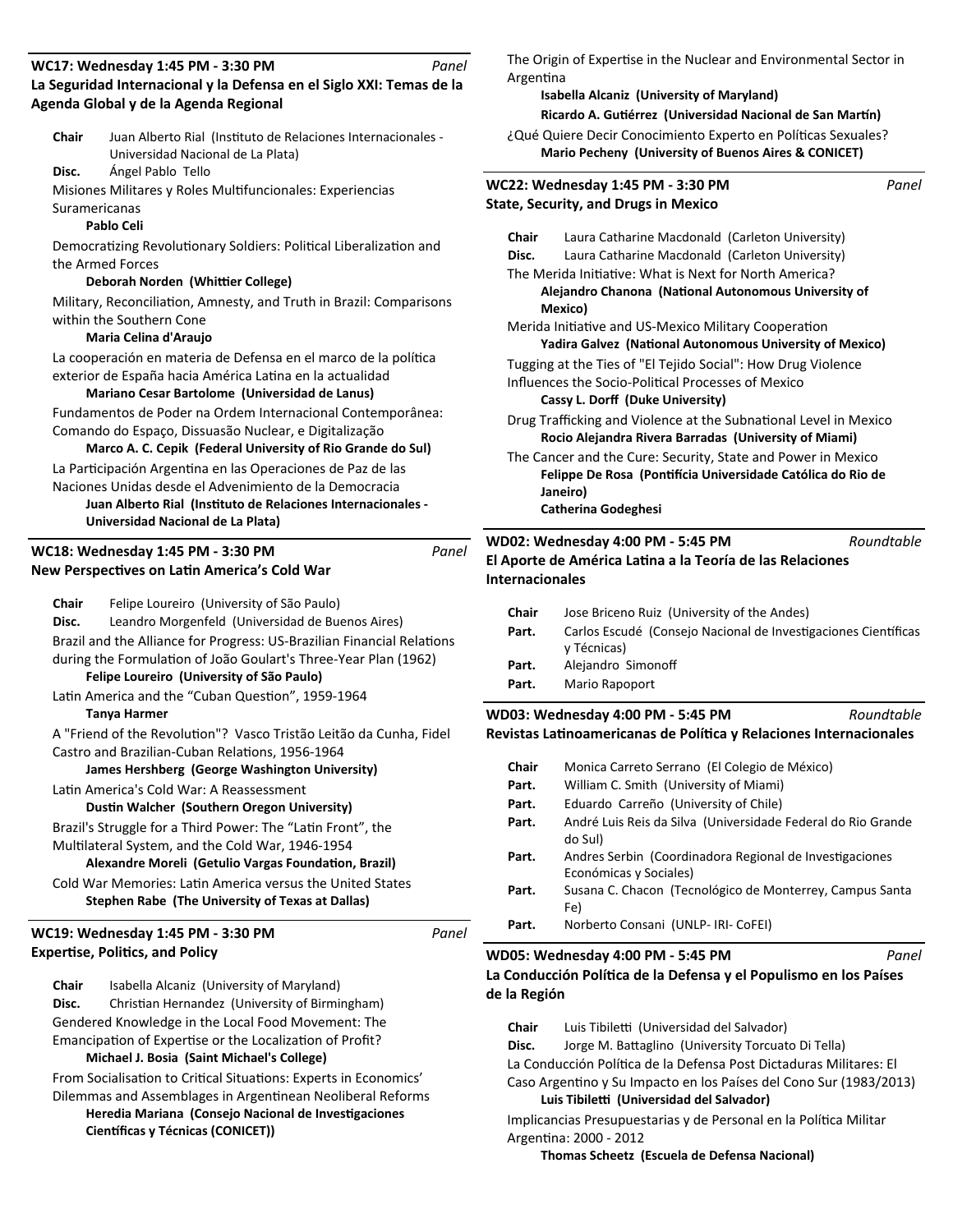## WC17: Wednesday 1:45 PM - 3:30 PM *Panel*

### La Seguridad Internacional y la Defensa en el Siglo XXI: Temas de la Agenda Global y de la Agenda Regional

**Chair** Juan Alberto Rial (Instituto de Relaciones Internacionales - Universidad Nacional de La Plata)

**Disc.** Ángel Pablo Tello

Misiones Militares y Roles Multifuncionales: Experiencias Suramericanas
**Pablo Celi**

Democratizing Revolutionary Soldiers: Political Liberalization and the Armed Forces
**Deborah Norden (Whittier College)**

Military, Reconciliation, Amnesty, and Truth in Brazil: Comparisons within the Southern Cone
**Maria Celina d'Araujo**

La cooperación en materia de Defensa en el marco de la política exterior de España hacia América Latina en la actualidad
**Mariano Cesar Bartolome (Universidad de Lanus)**

Fundamentos de Poder na Ordem Internacional Contemporânea: Comando do Espaço, Dissuasão Nuclear, e Digitalização
**Marco A. C. Cepik (Federal University of Rio Grande do Sul)**

La Participación Argentina en las Operaciones de Paz de las Naciones Unidas desde el Advenimiento de la Democracia
**Juan Alberto Rial (Instituto de Relaciones Internacionales - Universidad Nacional de La Plata)**

## WC18: Wednesday 1:45 PM - 3:30 PM *Panel*

### New Perspectives on Latin America's Cold War

**Chair** Felipe Loureiro (University of São Paulo)

**Disc.** Leandro Morgenfeld (Universidad de Buenos Aires)

Brazil and the Alliance for Progress: US-Brazilian Financial Relations during the Formulation of João Goulart's Three-Year Plan (1962)
**Felipe Loureiro (University of São Paulo)**

Latin America and the "Cuban Question", 1959-1964
**Tanya Harmer**

A "Friend of the Revolution"? Vasco Tristão Leitão da Cunha, Fidel Castro and Brazilian-Cuban Relations, 1956-1964
**James Hershberg (George Washington University)**

Latin America's Cold War: A Reassessment
**Dustin Walcher (Southern Oregon University)**

Brazil's Struggle for a Third Power: The "Latin Front", the Multilateral System, and the Cold War, 1946-1954
**Alexandre Moreli (Getulio Vargas Foundation, Brazil)**

Cold War Memories: Latin America versus the United States
**Stephen Rabe (The University of Texas at Dallas)**

## WC19: Wednesday 1:45 PM - 3:30 PM *Panel*

### Expertise, Politics, and Policy

**Chair** Isabella Alcaniz (University of Maryland)

**Disc.** Christian Hernandez (University of Birmingham)

Gendered Knowledge in the Local Food Movement: The Emancipation of Expertise or the Localization of Profit?
**Michael J. Bosia (Saint Michael's College)**

From Socialisation to Critical Situations: Experts in Economics' Dilemmas and Assemblages in Argentinean Neoliberal Reforms
**Heredia Mariana (Consejo Nacional de Investigaciones Científicas y Técnicas (CONICET))**

The Origin of Expertise in the Nuclear and Environmental Sector in Argentina
**Isabella Alcaniz (University of Maryland)**
**Ricardo A. Gutiérrez (Universidad Nacional de San Martín)**

¿Qué Quiere Decir Conocimiento Experto en Políticas Sexuales?
**Mario Pecheny (University of Buenos Aires & CONICET)**

## WC22: Wednesday 1:45 PM - 3:30 PM *Panel*

### State, Security, and Drugs in Mexico

**Chair** Laura Catharine Macdonald (Carleton University)

**Disc.** Laura Catharine Macdonald (Carleton University)

The Merida Initiative: What is Next for North America?
**Alejandro Chanona (National Autonomous University of Mexico)**

Merida Initiative and US-Mexico Military Cooperation
**Yadira Galvez (National Autonomous University of Mexico)**

Tugging at the Ties of "El Tejido Social": How Drug Violence Influences the Socio-Political Processes of Mexico
**Cassy L. Dorff (Duke University)**

Drug Trafficking and Violence at the Subnational Level in Mexico
**Rocio Alejandra Rivera Barradas (University of Miami)**

The Cancer and the Cure: Security, State and Power in Mexico
**Felippe De Rosa (Pontifícia Universidade Católica do Rio de Janeiro)**
**Catherina Godeghesi**

## WD02: Wednesday 4:00 PM - 5:45 PM *Roundtable*

### El Aporte de América Latina a la Teoría de las Relaciones Internacionales

**Chair** Jose Briceno Ruiz (University of the Andes)

**Part.** Carlos Escudé (Consejo Nacional de Investigaciones Científicas y Técnicas)

**Part.** Alejandro Simonoff

**Part.** Mario Rapoport

## WD03: Wednesday 4:00 PM - 5:45 PM *Roundtable*

### Revistas Latinoamericanas de Política y Relaciones Internacionales

**Chair** Monica Carreto Serrano (El Colegio de México)

**Part.** William C. Smith (University of Miami)

**Part.** Eduardo Carreño (University of Chile)

**Part.** André Luis Reis da Silva (Universidade Federal do Rio Grande do Sul)

**Part.** Andres Serbin (Coordinadora Regional de Investigaciones Económicas y Sociales)

**Part.** Susana C. Chacon (Tecnológico de Monterrey, Campus Santa Fe)

**Part.** Norberto Consani (UNLP- IRI- CoFEI)

## WD05: Wednesday 4:00 PM - 5:45 PM *Panel*

### La Conducción Política de la Defensa y el Populismo en los Países de la Región

**Chair** Luis Tibiletti (Universidad del Salvador)

**Disc.** Jorge M. Battaglino (University Torcuato Di Tella)

La Conducción Política de la Defensa Post Dictaduras Militares: El Caso Argentino y Su Impacto en los Países del Cono Sur (1983/2013)
**Luis Tibiletti (Universidad del Salvador)**

Implicancias Presupuestarias y de Personal en la Política Militar Argentina: 2000 - 2012
**Thomas Scheetz (Escuela de Defensa Nacional)**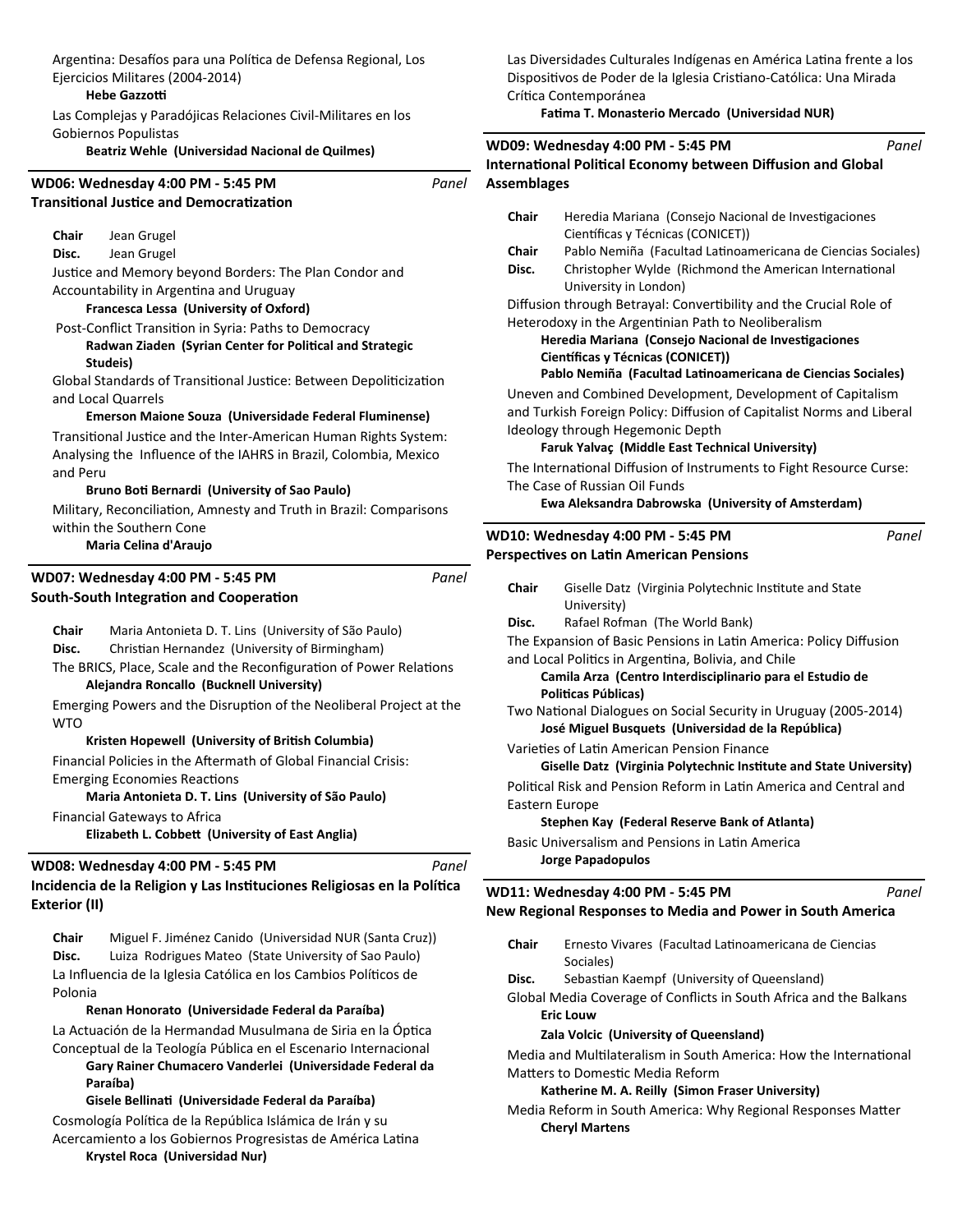Argentina: Desafíos para una Política de Defensa Regional, Los Ejercicios Militares (2004-2014)
**Hebe Gazzotti**

Las Complejas y Paradójicas Relaciones Civil-Militares en los Gobiernos Populistas
**Beatriz Wehle (Universidad Nacional de Quilmes)**

---

### WD06: Wednesday 4:00 PM - 5:45 PM *Panel*
### Transitional Justice and Democratization

**Chair** Jean Grugel
**Disc.** Jean Grugel

Justice and Memory beyond Borders: The Plan Condor and Accountability in Argentina and Uruguay
**Francesca Lessa (University of Oxford)**

Post-Conflict Transition in Syria: Paths to Democracy
**Radwan Ziaden (Syrian Center for Political and Strategic Studeis)**

Global Standards of Transitional Justice: Between Depoliticization and Local Quarrels
**Emerson Maione Souza (Universidade Federal Fluminense)**

Transitional Justice and the Inter-American Human Rights System: Analysing the Influence of the IAHRS in Brazil, Colombia, Mexico and Peru
**Bruno Boti Bernardi (University of Sao Paulo)**

Military, Reconciliation, Amnesty and Truth in Brazil: Comparisons within the Southern Cone
**Maria Celina d'Araujo**

---

### WD07: Wednesday 4:00 PM - 5:45 PM *Panel*
### South-South Integration and Cooperation

**Chair** Maria Antonieta D. T. Lins (University of São Paulo)
**Disc.** Christian Hernandez (University of Birmingham)

The BRICS, Place, Scale and the Reconfiguration of Power Relations
**Alejandra Roncallo (Bucknell University)**

Emerging Powers and the Disruption of the Neoliberal Project at the WTO
**Kristen Hopewell (University of British Columbia)**

Financial Policies in the Aftermath of Global Financial Crisis: Emerging Economies Reactions
**Maria Antonieta D. T. Lins (University of São Paulo)**

Financial Gateways to Africa
**Elizabeth L. Cobbett (University of East Anglia)**

---

### WD08: Wednesday 4:00 PM - 5:45 PM *Panel*
### Incidencia de la Religion y Las Instituciones Religiosas en la Política Exterior (II)

**Chair** Miguel F. Jiménez Canido (Universidad NUR (Santa Cruz))
**Disc.** Luiza Rodrigues Mateo (State University of Sao Paulo)

La Influencia de la Iglesia Católica en los Cambios Políticos de Polonia
**Renan Honorato (Universidade Federal da Paraíba)**

La Actuación de la Hermandad Musulmana de Siria en la Óptica Conceptual de la Teología Pública en el Escenario Internacional
**Gary Rainer Chumacero Vanderlei (Universidade Federal da Paraíba)**
**Gisele Bellinati (Universidade Federal da Paraíba)**

Cosmología Política de la República Islámica de Irán y su Acercamiento a los Gobiernos Progresistas de América Latina
**Krystel Roca (Universidad Nur)**

Las Diversidades Culturales Indígenas en América Latina frente a los Dispositivos de Poder de la Iglesia Cristiano-Católica: Una Mirada Crítica Contemporánea
**Fatima T. Monasterio Mercado (Universidad NUR)**

---

### WD09: Wednesday 4:00 PM - 5:45 PM *Panel*
### International Political Economy between Diffusion and Global Assemblages

**Chair** Heredia Mariana (Consejo Nacional de Investigaciones Científicas y Técnicas (CONICET))
**Chair** Pablo Nemiña (Facultad Latinoamericana de Ciencias Sociales)
**Disc.** Christopher Wylde (Richmond the American International University in London)

Diffusion through Betrayal: Convertibility and the Crucial Role of Heterodoxy in the Argentinian Path to Neoliberalism
**Heredia Mariana (Consejo Nacional de Investigaciones Científicas y Técnicas (CONICET))**
**Pablo Nemiña (Facultad Latinoamericana de Ciencias Sociales)**

Uneven and Combined Development, Development of Capitalism and Turkish Foreign Policy: Diffusion of Capitalist Norms and Liberal Ideology through Hegemonic Depth
**Faruk Yalvaç (Middle East Technical University)**

The International Diffusion of Instruments to Fight Resource Curse: The Case of Russian Oil Funds
**Ewa Aleksandra Dabrowska (University of Amsterdam)**

---

### WD10: Wednesday 4:00 PM - 5:45 PM *Panel*
### Perspectives on Latin American Pensions

**Chair** Giselle Datz (Virginia Polytechnic Institute and State University)
**Disc.** Rafael Rofman (The World Bank)

The Expansion of Basic Pensions in Latin America: Policy Diffusion and Local Politics in Argentina, Bolivia, and Chile
**Camila Arza (Centro Interdisciplinario para el Estudio de Politicas Públicas)**

Two National Dialogues on Social Security in Uruguay (2005-2014)
**José Miguel Busquets (Universidad de la República)**

Varieties of Latin American Pension Finance
**Giselle Datz (Virginia Polytechnic Institute and State University)**

Political Risk and Pension Reform in Latin America and Central and Eastern Europe
**Stephen Kay (Federal Reserve Bank of Atlanta)**

Basic Universalism and Pensions in Latin America
**Jorge Papadopulos**

---

### WD11: Wednesday 4:00 PM - 5:45 PM *Panel*
### New Regional Responses to Media and Power in South America

**Chair** Ernesto Vivares (Facultad Latinoamericana de Ciencias Sociales)
**Disc.** Sebastian Kaempf (University of Queensland)

Global Media Coverage of Conflicts in South Africa and the Balkans
**Eric Louw**
**Zala Volcic (University of Queensland)**

Media and Multilateralism in South America: How the International Matters to Domestic Media Reform
**Katherine M. A. Reilly (Simon Fraser University)**

Media Reform in South America: Why Regional Responses Matter
**Cheryl Martens**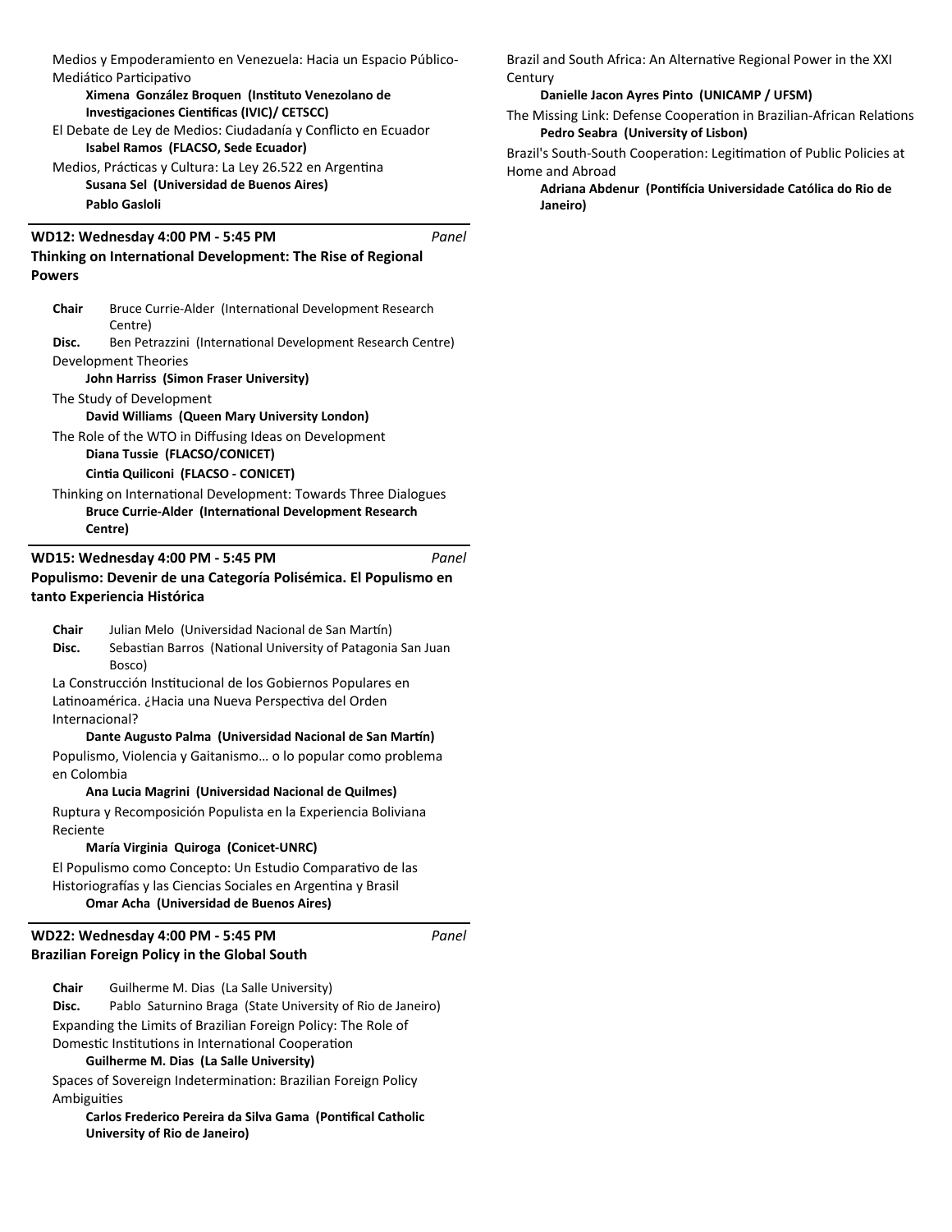Medios y Empoderamiento en Venezuela: Hacia un Espacio Público-Mediático Participativo

**Ximena González Broquen (Instituto Venezolano de Investigaciones Científicas (IVIC)/ CETSCC)**

El Debate de Ley de Medios: Ciudadanía y Conflicto en Ecuador

**Isabel Ramos (FLACSO, Sede Ecuador)**

Medios, Prácticas y Cultura: La Ley 26.522 en Argentina

**Susana Sel (Universidad de Buenos Aires)**

**Pablo Gasloli**

---

**WD12: Wednesday 4:00 PM - 5:45 PM** *Panel*

**Thinking on International Development: The Rise of Regional Powers**

**Chair** Bruce Currie-Alder (International Development Research Centre)

**Disc.** Ben Petrazzini (International Development Research Centre)

Development Theories

**John Harriss (Simon Fraser University)**

The Study of Development

**David Williams (Queen Mary University London)**

The Role of the WTO in Diffusing Ideas on Development

**Diana Tussie (FLACSO/CONICET)**

**Cintia Quiliconi (FLACSO - CONICET)**

Thinking on International Development: Towards Three Dialogues

**Bruce Currie-Alder (International Development Research Centre)**

---

**WD15: Wednesday 4:00 PM - 5:45 PM** *Panel*

**Populismo: Devenir de una Categoría Polisémica. El Populismo en tanto Experiencia Histórica**

**Chair** Julian Melo (Universidad Nacional de San Martín)

**Disc.** Sebastian Barros (National University of Patagonia San Juan Bosco)

La Construcción Institucional de los Gobiernos Populares en Latinoamérica. ¿Hacia una Nueva Perspectiva del Orden Internacional?

**Dante Augusto Palma (Universidad Nacional de San Martín)**

Populismo, Violencia y Gaitanismo… o lo popular como problema en Colombia

**Ana Lucia Magrini (Universidad Nacional de Quilmes)**

Ruptura y Recomposición Populista en la Experiencia Boliviana Reciente

**María Virginia Quiroga (Conicet-UNRC)**

El Populismo como Concepto: Un Estudio Comparativo de las Historiografías y las Ciencias Sociales en Argentina y Brasil

**Omar Acha (Universidad de Buenos Aires)**

---

**WD22: Wednesday 4:00 PM - 5:45 PM** *Panel*

**Brazilian Foreign Policy in the Global South**

**Chair** Guilherme M. Dias (La Salle University)

**Disc.** Pablo Saturnino Braga (State University of Rio de Janeiro)

Expanding the Limits of Brazilian Foreign Policy: The Role of Domestic Institutions in International Cooperation

**Guilherme M. Dias (La Salle University)**

Spaces of Sovereign Indetermination: Brazilian Foreign Policy Ambiguities

**Carlos Frederico Pereira da Silva Gama (Pontifical Catholic University of Rio de Janeiro)**

Brazil and South Africa: An Alternative Regional Power in the XXI Century

**Danielle Jacon Ayres Pinto (UNICAMP / UFSM)**

The Missing Link: Defense Cooperation in Brazilian-African Relations

**Pedro Seabra (University of Lisbon)**

Brazil's South-South Cooperation: Legitimation of Public Policies at Home and Abroad

**Adriana Abdenur (Pontifícia Universidade Católica do Rio de Janeiro)**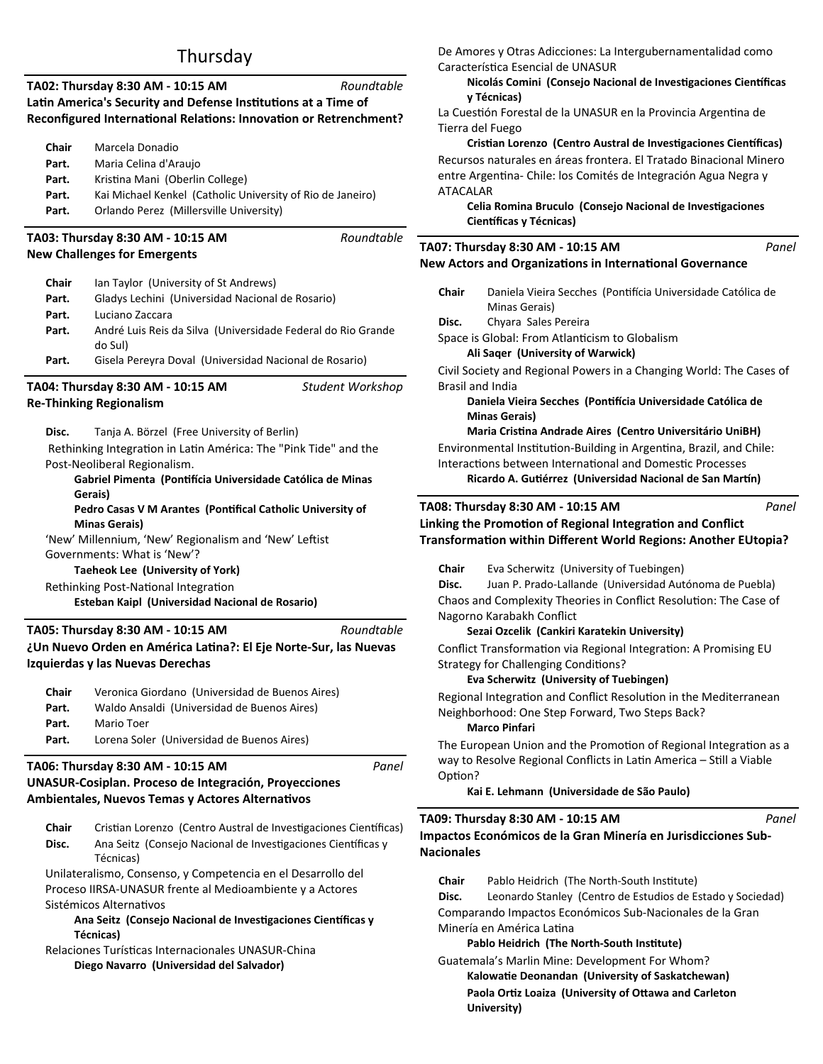# Thursday

**TA02: Thursday 8:30 AM - 10:15 AM** *Roundtable*
**Latin America's Security and Defense Institutions at a Time of Reconfigured International Relations: Innovation or Retrenchment?**

**Chair** Marcela Donadio
**Part.** Maria Celina d'Araujo
**Part.** Kristina Mani (Oberlin College)
**Part.** Kai Michael Kenkel (Catholic University of Rio de Janeiro)
**Part.** Orlando Perez (Millersville University)

**TA03: Thursday 8:30 AM - 10:15 AM** *Roundtable*
**New Challenges for Emergents**

**Chair** Ian Taylor (University of St Andrews)
**Part.** Gladys Lechini (Universidad Nacional de Rosario)
**Part.** Luciano Zaccara
**Part.** André Luis Reis da Silva (Universidade Federal do Rio Grande do Sul)
**Part.** Gisela Pereyra Doval (Universidad Nacional de Rosario)

**TA04: Thursday 8:30 AM - 10:15 AM** *Student Workshop*
**Re-Thinking Regionalism**

**Disc.** Tanja A. Börzel (Free University of Berlin)

Rethinking Integration in Latin América: The "Pink Tide" and the Post-Neoliberal Regionalism.
**Gabriel Pimenta (Pontifícia Universidade Católica de Minas Gerais)**
**Pedro Casas V M Arantes (Pontifical Catholic University of Minas Gerais)**

'New' Millennium, 'New' Regionalism and 'New' Leftist Governments: What is 'New'?
**Taeheok Lee (University of York)**

Rethinking Post-National Integration
**Esteban Kaipl (Universidad Nacional de Rosario)**

**TA05: Thursday 8:30 AM - 10:15 AM** *Roundtable*
**¿Un Nuevo Orden en América Latina?: El Eje Norte-Sur, las Nuevas Izquierdas y las Nuevas Derechas**

**Chair** Veronica Giordano (Universidad de Buenos Aires)
**Part.** Waldo Ansaldi (Universidad de Buenos Aires)
**Part.** Mario Toer
**Part.** Lorena Soler (Universidad de Buenos Aires)

**TA06: Thursday 8:30 AM - 10:15 AM** *Panel*
**UNASUR-Cosiplan. Proceso de Integración, Proyecciones Ambientales, Nuevos Temas y Actores Alternativos**

**Chair** Cristian Lorenzo (Centro Austral de Investigaciones Científicas)
**Disc.** Ana Seitz (Consejo Nacional de Investigaciones Científicas y Técnicas)

Unilateralismo, Consenso, y Competencia en el Desarrollo del Proceso IIRSA-UNASUR frente al Medioambiente y a Actores Sistémicos Alternativos
**Ana Seitz (Consejo Nacional de Investigaciones Científicas y Técnicas)**

Relaciones Turísticas Internacionales UNASUR-China
**Diego Navarro (Universidad del Salvador)**

De Amores y Otras Adicciones: La Intergubernamentalidad como Característica Esencial de UNASUR
**Nicolás Comini (Consejo Nacional de Investigaciones Científicas y Técnicas)**

La Cuestión Forestal de la UNASUR en la Provincia Argentina de Tierra del Fuego
**Cristian Lorenzo (Centro Austral de Investigaciones Científicas)**

Recursos naturales en áreas frontera. El Tratado Binacional Minero entre Argentina- Chile: los Comités de Integración Agua Negra y ATACALAR
**Celia Romina Bruculo (Consejo Nacional de Investigaciones Científicas y Técnicas)**

**TA07: Thursday 8:30 AM - 10:15 AM** *Panel*
**New Actors and Organizations in International Governance**

**Chair** Daniela Vieira Secches (Pontifícia Universidade Católica de Minas Gerais)
**Disc.** Chyara Sales Pereira

Space is Global: From Atlanticism to Globalism
**Ali Saqer (University of Warwick)**

Civil Society and Regional Powers in a Changing World: The Cases of Brasil and India
**Daniela Vieira Secches (Pontifícia Universidade Católica de Minas Gerais)**
**Maria Cristina Andrade Aires (Centro Universitário UniBH)**

Environmental Institution-Building in Argentina, Brazil, and Chile: Interactions between International and Domestic Processes
**Ricardo A. Gutiérrez (Universidad Nacional de San Martín)**

**TA08: Thursday 8:30 AM - 10:15 AM** *Panel*
**Linking the Promotion of Regional Integration and Conflict Transformation within Different World Regions: Another EUtopia?**

**Chair** Eva Scherwitz (University of Tuebingen)
**Disc.** Juan P. Prado-Lallande (Universidad Autónoma de Puebla)

Chaos and Complexity Theories in Conflict Resolution: The Case of Nagorno Karabakh Conflict
**Sezai Ozcelik (Cankiri Karatekin University)**

Conflict Transformation via Regional Integration: A Promising EU Strategy for Challenging Conditions?
**Eva Scherwitz (University of Tuebingen)**

Regional Integration and Conflict Resolution in the Mediterranean Neighborhood: One Step Forward, Two Steps Back?
**Marco Pinfari**

The European Union and the Promotion of Regional Integration as a way to Resolve Regional Conflicts in Latin America – Still a Viable Option?
**Kai E. Lehmann (Universidade de São Paulo)**

**TA09: Thursday 8:30 AM - 10:15 AM** *Panel*
**Impactos Económicos de la Gran Minería en Jurisdicciones Sub-Nacionales**

**Chair** Pablo Heidrich (The North-South Institute)
**Disc.** Leonardo Stanley (Centro de Estudios de Estado y Sociedad)

Comparando Impactos Económicos Sub-Nacionales de la Gran Minería en América Latina
**Pablo Heidrich (The North-South Institute)**

Guatemala's Marlin Mine: Development For Whom?
**Kalowatie Deonandan (University of Saskatchewan)**
**Paola Ortiz Loaiza (University of Ottawa and Carleton University)**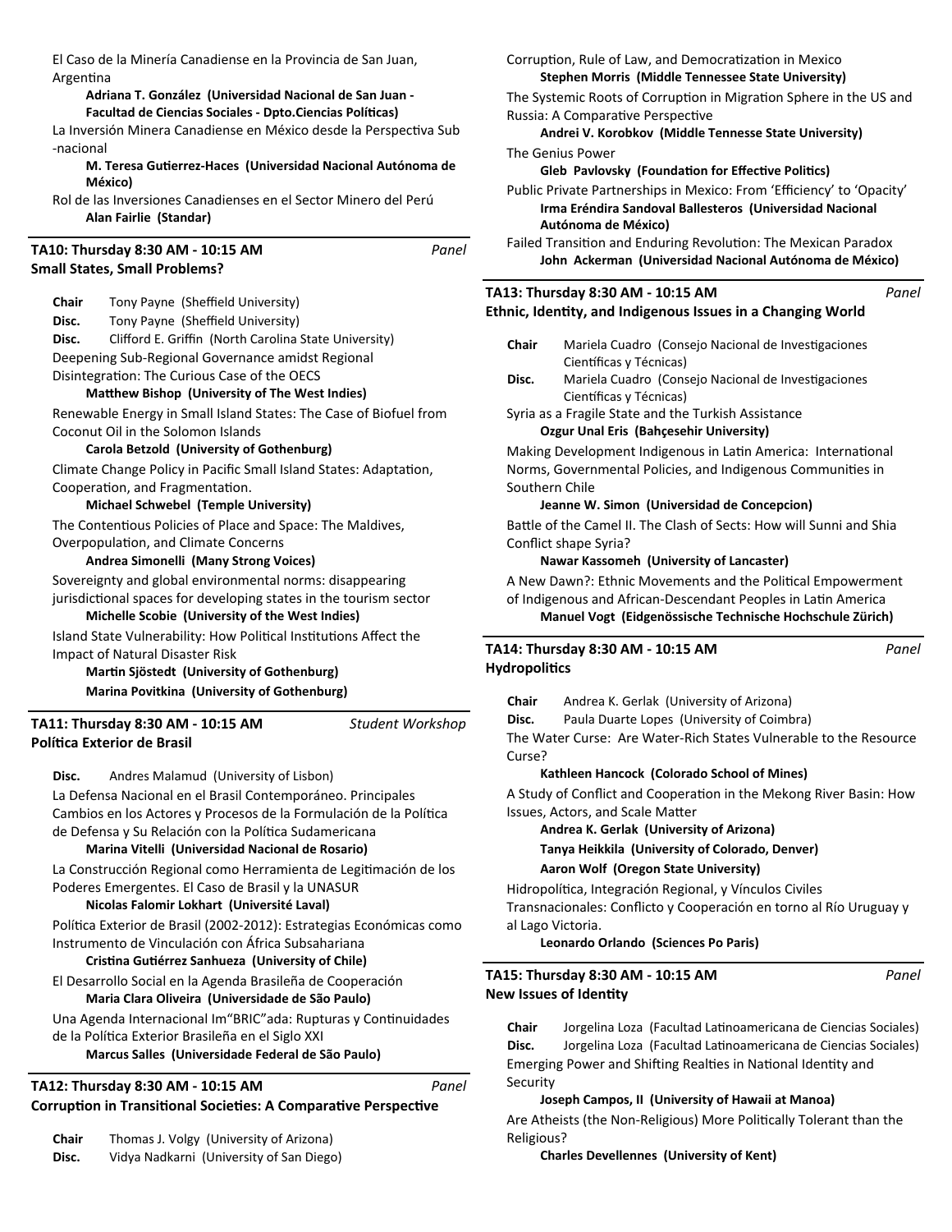El Caso de la Minería Canadiense en la Provincia de San Juan, Argentina

**Adriana T. González (Universidad Nacional de San Juan - Facultad de Ciencias Sociales - Dpto.Ciencias Políticas)**

La Inversión Minera Canadiense en México desde la Perspectiva Sub -nacional

**M. Teresa Gutierrez-Haces (Universidad Nacional Autónoma de México)**

Rol de las Inversiones Canadienses en el Sector Minero del Perú

**Alan Fairlie (Standar)**

### TA10: Thursday 8:30 AM - 10:15 AM — *Panel*
### Small States, Small Problems?

**Chair** Tony Payne (Sheffield University)
**Disc.** Tony Payne (Sheffield University)
**Disc.** Clifford E. Griffin (North Carolina State University)

Deepening Sub-Regional Governance amidst Regional Disintegration: The Curious Case of the OECS

**Matthew Bishop (University of The West Indies)**

Renewable Energy in Small Island States: The Case of Biofuel from Coconut Oil in the Solomon Islands

**Carola Betzold (University of Gothenburg)**

Climate Change Policy in Pacific Small Island States: Adaptation, Cooperation, and Fragmentation.

**Michael Schwebel (Temple University)**

The Contentious Policies of Place and Space: The Maldives, Overpopulation, and Climate Concerns

**Andrea Simonelli (Many Strong Voices)**

Sovereignty and global environmental norms: disappearing jurisdictional spaces for developing states in the tourism sector

**Michelle Scobie (University of the West Indies)**

Island State Vulnerability: How Political Institutions Affect the Impact of Natural Disaster Risk

**Martin Sjöstedt (University of Gothenburg)**
**Marina Povitkina (University of Gothenburg)**

### TA11: Thursday 8:30 AM - 10:15 AM — *Student Workshop*
### Política Exterior de Brasil

**Disc.** Andres Malamud (University of Lisbon)

La Defensa Nacional en el Brasil Contemporáneo. Principales Cambios en los Actores y Procesos de la Formulación de la Política de Defensa y Su Relación con la Política Sudamericana

**Marina Vitelli (Universidad Nacional de Rosario)**

La Construcción Regional como Herramienta de Legitimación de los Poderes Emergentes. El Caso de Brasil y la UNASUR

**Nicolas Falomir Lokhart (Université Laval)**

Política Exterior de Brasil (2002-2012): Estrategias Económicas como Instrumento de Vinculación con África Subsahariana

**Cristina Gutiérrez Sanhueza (University of Chile)**

El Desarrollo Social en la Agenda Brasileña de Cooperación

**Maria Clara Oliveira (Universidade de São Paulo)**

Una Agenda Internacional Im"BRIC"ada: Rupturas y Continuidades de la Política Exterior Brasileña en el Siglo XXI

**Marcus Salles (Universidade Federal de São Paulo)**

### TA12: Thursday 8:30 AM - 10:15 AM — *Panel*
### Corruption in Transitional Societies: A Comparative Perspective

**Chair** Thomas J. Volgy (University of Arizona)
**Disc.** Vidya Nadkarni (University of San Diego)

Corruption, Rule of Law, and Democratization in Mexico

**Stephen Morris (Middle Tennessee State University)**

The Systemic Roots of Corruption in Migration Sphere in the US and Russia: A Comparative Perspective

**Andrei V. Korobkov (Middle Tennesse State University)**

The Genius Power

**Gleb Pavlovsky (Foundation for Effective Politics)**

Public Private Partnerships in Mexico: From 'Efficiency' to 'Opacity'

**Irma Eréndira Sandoval Ballesteros (Universidad Nacional Autónoma de México)**

Failed Transition and Enduring Revolution: The Mexican Paradox

**John Ackerman (Universidad Nacional Autónoma de México)**

### TA13: Thursday 8:30 AM - 10:15 AM — *Panel*
### Ethnic, Identity, and Indigenous Issues in a Changing World

**Chair** Mariela Cuadro (Consejo Nacional de Investigaciones Científicas y Técnicas)
**Disc.** Mariela Cuadro (Consejo Nacional de Investigaciones Científicas y Técnicas)

Syria as a Fragile State and the Turkish Assistance

**Ozgur Unal Eris (Bahçesehir University)**

Making Development Indigenous in Latin America: International Norms, Governmental Policies, and Indigenous Communities in Southern Chile

**Jeanne W. Simon (Universidad de Concepcion)**

Battle of the Camel II. The Clash of Sects: How will Sunni and Shia Conflict shape Syria?

**Nawar Kassomeh (University of Lancaster)**

A New Dawn?: Ethnic Movements and the Political Empowerment of Indigenous and African-Descendant Peoples in Latin America

**Manuel Vogt (Eidgenössische Technische Hochschule Zürich)**

### TA14: Thursday 8:30 AM - 10:15 AM — *Panel*
### Hydropolitics

**Chair** Andrea K. Gerlak (University of Arizona)
**Disc.** Paula Duarte Lopes (University of Coimbra)

The Water Curse: Are Water-Rich States Vulnerable to the Resource Curse?

**Kathleen Hancock (Colorado School of Mines)**

A Study of Conflict and Cooperation in the Mekong River Basin: How Issues, Actors, and Scale Matter

**Andrea K. Gerlak (University of Arizona)**
**Tanya Heikkila (University of Colorado, Denver)**
**Aaron Wolf (Oregon State University)**

Hidropolítica, Integración Regional, y Vínculos Civiles Transnacionales: Conflicto y Cooperación en torno al Río Uruguay y al Lago Victoria.

**Leonardo Orlando (Sciences Po Paris)**

### TA15: Thursday 8:30 AM - 10:15 AM — *Panel*
### New Issues of Identity

**Chair** Jorgelina Loza (Facultad Latinoamericana de Ciencias Sociales)
**Disc.** Jorgelina Loza (Facultad Latinoamericana de Ciencias Sociales)

Emerging Power and Shifting Realties in National Identity and Security

**Joseph Campos, II (University of Hawaii at Manoa)**

Are Atheists (the Non-Religious) More Politically Tolerant than the Religious?

**Charles Devellennes (University of Kent)**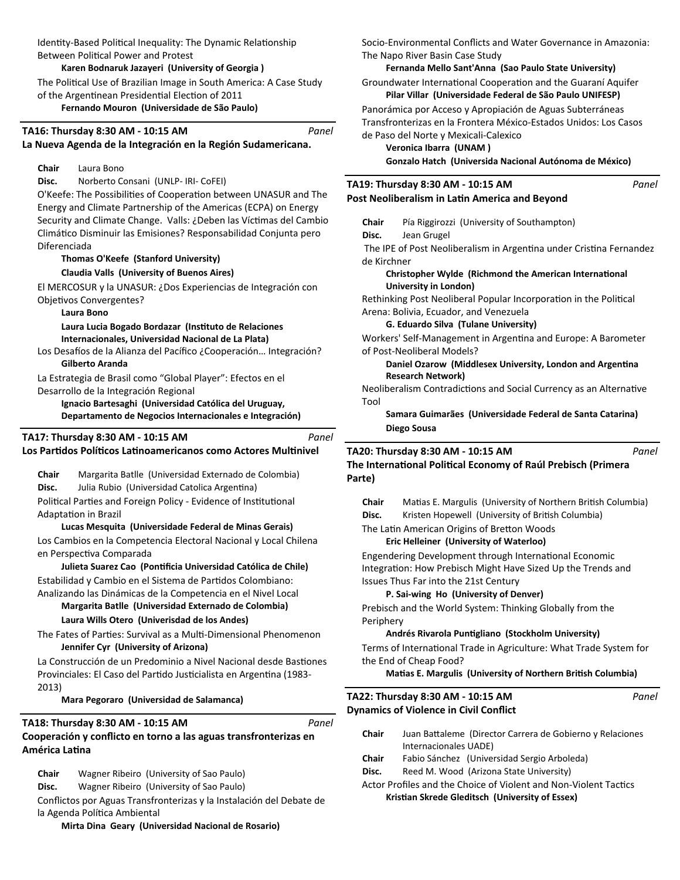Identity-Based Political Inequality: The Dynamic Relationship Between Political Power and Protest

**Karen Bodnaruk Jazayeri (University of Georgia )**

The Political Use of Brazilian Image in South America: A Case Study of the Argentinean Presidential Election of 2011

**Fernando Mouron (Universidade de São Paulo)**

## TA16: Thursday 8:30 AM - 10:15 AM *Panel*

## La Nueva Agenda de la Integración en la Región Sudamericana.

**Chair** Laura Bono

**Disc.** Norberto Consani (UNLP- IRI- CoFEI)

O'Keefe: The Possibilities of Cooperation between UNASUR and The Energy and Climate Partnership of the Americas (ECPA) on Energy Security and Climate Change. Valls: ¿Deben las Víctimas del Cambio Climático Disminuir las Emisiones? Responsabilidad Conjunta pero Diferenciada

**Thomas O'Keefe (Stanford University)**

**Claudia Valls (University of Buenos Aires)**

El MERCOSUR y la UNASUR: ¿Dos Experiencias de Integración con Objetivos Convergentes?

**Laura Bono**

**Laura Lucia Bogado Bordazar (Instituto de Relaciones Internacionales, Universidad Nacional de La Plata)**

Los Desafíos de la Alianza del Pacífico ¿Cooperación… Integración?

**Gilberto Aranda**

La Estrategia de Brasil como "Global Player": Efectos en el Desarrollo de la Integración Regional

**Ignacio Bartesaghi (Universidad Católica del Uruguay, Departamento de Negocios Internacionales e Integración)**

## TA17: Thursday 8:30 AM - 10:15 AM *Panel*

## Los Partidos Políticos Latinoamericanos como Actores Multinivel

**Chair** Margarita Batlle (Universidad Externado de Colombia)

**Disc.** Julia Rubio (Universidad Catolica Argentina)

Political Parties and Foreign Policy - Evidence of Institutional Adaptation in Brazil

**Lucas Mesquita (Universidade Federal de Minas Gerais)**

Los Cambios en la Competencia Electoral Nacional y Local Chilena en Perspectiva Comparada

**Julieta Suarez Cao (Pontificia Universidad Católica de Chile)**

Estabilidad y Cambio en el Sistema de Partidos Colombiano: Analizando las Dinámicas de la Competencia en el Nivel Local

**Margarita Batlle (Universidad Externado de Colombia)**

**Laura Wills Otero (Univerisdad de los Andes)**

The Fates of Parties: Survival as a Multi-Dimensional Phenomenon

**Jennifer Cyr (University of Arizona)**

La Construcción de un Predominio a Nivel Nacional desde Bastiones Provinciales: El Caso del Partido Justicialista en Argentina (1983-2013)

**Mara Pegoraro (Universidad de Salamanca)**

## TA18: Thursday 8:30 AM - 10:15 AM *Panel*

## Cooperación y conflicto en torno a las aguas transfronterizas en América Latina

**Chair** Wagner Ribeiro (University of Sao Paulo)

**Disc.** Wagner Ribeiro (University of Sao Paulo)

Conflictos por Aguas Transfronterizas y la Instalación del Debate de la Agenda Política Ambiental

**Mirta Dina Geary (Universidad Nacional de Rosario)**

Socio-Environmental Conflicts and Water Governance in Amazonia: The Napo River Basin Case Study

**Fernanda Mello Sant'Anna (Sao Paulo State University)**

Groundwater International Cooperation and the Guaraní Aquifer

**Pilar Villar (Universidade Federal de São Paulo UNIFESP)**

Panorámica por Acceso y Apropiación de Aguas Subterráneas Transfronterizas en la Frontera México-Estados Unidos: Los Casos de Paso del Norte y Mexicali-Calexico

**Veronica Ibarra (UNAM )**

**Gonzalo Hatch (Universida Nacional Autónoma de México)**

## TA19: Thursday 8:30 AM - 10:15 AM *Panel*

## Post Neoliberalism in Latin America and Beyond

**Chair** Pía Riggirozzi (University of Southampton)

**Disc.** Jean Grugel

The IPE of Post Neoliberalism in Argentina under Cristina Fernandez de Kirchner

**Christopher Wylde (Richmond the American International University in London)**

Rethinking Post Neoliberal Popular Incorporation in the Political Arena: Bolivia, Ecuador, and Venezuela

**G. Eduardo Silva (Tulane University)**

Workers' Self-Management in Argentina and Europe: A Barometer of Post-Neoliberal Models?

**Daniel Ozarow (Middlesex University, London and Argentina Research Network)**

Neoliberalism Contradictions and Social Currency as an Alternative Tool

**Samara Guimarães (Universidade Federal de Santa Catarina)**

**Diego Sousa**

## TA20: Thursday 8:30 AM - 10:15 AM *Panel*

## The International Political Economy of Raúl Prebisch (Primera Parte)

**Chair** Matias E. Margulis (University of Northern British Columbia)

**Disc.** Kristen Hopewell (University of British Columbia)

The Latin American Origins of Bretton Woods

**Eric Helleiner (University of Waterloo)**

Engendering Development through International Economic Integration: How Prebisch Might Have Sized Up the Trends and Issues Thus Far into the 21st Century

**P. Sai-wing Ho (University of Denver)**

Prebisch and the World System: Thinking Globally from the Periphery

**Andrés Rivarola Puntigliano (Stockholm University)**

Terms of International Trade in Agriculture: What Trade System for the End of Cheap Food?

**Matias E. Margulis (University of Northern British Columbia)**

## TA22: Thursday 8:30 AM - 10:15 AM *Panel*

## Dynamics of Violence in Civil Conflict

**Chair** Juan Battaleme (Director Carrera de Gobierno y Relaciones Internacionales UADE)

**Chair** Fabio Sánchez (Universidad Sergio Arboleda)

**Disc.** Reed M. Wood (Arizona State University)

Actor Profiles and the Choice of Violent and Non-Violent Tactics

**Kristian Skrede Gleditsch (University of Essex)**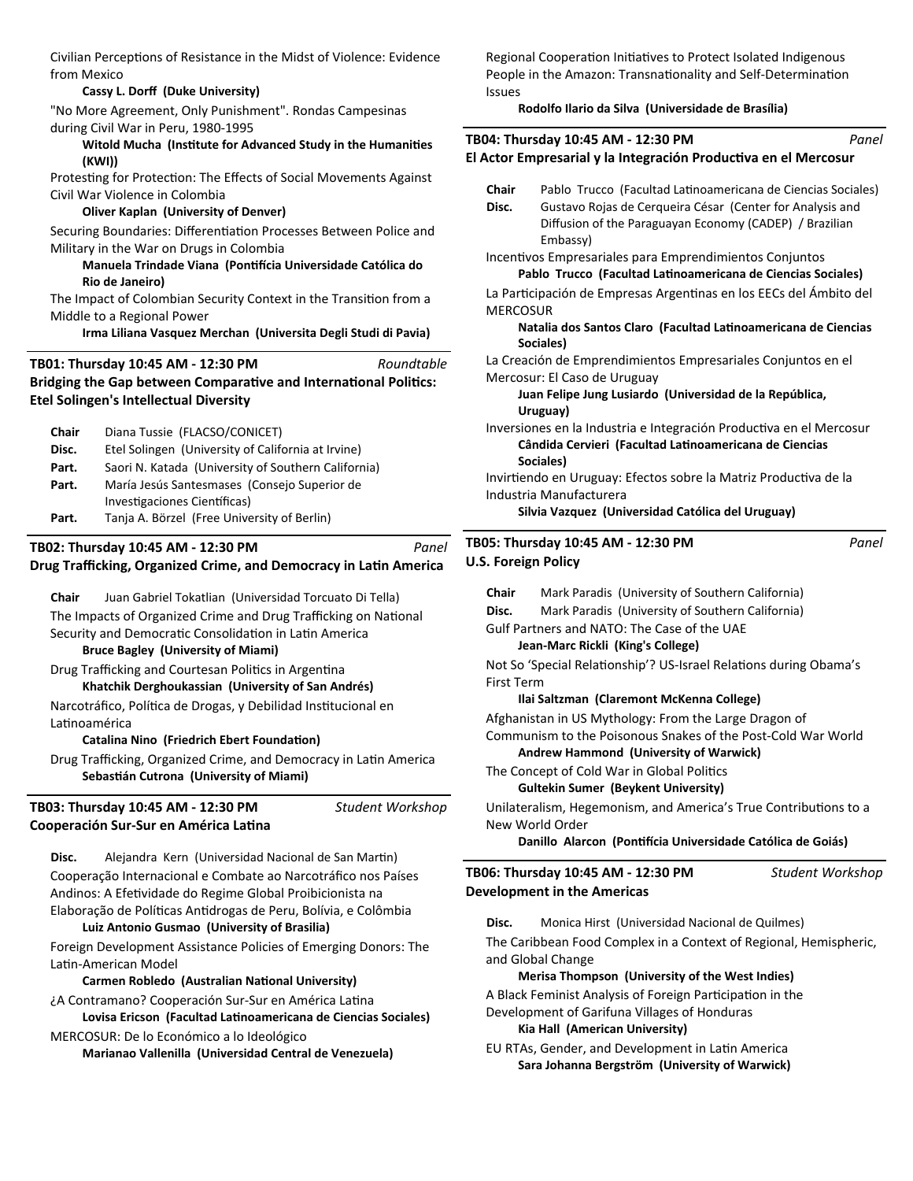Civilian Perceptions of Resistance in the Midst of Violence: Evidence from Mexico

**Cassy L. Dorff (Duke University)**

"No More Agreement, Only Punishment". Rondas Campesinas during Civil War in Peru, 1980-1995

**Witold Mucha (Institute for Advanced Study in the Humanities (KWI))**

Protesting for Protection: The Effects of Social Movements Against Civil War Violence in Colombia

**Oliver Kaplan (University of Denver)**

Securing Boundaries: Differentiation Processes Between Police and Military in the War on Drugs in Colombia

**Manuela Trindade Viana (Pontifícia Universidade Católica do Rio de Janeiro)**

The Impact of Colombian Security Context in the Transition from a Middle to a Regional Power

**Irma Liliana Vasquez Merchan (Universita Degli Studi di Pavia)**

---

**TB01: Thursday 10:45 AM - 12:30 PM** *Roundtable*

**Bridging the Gap between Comparative and International Politics: Etel Solingen's Intellectual Diversity**

**Chair** Diana Tussie (FLACSO/CONICET)
**Disc.** Etel Solingen (University of California at Irvine)
**Part.** Saori N. Katada (University of Southern California)
**Part.** María Jesús Santesmases (Consejo Superior de Investigaciones Científicas)
**Part.** Tanja A. Börzel (Free University of Berlin)

---

**TB02: Thursday 10:45 AM - 12:30 PM** *Panel*

**Drug Trafficking, Organized Crime, and Democracy in Latin America**

**Chair** Juan Gabriel Tokatlian (Universidad Torcuato Di Tella)

The Impacts of Organized Crime and Drug Trafficking on National Security and Democratic Consolidation in Latin America

**Bruce Bagley (University of Miami)**

Drug Trafficking and Courtesan Politics in Argentina

**Khatchik Derghoukassian (University of San Andrés)**

Narcotráfico, Política de Drogas, y Debilidad Institucional en Latinoamérica

**Catalina Nino (Friedrich Ebert Foundation)**

Drug Trafficking, Organized Crime, and Democracy in Latin America

**Sebastián Cutrona (University of Miami)**

---

**TB03: Thursday 10:45 AM - 12:30 PM** *Student Workshop*

**Cooperación Sur-Sur en América Latina**

**Disc.** Alejandra Kern (Universidad Nacional de San Martin)

Cooperação Internacional e Combate ao Narcotráfico nos Países Andinos: A Efetividade do Regime Global Proibicionista na Elaboração de Políticas Antidrogas de Peru, Bolívia, e Colômbia

**Luiz Antonio Gusmao (University of Brasilia)**

Foreign Development Assistance Policies of Emerging Donors: The Latin-American Model

**Carmen Robledo (Australian National University)**

¿A Contramano? Cooperación Sur-Sur en América Latina

**Lovisa Ericson (Facultad Latinoamericana de Ciencias Sociales)**

MERCOSUR: De lo Económico a lo Ideológico

**Marianao Vallenilla (Universidad Central de Venezuela)**

Regional Cooperation Initiatives to Protect Isolated Indigenous People in the Amazon: Transnationality and Self-Determination Issues

**Rodolfo Ilario da Silva (Universidade de Brasília)**

---

**TB04: Thursday 10:45 AM - 12:30 PM** *Panel*

**El Actor Empresarial y la Integración Productiva en el Mercosur**

**Chair** Pablo Trucco (Facultad Latinoamericana de Ciencias Sociales)
**Disc.** Gustavo Rojas de Cerqueira César (Center for Analysis and Diffusion of the Paraguayan Economy (CADEP) / Brazilian Embassy)

Incentivos Empresariales para Emprendimientos Conjuntos

**Pablo Trucco (Facultad Latinoamericana de Ciencias Sociales)**

La Participación de Empresas Argentinas en los EECs del Ámbito del MERCOSUR

**Natalia dos Santos Claro (Facultad Latinoamericana de Ciencias Sociales)**

La Creación de Emprendimientos Empresariales Conjuntos en el Mercosur: El Caso de Uruguay

**Juan Felipe Jung Lusiardo (Universidad de la República, Uruguay)**

Inversiones en la Industria e Integración Productiva en el Mercosur

**Cândida Cervieri (Facultad Latinoamericana de Ciencias Sociales)**

Invirtiendo en Uruguay: Efectos sobre la Matriz Productiva de la Industria Manufacturera

**Silvia Vazquez (Universidad Católica del Uruguay)**

---

**TB05: Thursday 10:45 AM - 12:30 PM** *Panel*

**U.S. Foreign Policy**

**Chair** Mark Paradis (University of Southern California)
**Disc.** Mark Paradis (University of Southern California)

Gulf Partners and NATO: The Case of the UAE

**Jean-Marc Rickli (King's College)**

Not So 'Special Relationship'? US-Israel Relations during Obama's First Term

**Ilai Saltzman (Claremont McKenna College)**

Afghanistan in US Mythology: From the Large Dragon of Communism to the Poisonous Snakes of the Post-Cold War World

**Andrew Hammond (University of Warwick)**

The Concept of Cold War in Global Politics

**Gultekin Sumer (Beykent University)**

Unilateralism, Hegemonism, and America's True Contributions to a New World Order

**Danillo Alarcon (Pontifícia Universidade Católica de Goiás)**

---

**TB06: Thursday 10:45 AM - 12:30 PM** *Student Workshop*

**Development in the Americas**

**Disc.** Monica Hirst (Universidad Nacional de Quilmes)

The Caribbean Food Complex in a Context of Regional, Hemispheric, and Global Change

**Merisa Thompson (University of the West Indies)**

A Black Feminist Analysis of Foreign Participation in the Development of Garifuna Villages of Honduras

**Kia Hall (American University)**

EU RTAs, Gender, and Development in Latin America

**Sara Johanna Bergström (University of Warwick)**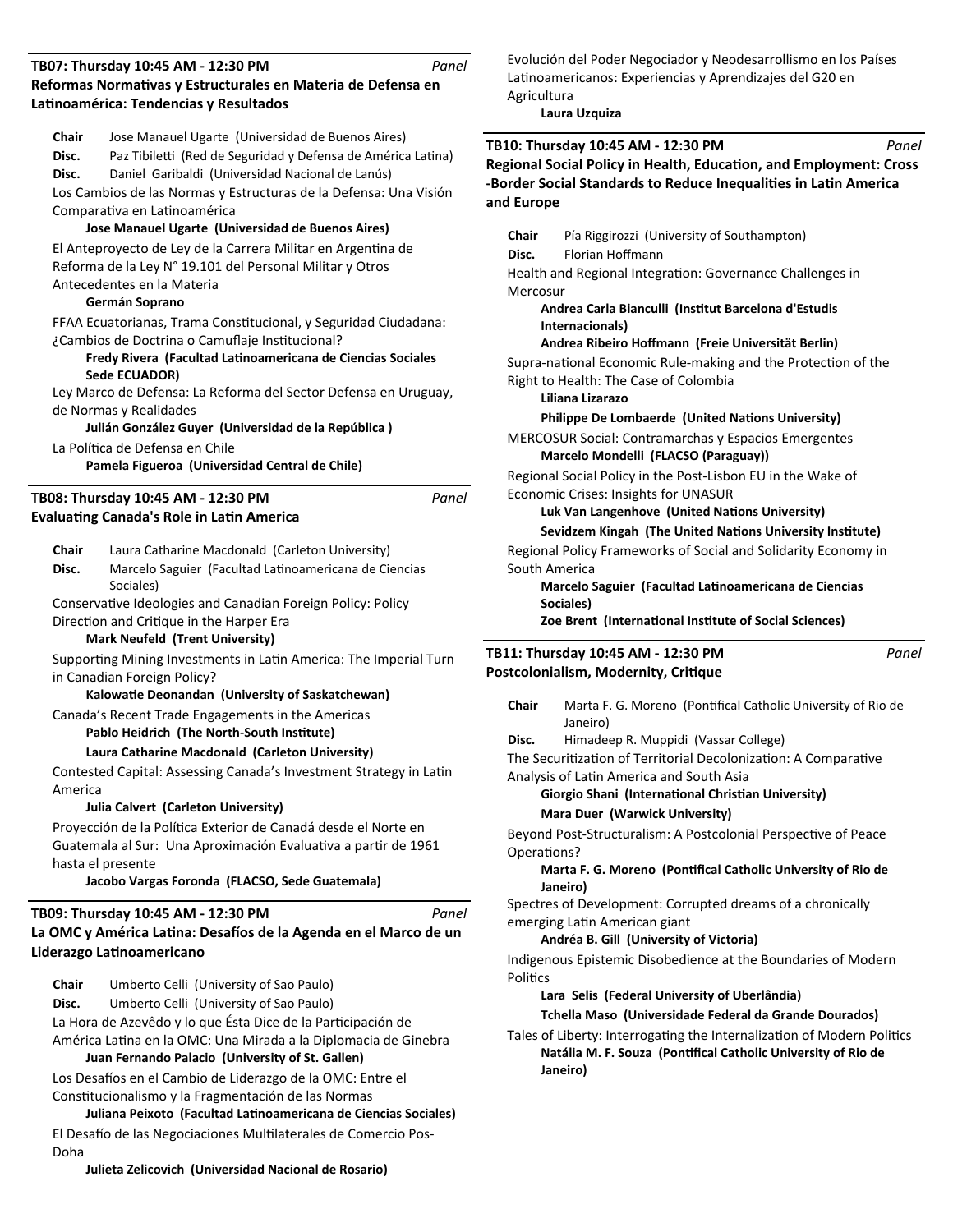### TB07: Thursday 10:45 AM - 12:30 PM *Panel*

**Reformas Normativas y Estructurales en Materia de Defensa en Latinoamérica: Tendencias y Resultados**

**Chair** Jose Manauel Ugarte (Universidad de Buenos Aires)
**Disc.** Paz Tibiletti (Red de Seguridad y Defensa de América Latina)
**Disc.** Daniel Garibaldi (Universidad Nacional de Lanús)

Los Cambios de las Normas y Estructuras de la Defensa: Una Visión Comparativa en Latinoamérica
**Jose Manauel Ugarte (Universidad de Buenos Aires)**

El Anteproyecto de Ley de la Carrera Militar en Argentina de Reforma de la Ley N° 19.101 del Personal Militar y Otros Antecedentes en la Materia
**Germán Soprano**

FFAA Ecuatorianas, Trama Constitucional, y Seguridad Ciudadana: ¿Cambios de Doctrina o Camuflaje Institucional?
**Fredy Rivera (Facultad Latinoamericana de Ciencias Sociales Sede ECUADOR)**

Ley Marco de Defensa: La Reforma del Sector Defensa en Uruguay, de Normas y Realidades
**Julián González Guyer (Universidad de la República )**

La Política de Defensa en Chile
**Pamela Figueroa (Universidad Central de Chile)**

### TB08: Thursday 10:45 AM - 12:30 PM *Panel*

**Evaluating Canada's Role in Latin America**

**Chair** Laura Catharine Macdonald (Carleton University)
**Disc.** Marcelo Saguier (Facultad Latinoamericana de Ciencias Sociales)

Conservative Ideologies and Canadian Foreign Policy: Policy Direction and Critique in the Harper Era
**Mark Neufeld (Trent University)**

Supporting Mining Investments in Latin America: The Imperial Turn in Canadian Foreign Policy?
**Kalowatie Deonandan (University of Saskatchewan)**

Canada's Recent Trade Engagements in the Americas
**Pablo Heidrich (The North-South Institute)**
**Laura Catharine Macdonald (Carleton University)**

Contested Capital: Assessing Canada's Investment Strategy in Latin America
**Julia Calvert (Carleton University)**

Proyección de la Política Exterior de Canadá desde el Norte en Guatemala al Sur: Una Aproximación Evaluativa a partir de 1961 hasta el presente
**Jacobo Vargas Foronda (FLACSO, Sede Guatemala)**

### TB09: Thursday 10:45 AM - 12:30 PM *Panel*

**La OMC y América Latina: Desafíos de la Agenda en el Marco de un Liderazgo Latinoamericano**

**Chair** Umberto Celli (University of Sao Paulo)
**Disc.** Umberto Celli (University of Sao Paulo)

La Hora de Azevêdo y lo que Ésta Dice de la Participación de América Latina en la OMC: Una Mirada a la Diplomacia de Ginebra
**Juan Fernando Palacio (University of St. Gallen)**

Los Desafíos en el Cambio de Liderazgo de la OMC: Entre el Constitucionalismo y la Fragmentación de las Normas
**Juliana Peixoto (Facultad Latinoamericana de Ciencias Sociales)**

El Desafío de las Negociaciones Multilaterales de Comercio Pos-Doha
**Julieta Zelicovich (Universidad Nacional de Rosario)**

Evolución del Poder Negociador y Neodesarrollismo en los Países Latinoamericanos: Experiencias y Aprendizajes del G20 en Agricultura
**Laura Uzquiza**

### TB10: Thursday 10:45 AM - 12:30 PM *Panel*

**Regional Social Policy in Health, Education, and Employment: Cross-Border Social Standards to Reduce Inequalities in Latin America and Europe**

**Chair** Pía Riggirozzi (University of Southampton)
**Disc.** Florian Hoffmann

Health and Regional Integration: Governance Challenges in Mercosur
**Andrea Carla Bianculli (Institut Barcelona d'Estudis Internacionals)**
**Andrea Ribeiro Hoffmann (Freie Universität Berlin)**

Supra-national Economic Rule-making and the Protection of the Right to Health: The Case of Colombia
**Liliana Lizarazo**
**Philippe De Lombaerde (United Nations University)**

MERCOSUR Social: Contramarchas y Espacios Emergentes
**Marcelo Mondelli (FLACSO (Paraguay))**

Regional Social Policy in the Post-Lisbon EU in the Wake of Economic Crises: Insights for UNASUR
**Luk Van Langenhove (United Nations University)**
**Sevidzem Kingah (The United Nations University Institute)**

Regional Policy Frameworks of Social and Solidarity Economy in South America
**Marcelo Saguier (Facultad Latinoamericana de Ciencias Sociales)**
**Zoe Brent (International Institute of Social Sciences)**

### TB11: Thursday 10:45 AM - 12:30 PM *Panel*

**Postcolonialism, Modernity, Critique**

**Chair** Marta F. G. Moreno (Pontifical Catholic University of Rio de Janeiro)
**Disc.** Himadeep R. Muppidi (Vassar College)

The Securitization of Territorial Decolonization: A Comparative Analysis of Latin America and South Asia
**Giorgio Shani (International Christian University)**
**Mara Duer (Warwick University)**

Beyond Post-Structuralism: A Postcolonial Perspective of Peace Operations?
**Marta F. G. Moreno (Pontifical Catholic University of Rio de Janeiro)**

Spectres of Development: Corrupted dreams of a chronically emerging Latin American giant
**Andréa B. Gill (University of Victoria)**

Indigenous Epistemic Disobedience at the Boundaries of Modern Politics
**Lara Selis (Federal University of Uberlândia)**
**Tchella Maso (Universidade Federal da Grande Dourados)**

Tales of Liberty: Interrogating the Internalization of Modern Politics
**Natália M. F. Souza (Pontifical Catholic University of Rio de Janeiro)**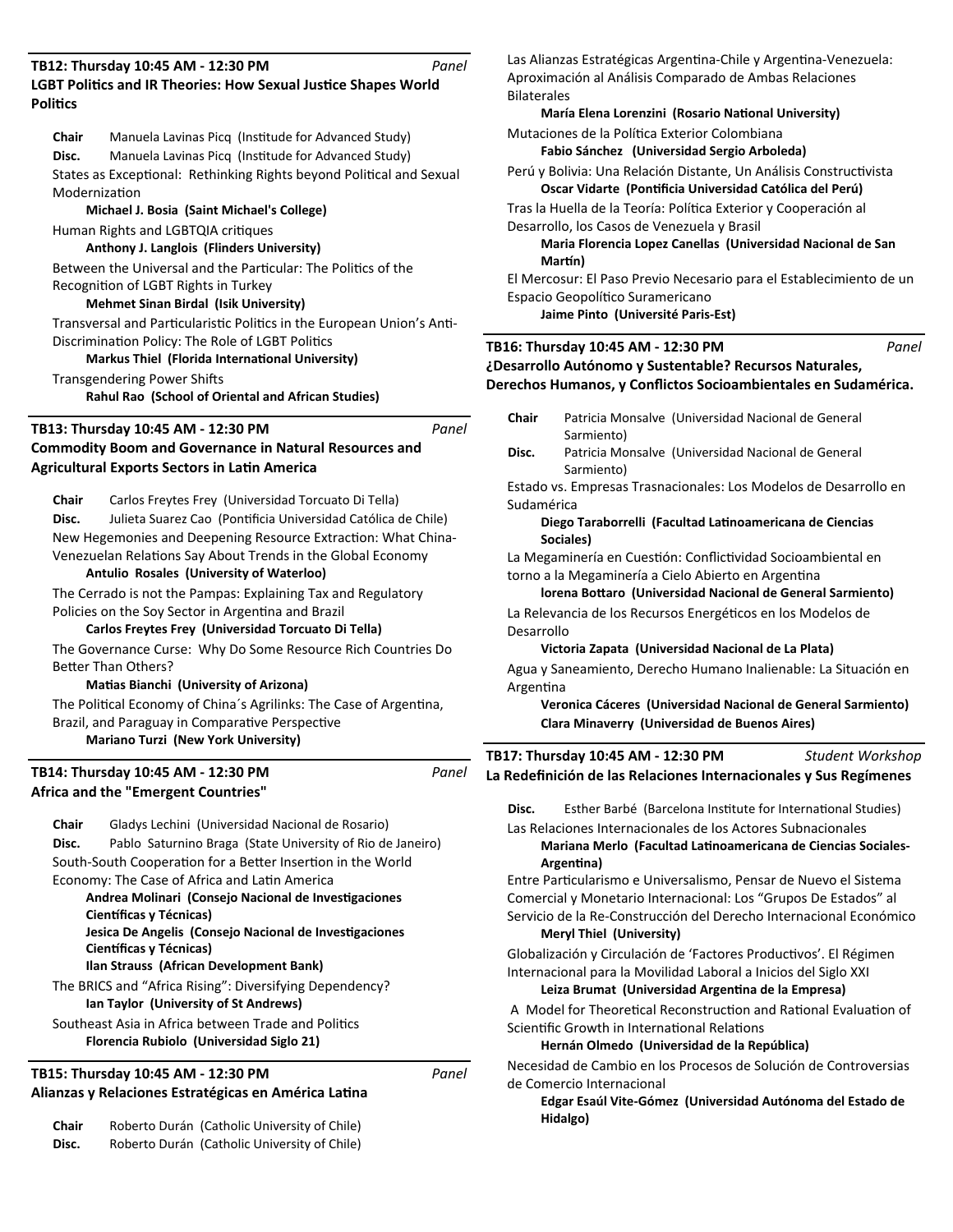### TB12: Thursday 10:45 AM - 12:30 PM *Panel*

**LGBT Politics and IR Theories: How Sexual Justice Shapes World Politics**

**Chair** Manuela Lavinas Picq (Institude for Advanced Study)
**Disc.** Manuela Lavinas Picq (Institude for Advanced Study)

States as Exceptional: Rethinking Rights beyond Political and Sexual Modernization
**Michael J. Bosia (Saint Michael's College)**

Human Rights and LGBTQIA critiques
**Anthony J. Langlois (Flinders University)**

Between the Universal and the Particular: The Politics of the Recognition of LGBT Rights in Turkey
**Mehmet Sinan Birdal (Isik University)**

Transversal and Particularistic Politics in the European Union's Anti-Discrimination Policy: The Role of LGBT Politics
**Markus Thiel (Florida International University)**

Transgendering Power Shifts
**Rahul Rao (School of Oriental and African Studies)**

### TB13: Thursday 10:45 AM - 12:30 PM *Panel*

**Commodity Boom and Governance in Natural Resources and Agricultural Exports Sectors in Latin America**

**Chair** Carlos Freytes Frey (Universidad Torcuato Di Tella)
**Disc.** Julieta Suarez Cao (Pontificia Universidad Católica de Chile)

New Hegemonies and Deepening Resource Extraction: What China-Venezuelan Relations Say About Trends in the Global Economy
**Antulio Rosales (University of Waterloo)**

The Cerrado is not the Pampas: Explaining Tax and Regulatory Policies on the Soy Sector in Argentina and Brazil
**Carlos Freytes Frey (Universidad Torcuato Di Tella)**

The Governance Curse: Why Do Some Resource Rich Countries Do Better Than Others?
**Matias Bianchi (University of Arizona)**

The Political Economy of China´s Agrilinks: The Case of Argentina, Brazil, and Paraguay in Comparative Perspective
**Mariano Turzi (New York University)**

### TB14: Thursday 10:45 AM - 12:30 PM *Panel*

**Africa and the "Emergent Countries"**

**Chair** Gladys Lechini (Universidad Nacional de Rosario)
**Disc.** Pablo Saturnino Braga (State University of Rio de Janeiro)

South-South Cooperation for a Better Insertion in the World Economy: The Case of Africa and Latin America
**Andrea Molinari (Consejo Nacional de Investigaciones Científicas y Técnicas)**
**Jesica De Angelis (Consejo Nacional de Investigaciones Científicas y Técnicas)**
**Ilan Strauss (African Development Bank)**

The BRICS and "Africa Rising": Diversifying Dependency?
**Ian Taylor (University of St Andrews)**

Southeast Asia in Africa between Trade and Politics
**Florencia Rubiolo (Universidad Siglo 21)**

### TB15: Thursday 10:45 AM - 12:30 PM *Panel*

**Alianzas y Relaciones Estratégicas en América Latina**

**Chair** Roberto Durán (Catholic University of Chile)
**Disc.** Roberto Durán (Catholic University of Chile)

Las Alianzas Estratégicas Argentina-Chile y Argentina-Venezuela: Aproximación al Análisis Comparado de Ambas Relaciones Bilaterales
**María Elena Lorenzini (Rosario National University)**

Mutaciones de la Política Exterior Colombiana
**Fabio Sánchez (Universidad Sergio Arboleda)**

Perú y Bolivia: Una Relación Distante, Un Análisis Constructivista
**Oscar Vidarte (Pontificia Universidad Católica del Perú)**

Tras la Huella de la Teoría: Política Exterior y Cooperación al Desarrollo, los Casos de Venezuela y Brasil
**Maria Florencia Lopez Canellas (Universidad Nacional de San Martín)**

El Mercosur: El Paso Previo Necesario para el Establecimiento de un Espacio Geopolítico Suramericano
**Jaime Pinto (Université Paris-Est)**

### TB16: Thursday 10:45 AM - 12:30 PM *Panel*

**¿Desarrollo Autónomo y Sustentable? Recursos Naturales, Derechos Humanos, y Conflictos Socioambientales en Sudamérica.**

**Chair** Patricia Monsalve (Universidad Nacional de General Sarmiento)
**Disc.** Patricia Monsalve (Universidad Nacional de General Sarmiento)

Estado vs. Empresas Trasnacionales: Los Modelos de Desarrollo en Sudamérica
**Diego Taraborrelli (Facultad Latinoamericana de Ciencias Sociales)**

La Megaminería en Cuestión: Conflictividad Socioambiental en torno a la Megaminería a Cielo Abierto en Argentina
**lorena Bottaro (Universidad Nacional de General Sarmiento)**

La Relevancia de los Recursos Energéticos en los Modelos de Desarrollo
**Victoria Zapata (Universidad Nacional de La Plata)**

Agua y Saneamiento, Derecho Humano Inalienable: La Situación en Argentina
**Veronica Cáceres (Universidad Nacional de General Sarmiento)**
**Clara Minaverry (Universidad de Buenos Aires)**

### TB17: Thursday 10:45 AM - 12:30 PM *Student Workshop*

**La Redefinición de las Relaciones Internacionales y Sus Regímenes**

**Disc.** Esther Barbé (Barcelona Institute for International Studies)

Las Relaciones Internacionales de los Actores Subnacionales
**Mariana Merlo (Facultad Latinoamericana de Ciencias Sociales-Argentina)**

Entre Particularismo e Universalismo, Pensar de Nuevo el Sistema Comercial y Monetario Internacional: Los "Grupos De Estados" al Servicio de la Re-Construcción del Derecho Internacional Económico
**Meryl Thiel (University)**

Globalización y Circulación de 'Factores Productivos'. El Régimen Internacional para la Movilidad Laboral a Inicios del Siglo XXI
**Leiza Brumat (Universidad Argentina de la Empresa)**

A Model for Theoretical Reconstruction and Rational Evaluation of Scientific Growth in International Relations
**Hernán Olmedo (Universidad de la República)**

Necesidad de Cambio en los Procesos de Solución de Controversias de Comercio Internacional
**Edgar Esaúl Vite-Gómez (Universidad Autónoma del Estado de Hidalgo)**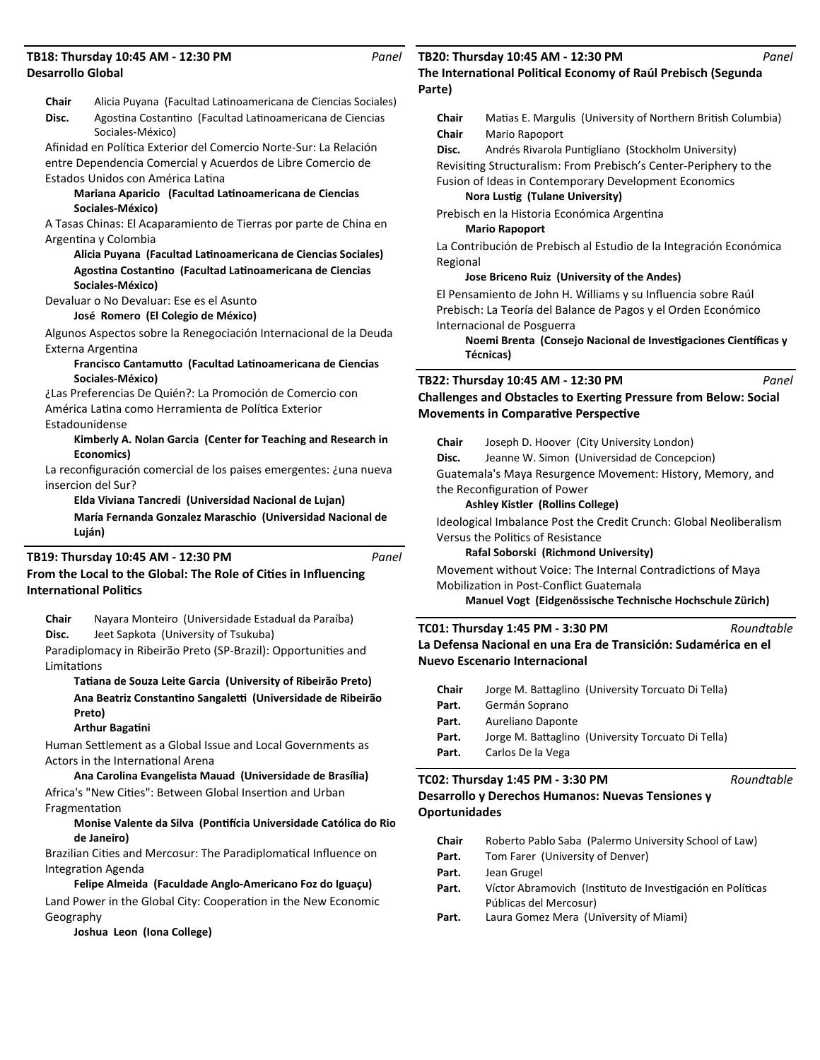## TB18: Thursday 10:45 AM - 12:30 PM *Panel*

**Desarrollo Global**

**Chair** Alicia Puyana (Facultad Latinoamericana de Ciencias Sociales)
**Disc.** Agostina Costantino (Facultad Latinoamericana de Ciencias Sociales-México)

Afinidad en Política Exterior del Comercio Norte-Sur: La Relación entre Dependencia Comercial y Acuerdos de Libre Comercio de Estados Unidos con América Latina
**Mariana Aparicio (Facultad Latinoamericana de Ciencias Sociales-México)**

A Tasas Chinas: El Acaparamiento de Tierras por parte de China en Argentina y Colombia
**Alicia Puyana (Facultad Latinoamericana de Ciencias Sociales)**
**Agostina Costantino (Facultad Latinoamericana de Ciencias Sociales-México)**

Devaluar o No Devaluar: Ese es el Asunto
**José Romero (El Colegio de México)**

Algunos Aspectos sobre la Renegociación Internacional de la Deuda Externa Argentina
**Francisco Cantamutto (Facultad Latinoamericana de Ciencias Sociales-México)**

¿Las Preferencias De Quién?: La Promoción de Comercio con América Latina como Herramienta de Política Exterior Estadounidense
**Kimberly A. Nolan Garcia (Center for Teaching and Research in Economics)**

La reconfiguración comercial de los paises emergentes: ¿una nueva insercion del Sur?
**Elda Viviana Tancredi (Universidad Nacional de Lujan)**
**María Fernanda Gonzalez Maraschio (Universidad Nacional de Luján)**

## TB19: Thursday 10:45 AM - 12:30 PM *Panel*

**From the Local to the Global: The Role of Cities in Influencing International Politics**

**Chair** Nayara Monteiro (Universidade Estadual da Paraíba)
**Disc.** Jeet Sapkota (University of Tsukuba)

Paradiplomacy in Ribeirão Preto (SP-Brazil): Opportunities and Limitations
**Tatiana de Souza Leite Garcia (University of Ribeirão Preto)**
**Ana Beatriz Constantino Sangaletti (Universidade de Ribeirão Preto)**
**Arthur Bagatini**

Human Settlement as a Global Issue and Local Governments as Actors in the International Arena
**Ana Carolina Evangelista Mauad (Universidade de Brasília)**

Africa's "New Cities": Between Global Insertion and Urban Fragmentation
**Monise Valente da Silva (Pontifícia Universidade Católica do Rio de Janeiro)**

Brazilian Cities and Mercosur: The Paradiplomatical Influence on Integration Agenda
**Felipe Almeida (Faculdade Anglo-Americano Foz do Iguaçu)**

Land Power in the Global City: Cooperation in the New Economic Geography
**Joshua Leon (Iona College)**

## TB20: Thursday 10:45 AM - 12:30 PM *Panel*

**The International Political Economy of Raúl Prebisch (Segunda Parte)**

**Chair** Matias E. Margulis (University of Northern British Columbia)
**Chair** Mario Rapoport
**Disc.** Andrés Rivarola Puntigliano (Stockholm University)

Revisiting Structuralism: From Prebisch's Center-Periphery to the Fusion of Ideas in Contemporary Development Economics
**Nora Lustig (Tulane University)**

Prebisch en la Historia Económica Argentina
**Mario Rapoport**

La Contribución de Prebisch al Estudio de la Integración Económica Regional
**Jose Briceno Ruiz (University of the Andes)**

El Pensamiento de John H. Williams y su Influencia sobre Raúl Prebisch: La Teoría del Balance de Pagos y el Orden Económico Internacional de Posguerra
**Noemi Brenta (Consejo Nacional de Investigaciones Científicas y Técnicas)**

## TB22: Thursday 10:45 AM - 12:30 PM *Panel*

**Challenges and Obstacles to Exerting Pressure from Below: Social Movements in Comparative Perspective**

**Chair** Joseph D. Hoover (City University London)
**Disc.** Jeanne W. Simon (Universidad de Concepcion)

Guatemala's Maya Resurgence Movement: History, Memory, and the Reconfiguration of Power
**Ashley Kistler (Rollins College)**

Ideological Imbalance Post the Credit Crunch: Global Neoliberalism Versus the Politics of Resistance
**Rafal Soborski (Richmond University)**

Movement without Voice: The Internal Contradictions of Maya Mobilization in Post-Conflict Guatemala
**Manuel Vogt (Eidgenössische Technische Hochschule Zürich)**

## TC01: Thursday 1:45 PM - 3:30 PM *Roundtable*

**La Defensa Nacional en una Era de Transición: Sudamérica en el Nuevo Escenario Internacional**

**Chair** Jorge M. Battaglino (University Torcuato Di Tella)
**Part.** Germán Soprano
**Part.** Aureliano Daponte
**Part.** Jorge M. Battaglino (University Torcuato Di Tella)
**Part.** Carlos De la Vega

## TC02: Thursday 1:45 PM - 3:30 PM *Roundtable*

**Desarrollo y Derechos Humanos: Nuevas Tensiones y Oportunidades**

**Chair** Roberto Pablo Saba (Palermo University School of Law)
**Part.** Tom Farer (University of Denver)
**Part.** Jean Grugel
**Part.** Víctor Abramovich (Instituto de Investigación en Políticas Públicas del Mercosur)
**Part.** Laura Gomez Mera (University of Miami)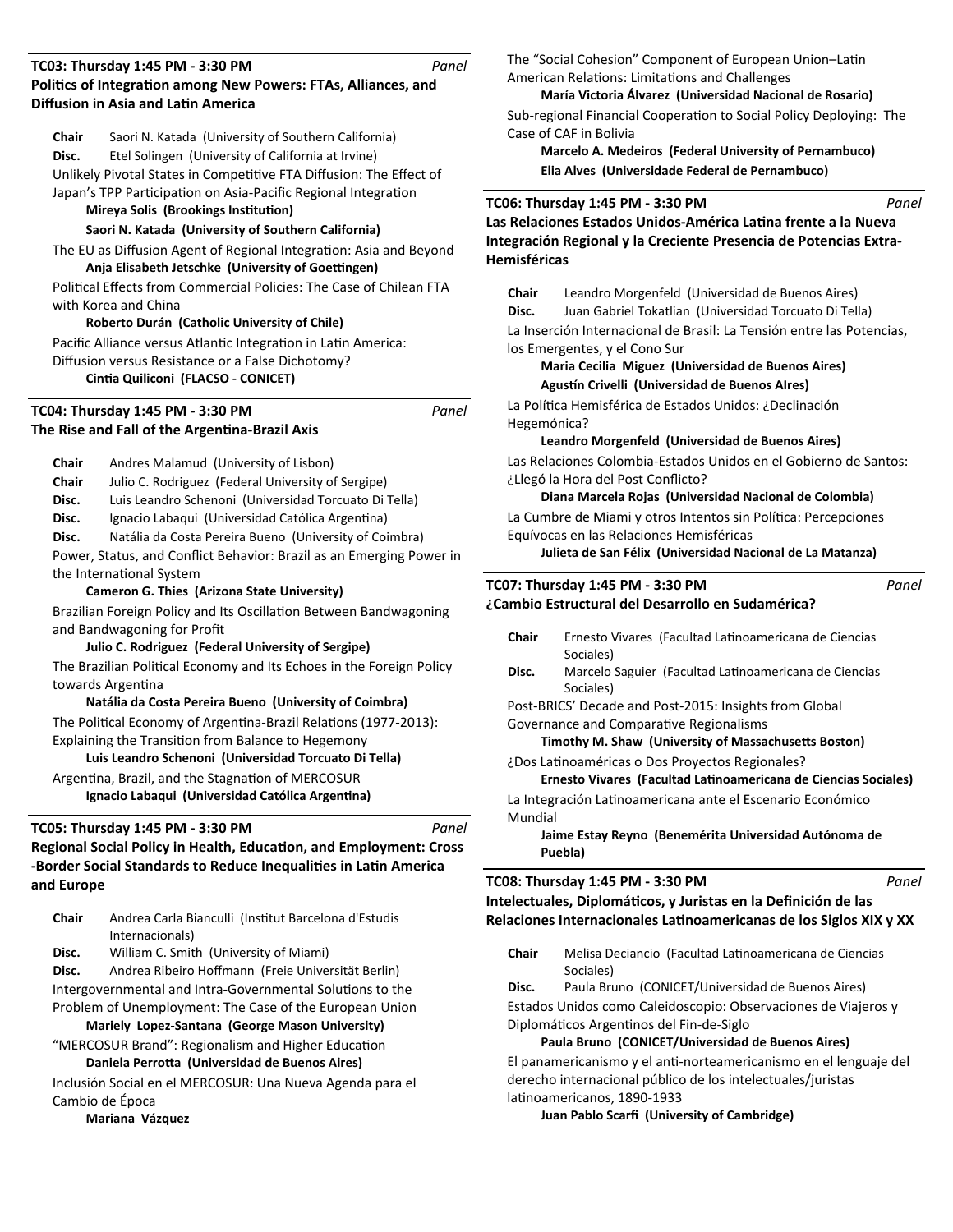**TC03: Thursday 1:45 PM - 3:30 PM** *Panel*

**Politics of Integration among New Powers: FTAs, Alliances, and Diffusion in Asia and Latin America**

**Chair** Saori N. Katada (University of Southern California)
**Disc.** Etel Solingen (University of California at Irvine)

Unlikely Pivotal States in Competitive FTA Diffusion: The Effect of Japan's TPP Participation on Asia-Pacific Regional Integration
**Mireya Solis (Brookings Institution)**
**Saori N. Katada (University of Southern California)**

The EU as Diffusion Agent of Regional Integration: Asia and Beyond
**Anja Elisabeth Jetschke (University of Goettingen)**

Political Effects from Commercial Policies: The Case of Chilean FTA with Korea and China
**Roberto Durán (Catholic University of Chile)**

Pacific Alliance versus Atlantic Integration in Latin America: Diffusion versus Resistance or a False Dichotomy?
**Cintia Quiliconi (FLACSO - CONICET)**

**TC04: Thursday 1:45 PM - 3:30 PM** *Panel*

**The Rise and Fall of the Argentina-Brazil Axis**

**Chair** Andres Malamud (University of Lisbon)
**Chair** Julio C. Rodriguez (Federal University of Sergipe)
**Disc.** Luis Leandro Schenoni (Universidad Torcuato Di Tella)
**Disc.** Ignacio Labaqui (Universidad Católica Argentina)
**Disc.** Natália da Costa Pereira Bueno (University of Coimbra)

Power, Status, and Conflict Behavior: Brazil as an Emerging Power in the International System
**Cameron G. Thies (Arizona State University)**

Brazilian Foreign Policy and Its Oscillation Between Bandwagoning and Bandwagoning for Profit
**Julio C. Rodriguez (Federal University of Sergipe)**

The Brazilian Political Economy and Its Echoes in the Foreign Policy towards Argentina
**Natália da Costa Pereira Bueno (University of Coimbra)**

The Political Economy of Argentina-Brazil Relations (1977-2013): Explaining the Transition from Balance to Hegemony
**Luis Leandro Schenoni (Universidad Torcuato Di Tella)**

Argentina, Brazil, and the Stagnation of MERCOSUR
**Ignacio Labaqui (Universidad Católica Argentina)**

**TC05: Thursday 1:45 PM - 3:30 PM** *Panel*

**Regional Social Policy in Health, Education, and Employment: Cross-Border Social Standards to Reduce Inequalities in Latin America and Europe**

**Chair** Andrea Carla Bianculli (Institut Barcelona d'Estudis Internacionals)
**Disc.** William C. Smith (University of Miami)
**Disc.** Andrea Ribeiro Hoffmann (Freie Universität Berlin)

Intergovernmental and Intra-Governmental Solutions to the Problem of Unemployment: The Case of the European Union
**Mariely Lopez-Santana (George Mason University)**

"MERCOSUR Brand": Regionalism and Higher Education
**Daniela Perrotta (Universidad de Buenos Aires)**

Inclusión Social en el MERCOSUR: Una Nueva Agenda para el Cambio de Época
**Mariana Vázquez**

The "Social Cohesion" Component of European Union–Latin American Relations: Limitations and Challenges
**María Victoria Álvarez (Universidad Nacional de Rosario)**

Sub-regional Financial Cooperation to Social Policy Deploying: The Case of CAF in Bolivia
**Marcelo A. Medeiros (Federal University of Pernambuco)**
**Elia Alves (Universidade Federal de Pernambuco)**

**TC06: Thursday 1:45 PM - 3:30 PM** *Panel*

**Las Relaciones Estados Unidos-América Latina frente a la Nueva Integración Regional y la Creciente Presencia de Potencias Extra-Hemisféricas**

**Chair** Leandro Morgenfeld (Universidad de Buenos Aires)
**Disc.** Juan Gabriel Tokatlian (Universidad Torcuato Di Tella)

La Inserción Internacional de Brasil: La Tensión entre las Potencias, los Emergentes, y el Cono Sur
**Maria Cecilia Miguez (Universidad de Buenos Aires)**
**Agustín Crivelli (Universidad de Buenos AIres)**

La Política Hemisférica de Estados Unidos: ¿Declinación Hegemónica?
**Leandro Morgenfeld (Universidad de Buenos Aires)**

Las Relaciones Colombia-Estados Unidos en el Gobierno de Santos: ¿Llegó la Hora del Post Conflicto?
**Diana Marcela Rojas (Universidad Nacional de Colombia)**

La Cumbre de Miami y otros Intentos sin Política: Percepciones Equívocas en las Relaciones Hemisféricas
**Julieta de San Félix (Universidad Nacional de La Matanza)**

**TC07: Thursday 1:45 PM - 3:30 PM** *Panel*

**¿Cambio Estructural del Desarrollo en Sudamérica?**

**Chair** Ernesto Vivares (Facultad Latinoamericana de Ciencias Sociales)
**Disc.** Marcelo Saguier (Facultad Latinoamericana de Ciencias Sociales)

Post-BRICS' Decade and Post-2015: Insights from Global Governance and Comparative Regionalisms
**Timothy M. Shaw (University of Massachusetts Boston)**

¿Dos Latinoaméricas o Dos Proyectos Regionales?
**Ernesto Vivares (Facultad Latinoamericana de Ciencias Sociales)**

La Integración Latinoamericana ante el Escenario Económico Mundial
**Jaime Estay Reyno (Benemérita Universidad Autónoma de Puebla)**

**TC08: Thursday 1:45 PM - 3:30 PM** *Panel*

**Intelectuales, Diplomáticos, y Juristas en la Definición de las Relaciones Internacionales Latinoamericanas de los Siglos XIX y XX**

**Chair** Melisa Deciancio (Facultad Latinoamericana de Ciencias Sociales)
**Disc.** Paula Bruno (CONICET/Universidad de Buenos Aires)

Estados Unidos como Caleidoscopio: Observaciones de Viajeros y Diplomáticos Argentinos del Fin-de-Siglo
**Paula Bruno (CONICET/Universidad de Buenos Aires)**

El panamericanismo y el anti-norteamericanismo en el lenguaje del derecho internacional público de los intelectuales/juristas latinoamericanos, 1890-1933
**Juan Pablo Scarfi (University of Cambridge)**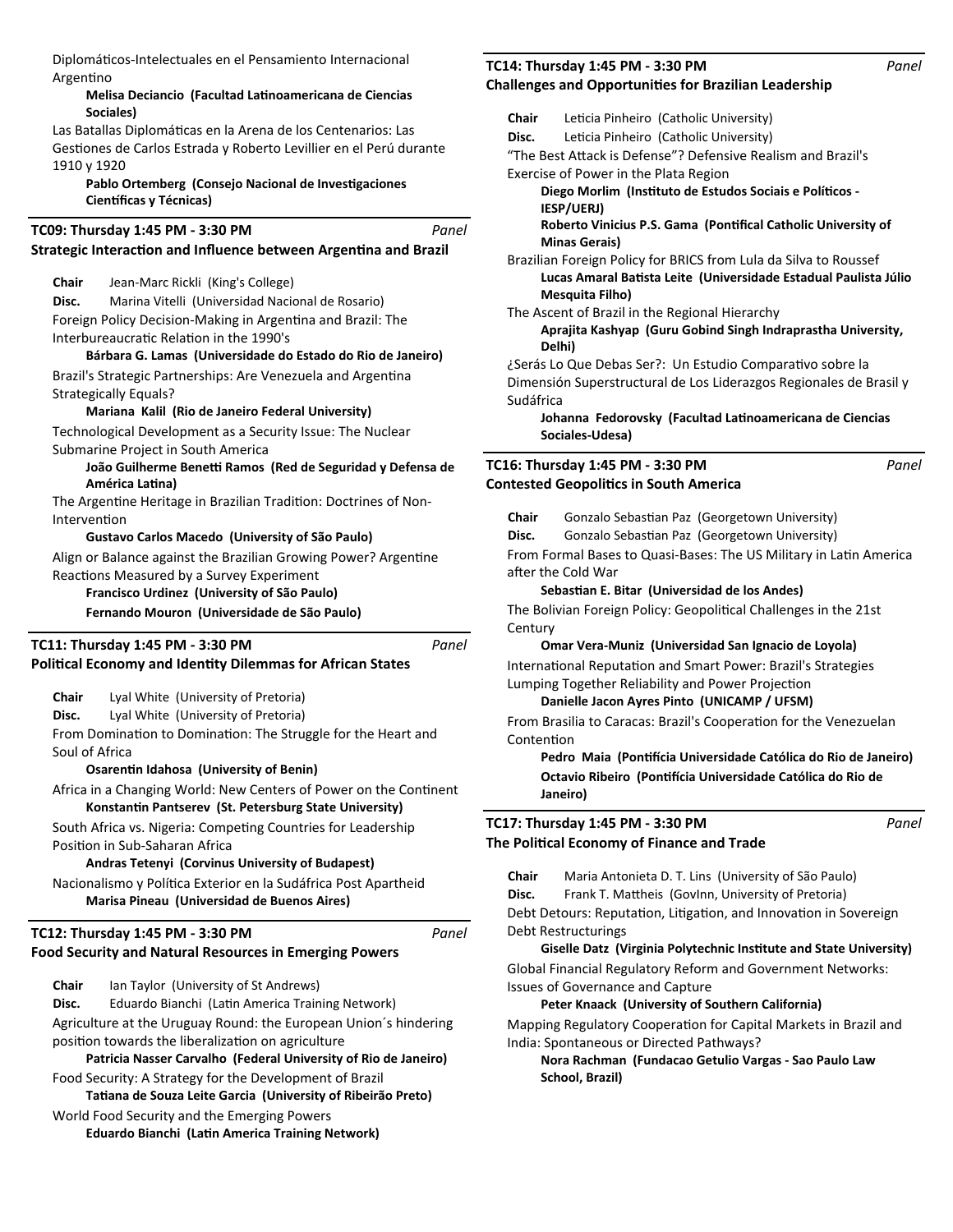Diplomáticos-Intelectuales en el Pensamiento Internacional Argentino

**Melisa Deciancio (Facultad Latinoamericana de Ciencias Sociales)**

Las Batallas Diplomáticas en la Arena de los Centenarios: Las Gestiones de Carlos Estrada y Roberto Levillier en el Perú durante 1910 y 1920

**Pablo Ortemberg (Consejo Nacional de Investigaciones Científicas y Técnicas)**

### TC09: Thursday 1:45 PM - 3:30 PM — *Panel*

### Strategic Interaction and Influence between Argentina and Brazil

**Chair** Jean-Marc Rickli (King's College)

**Disc.** Marina Vitelli (Universidad Nacional de Rosario)

Foreign Policy Decision-Making in Argentina and Brazil: The Interbureaucratic Relation in the 1990's

**Bárbara G. Lamas (Universidade do Estado do Rio de Janeiro)**

Brazil's Strategic Partnerships: Are Venezuela and Argentina Strategically Equals?

**Mariana Kalil (Rio de Janeiro Federal University)**

Technological Development as a Security Issue: The Nuclear Submarine Project in South America

**João Guilherme Benetti Ramos (Red de Seguridad y Defensa de América Latina)**

The Argentine Heritage in Brazilian Tradition: Doctrines of Non-Intervention

**Gustavo Carlos Macedo (University of São Paulo)**

Align or Balance against the Brazilian Growing Power? Argentine Reactions Measured by a Survey Experiment

**Francisco Urdinez (University of São Paulo)**

**Fernando Mouron (Universidade de São Paulo)**

### TC11: Thursday 1:45 PM - 3:30 PM — *Panel*

### Political Economy and Identity Dilemmas for African States

**Chair** Lyal White (University of Pretoria)

**Disc.** Lyal White (University of Pretoria)

From Domination to Domination: The Struggle for the Heart and Soul of Africa

**Osarentin Idahosa (University of Benin)**

Africa in a Changing World: New Centers of Power on the Continent

**Konstantin Pantserev (St. Petersburg State University)**

South Africa vs. Nigeria: Competing Countries for Leadership Position in Sub-Saharan Africa

**Andras Tetenyi (Corvinus University of Budapest)**

Nacionalismo y Política Exterior en la Sudáfrica Post Apartheid

**Marisa Pineau (Universidad de Buenos Aires)**

### TC12: Thursday 1:45 PM - 3:30 PM — *Panel*

### Food Security and Natural Resources in Emerging Powers

**Chair** Ian Taylor (University of St Andrews)

**Disc.** Eduardo Bianchi (Latin America Training Network)

Agriculture at the Uruguay Round: the European Union´s hindering position towards the liberalization on agriculture

**Patricia Nasser Carvalho (Federal University of Rio de Janeiro)**

Food Security: A Strategy for the Development of Brazil

**Tatiana de Souza Leite Garcia (University of Ribeirão Preto)**

World Food Security and the Emerging Powers

**Eduardo Bianchi (Latin America Training Network)**

### TC14: Thursday 1:45 PM - 3:30 PM — *Panel*

### Challenges and Opportunities for Brazilian Leadership

**Chair** Leticia Pinheiro (Catholic University)

**Disc.** Leticia Pinheiro (Catholic University)

"The Best Attack is Defense"? Defensive Realism and Brazil's Exercise of Power in the Plata Region

**Diego Morlim (Instituto de Estudos Sociais e Políticos - IESP/UERJ)**

**Roberto Vinicius P.S. Gama (Pontifical Catholic University of Minas Gerais)**

Brazilian Foreign Policy for BRICS from Lula da Silva to Roussef

**Lucas Amaral Batista Leite (Universidade Estadual Paulista Júlio Mesquita Filho)**

The Ascent of Brazil in the Regional Hierarchy

**Aprajita Kashyap (Guru Gobind Singh Indraprastha University, Delhi)**

¿Serás Lo Que Debas Ser?: Un Estudio Comparativo sobre la Dimensión Superstructural de Los Liderazgos Regionales de Brasil y Sudáfrica

**Johanna Fedorovsky (Facultad Latinoamericana de Ciencias Sociales-Udesa)**

### TC16: Thursday 1:45 PM - 3:30 PM — *Panel*

### Contested Geopolitics in South America

**Chair** Gonzalo Sebastian Paz (Georgetown University)

**Disc.** Gonzalo Sebastian Paz (Georgetown University)

From Formal Bases to Quasi-Bases: The US Military in Latin America after the Cold War

**Sebastian E. Bitar (Universidad de los Andes)**

The Bolivian Foreign Policy: Geopolitical Challenges in the 21st Century

**Omar Vera-Muniz (Universidad San Ignacio de Loyola)**

International Reputation and Smart Power: Brazil's Strategies Lumping Together Reliability and Power Projection

**Danielle Jacon Ayres Pinto (UNICAMP / UFSM)**

From Brasilia to Caracas: Brazil's Cooperation for the Venezuelan Contention

**Pedro Maia (Pontifícia Universidade Católica do Rio de Janeiro)**

**Octavio Ribeiro (Pontifícia Universidade Católica do Rio de Janeiro)**

### TC17: Thursday 1:45 PM - 3:30 PM — *Panel*

### The Political Economy of Finance and Trade

**Chair** Maria Antonieta D. T. Lins (University of São Paulo)

**Disc.** Frank T. Mattheis (GovInn, University of Pretoria)

Debt Detours: Reputation, Litigation, and Innovation in Sovereign Debt Restructurings

**Giselle Datz (Virginia Polytechnic Institute and State University)**

Global Financial Regulatory Reform and Government Networks: Issues of Governance and Capture

**Peter Knaack (University of Southern California)**

Mapping Regulatory Cooperation for Capital Markets in Brazil and India: Spontaneous or Directed Pathways?

**Nora Rachman (Fundacao Getulio Vargas - Sao Paulo Law School, Brazil)**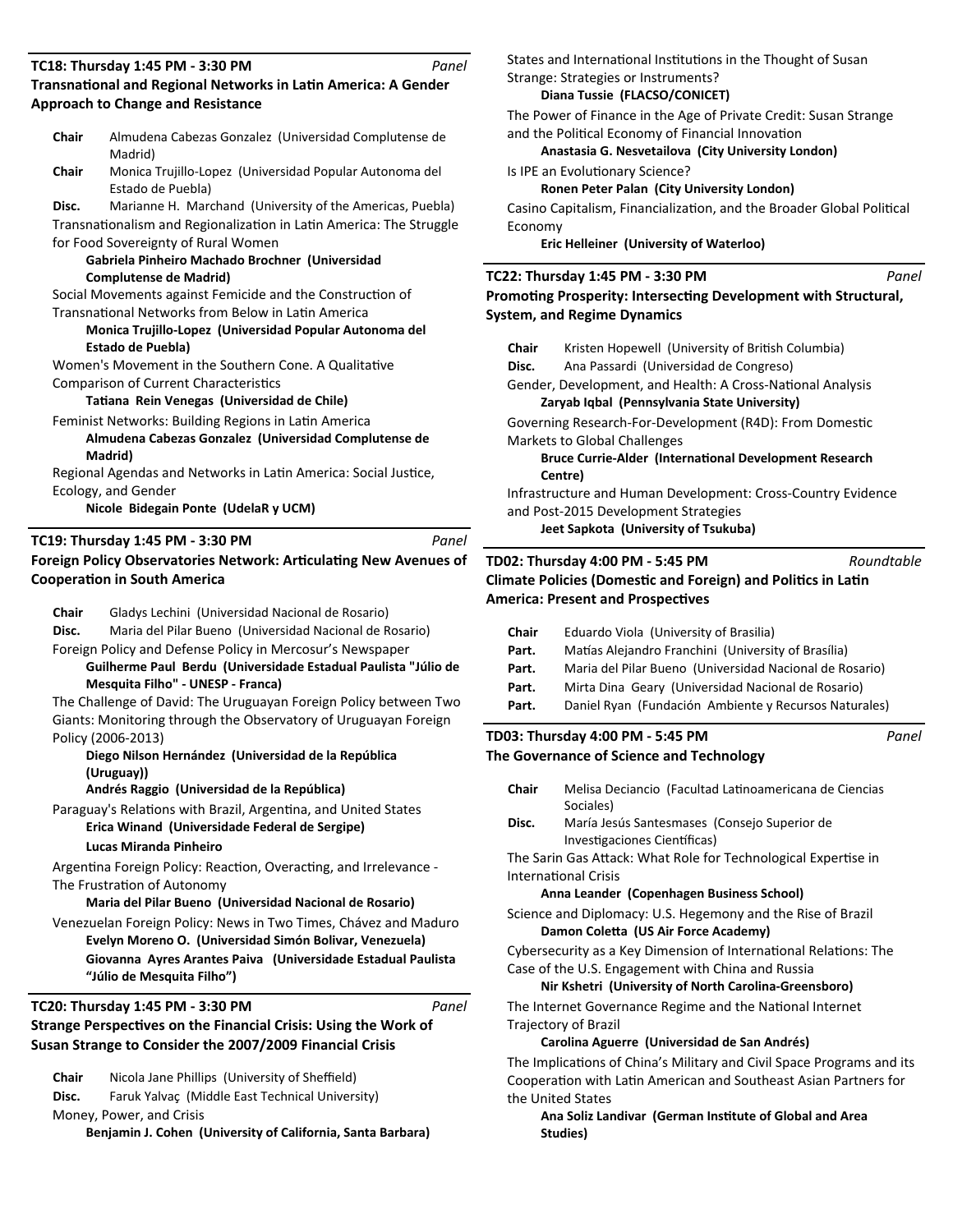### TC18: Thursday 1:45 PM - 3:30 PM *Panel*

**Transnational and Regional Networks in Latin America: A Gender Approach to Change and Resistance**

**Chair** Almudena Cabezas Gonzalez (Universidad Complutense de Madrid)
**Chair** Monica Trujillo-Lopez (Universidad Popular Autonoma del Estado de Puebla)
**Disc.** Marianne H. Marchand (University of the Americas, Puebla)

Transnationalism and Regionalization in Latin America: The Struggle for Food Sovereignty of Rural Women
**Gabriela Pinheiro Machado Brochner (Universidad Complutense de Madrid)**

Social Movements against Femicide and the Construction of Transnational Networks from Below in Latin America
**Monica Trujillo-Lopez (Universidad Popular Autonoma del Estado de Puebla)**

Women's Movement in the Southern Cone. A Qualitative Comparison of Current Characteristics
**Tatiana Rein Venegas (Universidad de Chile)**

Feminist Networks: Building Regions in Latin America
**Almudena Cabezas Gonzalez (Universidad Complutense de Madrid)**

Regional Agendas and Networks in Latin America: Social Justice, Ecology, and Gender
**Nicole Bidegain Ponte (UdelaR y UCM)**

### TC19: Thursday 1:45 PM - 3:30 PM *Panel*

**Foreign Policy Observatories Network: Articulating New Avenues of Cooperation in South America**

**Chair** Gladys Lechini (Universidad Nacional de Rosario)
**Disc.** Maria del Pilar Bueno (Universidad Nacional de Rosario)

Foreign Policy and Defense Policy in Mercosur's Newspaper
**Guilherme Paul Berdu (Universidade Estadual Paulista "Júlio de Mesquita Filho" - UNESP - Franca)**

The Challenge of David: The Uruguayan Foreign Policy between Two Giants: Monitoring through the Observatory of Uruguayan Foreign Policy (2006-2013)
**Diego Nilson Hernández (Universidad de la República (Uruguay))**
**Andrés Raggio (Universidad de la República)**

Paraguay's Relations with Brazil, Argentina, and United States
**Erica Winand (Universidade Federal de Sergipe)**
**Lucas Miranda Pinheiro**

Argentina Foreign Policy: Reaction, Overacting, and Irrelevance - The Frustration of Autonomy
**Maria del Pilar Bueno (Universidad Nacional de Rosario)**

Venezuelan Foreign Policy: News in Two Times, Chávez and Maduro
**Evelyn Moreno O. (Universidad Simón Bolivar, Venezuela)**
**Giovanna Ayres Arantes Paiva (Universidade Estadual Paulista "Júlio de Mesquita Filho")**

### TC20: Thursday 1:45 PM - 3:30 PM *Panel*

**Strange Perspectives on the Financial Crisis: Using the Work of Susan Strange to Consider the 2007/2009 Financial Crisis**

**Chair** Nicola Jane Phillips (University of Sheffield)
**Disc.** Faruk Yalvaç (Middle East Technical University)

Money, Power, and Crisis
**Benjamin J. Cohen (University of California, Santa Barbara)**

States and International Institutions in the Thought of Susan Strange: Strategies or Instruments?
**Diana Tussie (FLACSO/CONICET)**

The Power of Finance in the Age of Private Credit: Susan Strange and the Political Economy of Financial Innovation
**Anastasia G. Nesvetailova (City University London)**

Is IPE an Evolutionary Science?
**Ronen Peter Palan (City University London)**

Casino Capitalism, Financialization, and the Broader Global Political Economy
**Eric Helleiner (University of Waterloo)**

### TC22: Thursday 1:45 PM - 3:30 PM *Panel*

**Promoting Prosperity: Intersecting Development with Structural, System, and Regime Dynamics**

**Chair** Kristen Hopewell (University of British Columbia)
**Disc.** Ana Passardi (Universidad de Congreso)

Gender, Development, and Health: A Cross-National Analysis
**Zaryab Iqbal (Pennsylvania State University)**

Governing Research-For-Development (R4D): From Domestic Markets to Global Challenges
**Bruce Currie-Alder (International Development Research Centre)**

Infrastructure and Human Development: Cross-Country Evidence and Post-2015 Development Strategies
**Jeet Sapkota (University of Tsukuba)**

### TD02: Thursday 4:00 PM - 5:45 PM *Roundtable*

**Climate Policies (Domestic and Foreign) and Politics in Latin America: Present and Prospectives**

**Chair** Eduardo Viola (University of Brasilia)
**Part.** Matías Alejandro Franchini (University of Brasília)
**Part.** Maria del Pilar Bueno (Universidad Nacional de Rosario)
**Part.** Mirta Dina Geary (Universidad Nacional de Rosario)
**Part.** Daniel Ryan (Fundación Ambiente y Recursos Naturales)

### TD03: Thursday 4:00 PM - 5:45 PM *Panel*

**The Governance of Science and Technology**

**Chair** Melisa Deciancio (Facultad Latinoamericana de Ciencias Sociales)
**Disc.** María Jesús Santesmases (Consejo Superior de Investigaciones Científicas)

The Sarin Gas Attack: What Role for Technological Expertise in International Crisis
**Anna Leander (Copenhagen Business School)**

Science and Diplomacy: U.S. Hegemony and the Rise of Brazil
**Damon Coletta (US Air Force Academy)**

Cybersecurity as a Key Dimension of International Relations: The Case of the U.S. Engagement with China and Russia
**Nir Kshetri (University of North Carolina-Greensboro)**

The Internet Governance Regime and the National Internet Trajectory of Brazil
**Carolina Aguerre (Universidad de San Andrés)**

The Implications of China's Military and Civil Space Programs and its Cooperation with Latin American and Southeast Asian Partners for the United States
**Ana Soliz Landivar (German Institute of Global and Area Studies)**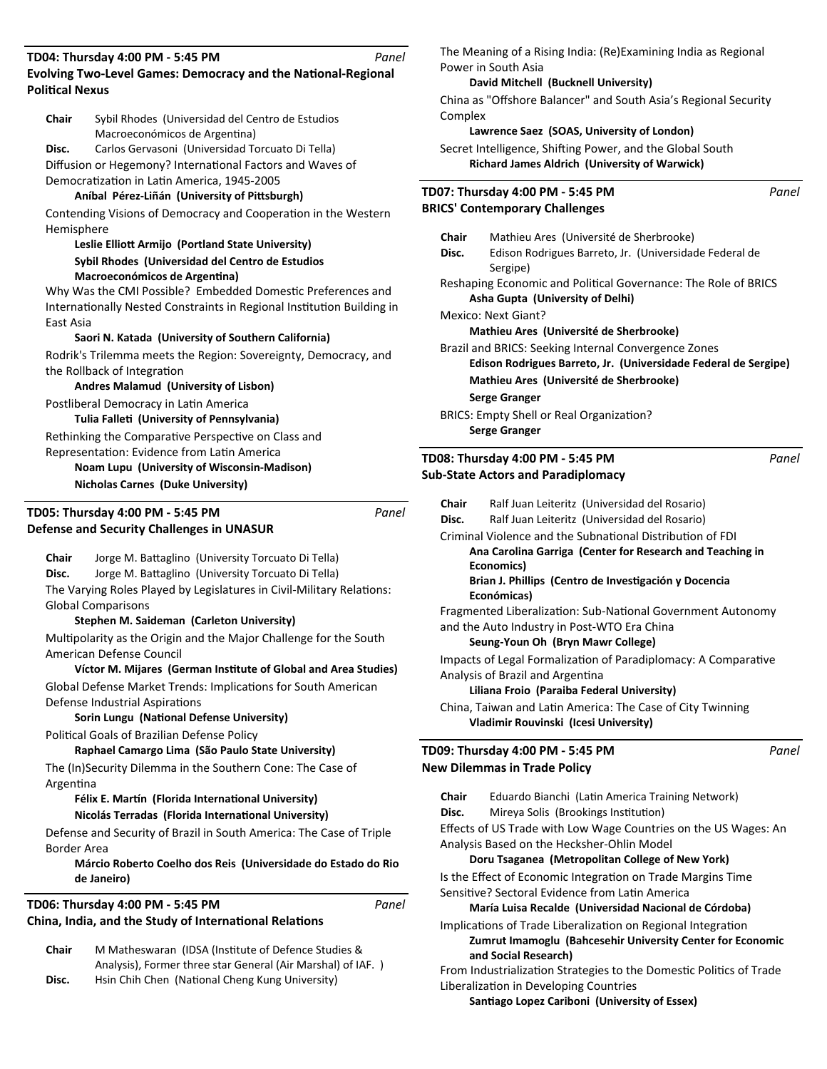### TD04: Thursday 4:00 PM - 5:45 PM *Panel*
**Evolving Two-Level Games: Democracy and the National-Regional Political Nexus**

**Chair** Sybil Rhodes (Universidad del Centro de Estudios Macroeconómicos de Argentina)
**Disc.** Carlos Gervasoni (Universidad Torcuato Di Tella)

Diffusion or Hegemony? International Factors and Waves of Democratization in Latin America, 1945-2005
**Aníbal Pérez-Liñán (University of Pittsburgh)**

Contending Visions of Democracy and Cooperation in the Western Hemisphere
**Leslie Elliott Armijo (Portland State University)**
**Sybil Rhodes (Universidad del Centro de Estudios Macroeconómicos de Argentina)**

Why Was the CMI Possible? Embedded Domestic Preferences and Internationally Nested Constraints in Regional Institution Building in East Asia
**Saori N. Katada (University of Southern California)**

Rodrik's Trilemma meets the Region: Sovereignty, Democracy, and the Rollback of Integration
**Andres Malamud (University of Lisbon)**

Postliberal Democracy in Latin America
**Tulia Falleti (University of Pennsylvania)**

Rethinking the Comparative Perspective on Class and Representation: Evidence from Latin America
**Noam Lupu (University of Wisconsin-Madison)**
**Nicholas Carnes (Duke University)**

### TD05: Thursday 4:00 PM - 5:45 PM *Panel*
**Defense and Security Challenges in UNASUR**

**Chair** Jorge M. Battaglino (University Torcuato Di Tella)
**Disc.** Jorge M. Battaglino (University Torcuato Di Tella)

The Varying Roles Played by Legislatures in Civil-Military Relations: Global Comparisons
**Stephen M. Saideman (Carleton University)**

Multipolarity as the Origin and the Major Challenge for the South American Defense Council
**Víctor M. Mijares (German Institute of Global and Area Studies)**

Global Defense Market Trends: Implications for South American Defense Industrial Aspirations
**Sorin Lungu (National Defense University)**

Political Goals of Brazilian Defense Policy
**Raphael Camargo Lima (São Paulo State University)**

The (In)Security Dilemma in the Southern Cone: The Case of Argentina
**Félix E. Martín (Florida International University)**
**Nicolás Terradas (Florida International University)**

Defense and Security of Brazil in South America: The Case of Triple Border Area
**Márcio Roberto Coelho dos Reis (Universidade do Estado do Rio de Janeiro)**

### TD06: Thursday 4:00 PM - 5:45 PM *Panel*
**China, India, and the Study of International Relations**

**Chair** M Matheswaran (IDSA (Institute of Defence Studies & Analysis), Former three star General (Air Marshal) of IAF. )
**Disc.** Hsin Chih Chen (National Cheng Kung University)

The Meaning of a Rising India: (Re)Examining India as Regional Power in South Asia
**David Mitchell (Bucknell University)**

China as "Offshore Balancer" and South Asia's Regional Security Complex
**Lawrence Saez (SOAS, University of London)**

Secret Intelligence, Shifting Power, and the Global South
**Richard James Aldrich (University of Warwick)**

### TD07: Thursday 4:00 PM - 5:45 PM *Panel*
**BRICS' Contemporary Challenges**

**Chair** Mathieu Ares (Université de Sherbrooke)
**Disc.** Edison Rodrigues Barreto, Jr. (Universidade Federal de Sergipe)

Reshaping Economic and Political Governance: The Role of BRICS
**Asha Gupta (University of Delhi)**

Mexico: Next Giant?
**Mathieu Ares (Université de Sherbrooke)**

Brazil and BRICS: Seeking Internal Convergence Zones
**Edison Rodrigues Barreto, Jr. (Universidade Federal de Sergipe)**
**Mathieu Ares (Université de Sherbrooke)**
**Serge Granger**

BRICS: Empty Shell or Real Organization?
**Serge Granger**

### TD08: Thursday 4:00 PM - 5:45 PM *Panel*
**Sub-State Actors and Paradiplomacy**

**Chair** Ralf Juan Leiteritz (Universidad del Rosario)
**Disc.** Ralf Juan Leiteritz (Universidad del Rosario)

Criminal Violence and the Subnational Distribution of FDI
**Ana Carolina Garriga (Center for Research and Teaching in Economics)**
**Brian J. Phillips (Centro de Investigación y Docencia Económicas)**

Fragmented Liberalization: Sub-National Government Autonomy and the Auto Industry in Post-WTO Era China
**Seung-Youn Oh (Bryn Mawr College)**

Impacts of Legal Formalization of Paradiplomacy: A Comparative Analysis of Brazil and Argentina
**Liliana Froio (Paraiba Federal University)**

China, Taiwan and Latin America: The Case of City Twinning
**Vladimir Rouvinski (Icesi University)**

### TD09: Thursday 4:00 PM - 5:45 PM *Panel*
**New Dilemmas in Trade Policy**

**Chair** Eduardo Bianchi (Latin America Training Network)
**Disc.** Mireya Solis (Brookings Institution)

Effects of US Trade with Low Wage Countries on the US Wages: An Analysis Based on the Hecksher-Ohlin Model
**Doru Tsaganea (Metropolitan College of New York)**

Is the Effect of Economic Integration on Trade Margins Time Sensitive? Sectoral Evidence from Latin America
**María Luisa Recalde (Universidad Nacional de Córdoba)**

Implications of Trade Liberalization on Regional Integration
**Zumrut Imamoglu (Bahcesehir University Center for Economic and Social Research)**

From Industrialization Strategies to the Domestic Politics of Trade Liberalization in Developing Countries
**Santiago Lopez Cariboni (University of Essex)**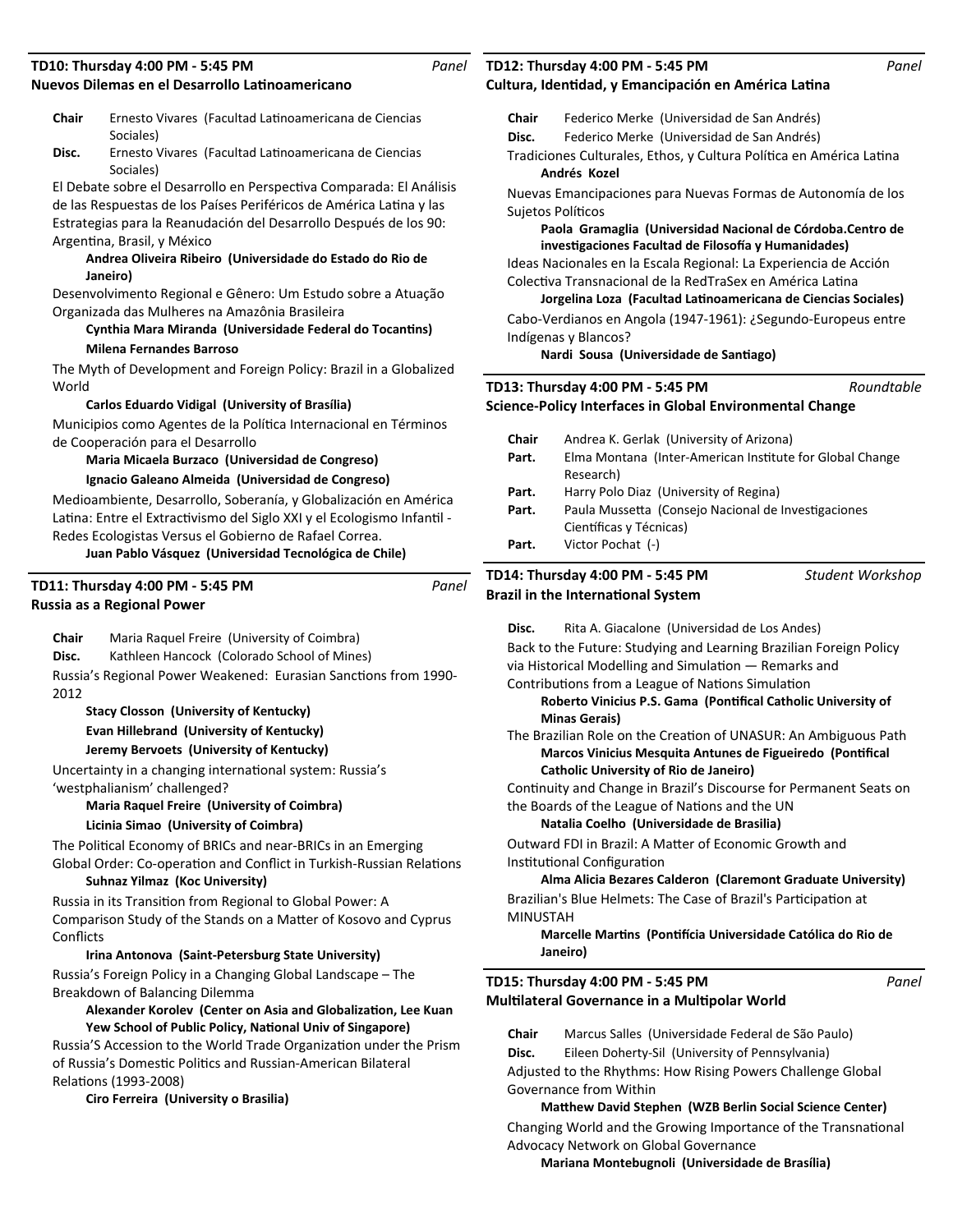### TD10: Thursday 4:00 PM - 5:45 PM *Panel*
**Nuevos Dilemas en el Desarrollo Latinoamericano**

**Chair** Ernesto Vivares (Facultad Latinoamericana de Ciencias Sociales)
**Disc.** Ernesto Vivares (Facultad Latinoamericana de Ciencias Sociales)

El Debate sobre el Desarrollo en Perspectiva Comparada: El Análisis de las Respuestas de los Países Periféricos de América Latina y las Estrategias para la Reanudación del Desarrollo Después de los 90: Argentina, Brasil, y México
**Andrea Oliveira Ribeiro (Universidade do Estado do Rio de Janeiro)**

Desenvolvimento Regional e Gênero: Um Estudo sobre a Atuação Organizada das Mulheres na Amazônia Brasileira
**Cynthia Mara Miranda (Universidade Federal do Tocantins)**
**Milena Fernandes Barroso**

The Myth of Development and Foreign Policy: Brazil in a Globalized World
**Carlos Eduardo Vidigal (University of Brasília)**

Municipios como Agentes de la Política Internacional en Términos de Cooperación para el Desarrollo
**Maria Micaela Burzaco (Universidad de Congreso)**
**Ignacio Galeano Almeida (Universidad de Congreso)**

Medioambiente, Desarrollo, Soberanía, y Globalización en América Latina: Entre el Extractivismo del Siglo XXI y el Ecologismo Infantil - Redes Ecologistas Versus el Gobierno de Rafael Correa.
**Juan Pablo Vásquez (Universidad Tecnológica de Chile)**

### TD11: Thursday 4:00 PM - 5:45 PM *Panel*
**Russia as a Regional Power**

**Chair** Maria Raquel Freire (University of Coimbra)
**Disc.** Kathleen Hancock (Colorado School of Mines)

Russia's Regional Power Weakened: Eurasian Sanctions from 1990-2012
**Stacy Closson (University of Kentucky)**
**Evan Hillebrand (University of Kentucky)**
**Jeremy Bervoets (University of Kentucky)**

Uncertainty in a changing international system: Russia's 'westphalianism' challenged?
**Maria Raquel Freire (University of Coimbra)**
**Licinia Simao (University of Coimbra)**

The Political Economy of BRICs and near-BRICs in an Emerging Global Order: Co-operation and Conflict in Turkish-Russian Relations
**Suhnaz Yilmaz (Koc University)**

Russia in its Transition from Regional to Global Power: A Comparison Study of the Stands on a Matter of Kosovo and Cyprus Conflicts
**Irina Antonova (Saint-Petersburg State University)**

Russia's Foreign Policy in a Changing Global Landscape – The Breakdown of Balancing Dilemma
**Alexander Korolev (Center on Asia and Globalization, Lee Kuan Yew School of Public Policy, National Univ of Singapore)**

Russia'S Accession to the World Trade Organization under the Prism of Russia's Domestic Politics and Russian-American Bilateral Relations (1993-2008)
**Ciro Ferreira (University o Brasilia)**

### TD12: Thursday 4:00 PM - 5:45 PM *Panel*
**Cultura, Identidad, y Emancipación en América Latina**

**Chair** Federico Merke (Universidad de San Andrés)
**Disc.** Federico Merke (Universidad de San Andrés)

Tradiciones Culturales, Ethos, y Cultura Política en América Latina
**Andrés Kozel**

Nuevas Emancipaciones para Nuevas Formas de Autonomía de los Sujetos Políticos
**Paola Gramaglia (Universidad Nacional de Córdoba.Centro de investigaciones Facultad de Filosofía y Humanidades)**

Ideas Nacionales en la Escala Regional: La Experiencia de Acción Colectiva Transnacional de la RedTraSex en América Latina
**Jorgelina Loza (Facultad Latinoamericana de Ciencias Sociales)**

Cabo-Verdianos en Angola (1947-1961): ¿Segundo-Europeus entre Indígenas y Blancos?
**Nardi Sousa (Universidade de Santiago)**

### TD13: Thursday 4:00 PM - 5:45 PM *Roundtable*
**Science-Policy Interfaces in Global Environmental Change**

**Chair** Andrea K. Gerlak (University of Arizona)
**Part.** Elma Montana (Inter-American Institute for Global Change Research)
**Part.** Harry Polo Diaz (University of Regina)
**Part.** Paula Mussetta (Consejo Nacional de Investigaciones Científicas y Técnicas)
**Part.** Victor Pochat (-)

### TD14: Thursday 4:00 PM - 5:45 PM *Student Workshop*
**Brazil in the International System**

**Disc.** Rita A. Giacalone (Universidad de Los Andes)

Back to the Future: Studying and Learning Brazilian Foreign Policy via Historical Modelling and Simulation — Remarks and Contributions from a League of Nations Simulation
**Roberto Vinicius P.S. Gama (Pontifical Catholic University of Minas Gerais)**

The Brazilian Role on the Creation of UNASUR: An Ambiguous Path
**Marcos Vinicius Mesquita Antunes de Figueiredo (Pontifical Catholic University of Rio de Janeiro)**

Continuity and Change in Brazil's Discourse for Permanent Seats on the Boards of the League of Nations and the UN
**Natalia Coelho (Universidade de Brasilia)**

Outward FDI in Brazil: A Matter of Economic Growth and Institutional Configuration
**Alma Alicia Bezares Calderon (Claremont Graduate University)**

Brazilian's Blue Helmets: The Case of Brazil's Participation at MINUSTAH
**Marcelle Martins (Pontifícia Universidade Católica do Rio de Janeiro)**

### TD15: Thursday 4:00 PM - 5:45 PM *Panel*
**Multilateral Governance in a Multipolar World**

**Chair** Marcus Salles (Universidade Federal de São Paulo)
**Disc.** Eileen Doherty-Sil (University of Pennsylvania)

Adjusted to the Rhythms: How Rising Powers Challenge Global Governance from Within
**Matthew David Stephen (WZB Berlin Social Science Center)**

Changing World and the Growing Importance of the Transnational Advocacy Network on Global Governance
**Mariana Montebugnoli (Universidade de Brasília)**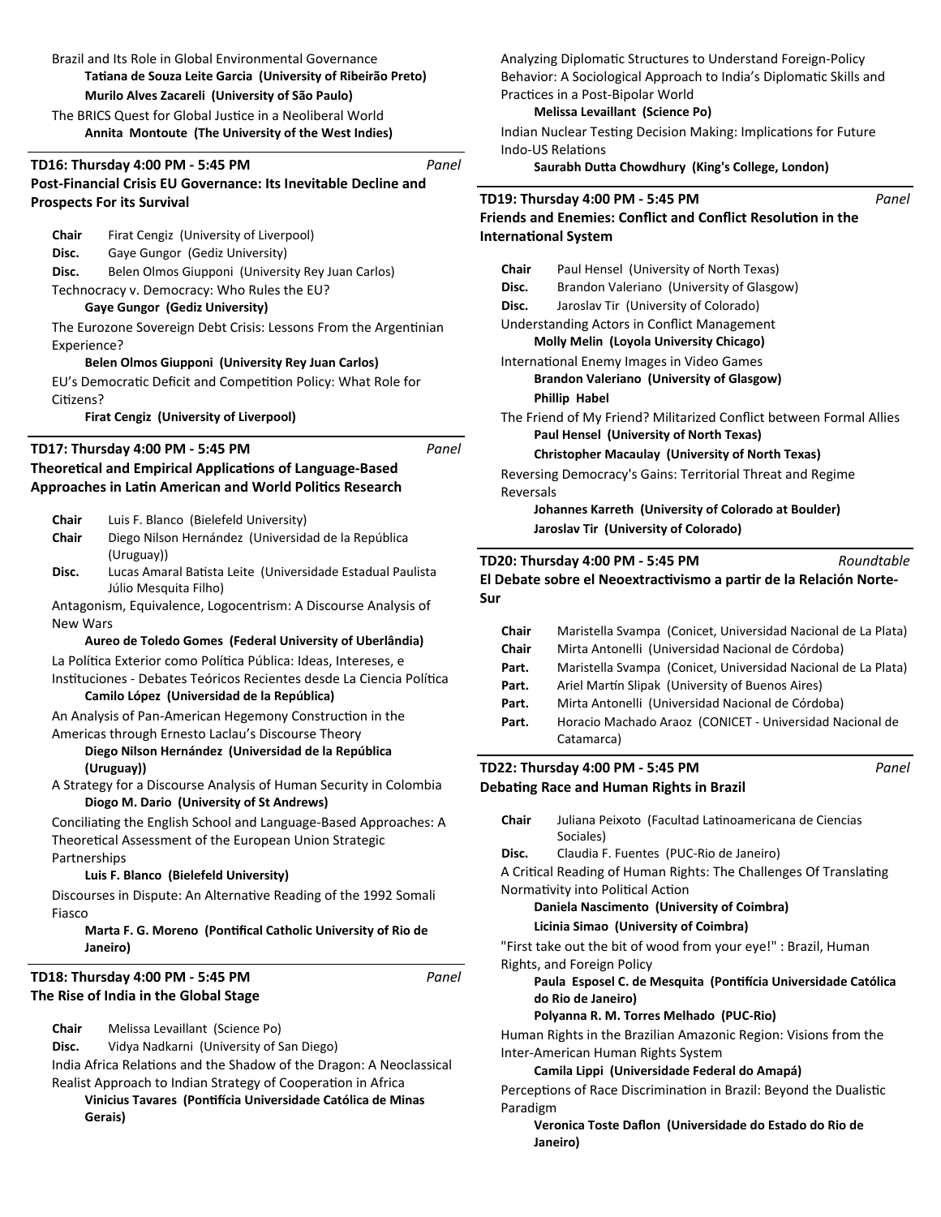Brazil and Its Role in Global Environmental Governance

**Tatiana de Souza Leite Garcia (University of Ribeirão Preto)**

**Murilo Alves Zacareli (University of São Paulo)**

The BRICS Quest for Global Justice in a Neoliberal World

**Annita Montoute (The University of the West Indies)**

---

### TD16: Thursday 4:00 PM - 5:45 PM — *Panel*

### Post-Financial Crisis EU Governance: Its Inevitable Decline and Prospects For its Survival

**Chair** Firat Cengiz (University of Liverpool)
**Disc.** Gaye Gungor (Gediz University)
**Disc.** Belen Olmos Giupponi (University Rey Juan Carlos)

Technocracy v. Democracy: Who Rules the EU?

**Gaye Gungor (Gediz University)**

The Eurozone Sovereign Debt Crisis: Lessons From the Argentinian Experience?

**Belen Olmos Giupponi (University Rey Juan Carlos)**

EU's Democratic Deficit and Competition Policy: What Role for Citizens?

**Firat Cengiz (University of Liverpool)**

---

### TD17: Thursday 4:00 PM - 5:45 PM — *Panel*

### Theoretical and Empirical Applications of Language-Based Approaches in Latin American and World Politics Research

**Chair** Luis F. Blanco (Bielefeld University)
**Chair** Diego Nilson Hernández (Universidad de la República (Uruguay))
**Disc.** Lucas Amaral Batista Leite (Universidade Estadual Paulista Júlio Mesquita Filho)

Antagonism, Equivalence, Logocentrism: A Discourse Analysis of New Wars

**Aureo de Toledo Gomes (Federal University of Uberlândia)**

La Política Exterior como Política Pública: Ideas, Intereses, e Instituciones - Debates Teóricos Recientes desde La Ciencia Política

**Camilo López (Universidad de la República)**

An Analysis of Pan-American Hegemony Construction in the Americas through Ernesto Laclau's Discourse Theory

**Diego Nilson Hernández (Universidad de la República (Uruguay))**

A Strategy for a Discourse Analysis of Human Security in Colombia

**Diogo M. Dario (University of St Andrews)**

Conciliating the English School and Language-Based Approaches: A Theoretical Assessment of the European Union Strategic Partnerships

**Luis F. Blanco (Bielefeld University)**

Discourses in Dispute: An Alternative Reading of the 1992 Somali Fiasco

**Marta F. G. Moreno (Pontifical Catholic University of Rio de Janeiro)**

---

### TD18: Thursday 4:00 PM - 5:45 PM — *Panel*

### The Rise of India in the Global Stage

**Chair** Melissa Levaillant (Science Po)
**Disc.** Vidya Nadkarni (University of San Diego)

India Africa Relations and the Shadow of the Dragon: A Neoclassical Realist Approach to Indian Strategy of Cooperation in Africa

**Vinicius Tavares (Pontifícia Universidade Católica de Minas Gerais)**

Analyzing Diplomatic Structures to Understand Foreign-Policy Behavior: A Sociological Approach to India's Diplomatic Skills and Practices in a Post-Bipolar World

**Melissa Levaillant (Science Po)**

Indian Nuclear Testing Decision Making: Implications for Future Indo-US Relations

**Saurabh Dutta Chowdhury (King's College, London)**

---

### TD19: Thursday 4:00 PM - 5:45 PM — *Panel*

### Friends and Enemies: Conflict and Conflict Resolution in the International System

**Chair** Paul Hensel (University of North Texas)
**Disc.** Brandon Valeriano (University of Glasgow)
**Disc.** Jaroslav Tir (University of Colorado)

Understanding Actors in Conflict Management

**Molly Melin (Loyola University Chicago)**

International Enemy Images in Video Games

**Brandon Valeriano (University of Glasgow)**

**Phillip Habel**

The Friend of My Friend? Militarized Conflict between Formal Allies

**Paul Hensel (University of North Texas)**

**Christopher Macaulay (University of North Texas)**

Reversing Democracy's Gains: Territorial Threat and Regime Reversals

**Johannes Karreth (University of Colorado at Boulder)**

**Jaroslav Tir (University of Colorado)**

---

### TD20: Thursday 4:00 PM - 5:45 PM — *Roundtable*

### El Debate sobre el Neoextractivismo a partir de la Relación Norte-Sur

**Chair** Maristella Svampa (Conicet, Universidad Nacional de La Plata)
**Chair** Mirta Antonelli (Universidad Nacional de Córdoba)
**Part.** Maristella Svampa (Conicet, Universidad Nacional de La Plata)
**Part.** Ariel Martín Slipak (University of Buenos Aires)
**Part.** Mirta Antonelli (Universidad Nacional de Córdoba)
**Part.** Horacio Machado Araoz (CONICET - Universidad Nacional de Catamarca)

---

### TD22: Thursday 4:00 PM - 5:45 PM — *Panel*

### Debating Race and Human Rights in Brazil

**Chair** Juliana Peixoto (Facultad Latinoamericana de Ciencias Sociales)
**Disc.** Claudia F. Fuentes (PUC-Rio de Janeiro)

A Critical Reading of Human Rights: The Challenges Of Translating Normativity into Political Action

**Daniela Nascimento (University of Coimbra)**

**Licinia Simao (University of Coimbra)**

"First take out the bit of wood from your eye!" : Brazil, Human Rights, and Foreign Policy

**Paula Esposel C. de Mesquita (Pontifícia Universidade Católica do Rio de Janeiro)**

**Polyanna R. M. Torres Melhado (PUC-Rio)**

Human Rights in the Brazilian Amazonic Region: Visions from the Inter-American Human Rights System

**Camila Lippi (Universidade Federal do Amapá)**

Perceptions of Race Discrimination in Brazil: Beyond the Dualistic Paradigm

**Veronica Toste Daflon (Universidade do Estado do Rio de Janeiro)**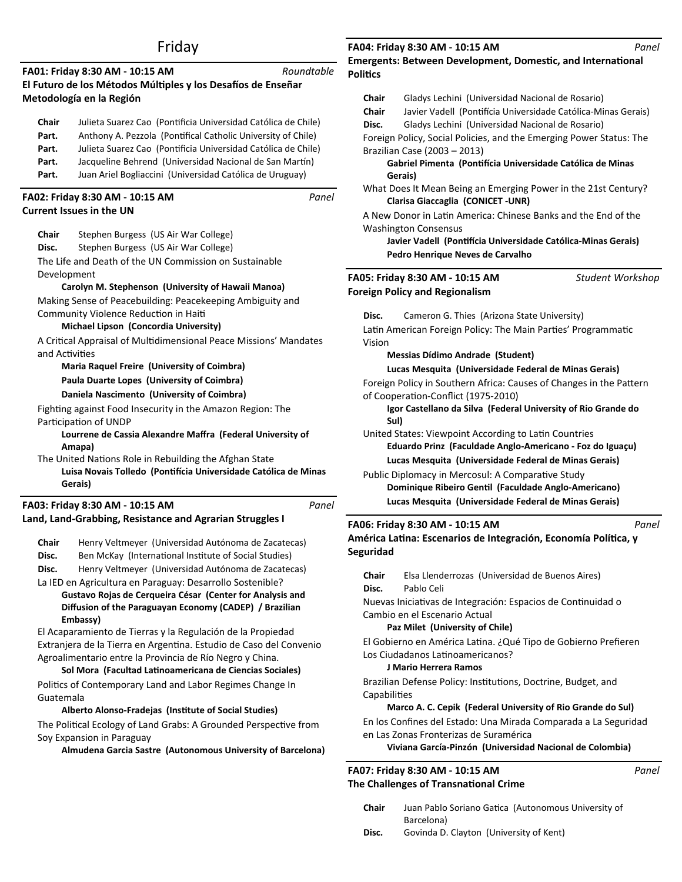# Friday

**FA01: Friday 8:30 AM - 10:15 AM** *Roundtable*
**El Futuro de los Métodos Múltiples y los Desafíos de Enseñar Metodología en la Región**

**Chair** Julieta Suarez Cao (Pontificia Universidad Católica de Chile)
**Part.** Anthony A. Pezzola (Pontifical Catholic University of Chile)
**Part.** Julieta Suarez Cao (Pontificia Universidad Católica de Chile)
**Part.** Jacqueline Behrend (Universidad Nacional de San Martín)
**Part.** Juan Ariel Bogliaccini (Universidad Católica de Uruguay)

**FA02: Friday 8:30 AM - 10:15 AM** *Panel*
**Current Issues in the UN**

**Chair** Stephen Burgess (US Air War College)
**Disc.** Stephen Burgess (US Air War College)

The Life and Death of the UN Commission on Sustainable Development
**Carolyn M. Stephenson (University of Hawaii Manoa)**

Making Sense of Peacebuilding: Peacekeeping Ambiguity and Community Violence Reduction in Haiti
**Michael Lipson (Concordia University)**

A Critical Appraisal of Multidimensional Peace Missions' Mandates and Activities
**Maria Raquel Freire (University of Coimbra)**
**Paula Duarte Lopes (University of Coimbra)**
**Daniela Nascimento (University of Coimbra)**

Fighting against Food Insecurity in the Amazon Region: The Participation of UNDP
**Lourrene de Cassia Alexandre Maffra (Federal University of Amapa)**

The United Nations Role in Rebuilding the Afghan State
**Luisa Novais Tolledo (Pontifícia Universidade Católica de Minas Gerais)**

**FA03: Friday 8:30 AM - 10:15 AM** *Panel*
**Land, Land-Grabbing, Resistance and Agrarian Struggles I**

**Chair** Henry Veltmeyer (Universidad Autónoma de Zacatecas)
**Disc.** Ben McKay (International Institute of Social Studies)
**Disc.** Henry Veltmeyer (Universidad Autónoma de Zacatecas)

La IED en Agricultura en Paraguay: Desarrollo Sostenible?
**Gustavo Rojas de Cerqueira César (Center for Analysis and Diffusion of the Paraguayan Economy (CADEP) / Brazilian Embassy)**

El Acaparamiento de Tierras y la Regulación de la Propiedad Extranjera de la Tierra en Argentina. Estudio de Caso del Convenio Agroalimentario entre la Provincia de Río Negro y China.
**Sol Mora (Facultad Latinoamericana de Ciencias Sociales)**

Politics of Contemporary Land and Labor Regimes Change In Guatemala
**Alberto Alonso-Fradejas (Institute of Social Studies)**

The Political Ecology of Land Grabs: A Grounded Perspective from Soy Expansion in Paraguay
**Almudena Garcia Sastre (Autonomous University of Barcelona)**

**FA04: Friday 8:30 AM - 10:15 AM** *Panel*
**Emergents: Between Development, Domestic, and International Politics**

**Chair** Gladys Lechini (Universidad Nacional de Rosario)
**Chair** Javier Vadell (Pontifícia Universidade Católica-Minas Gerais)
**Disc.** Gladys Lechini (Universidad Nacional de Rosario)

Foreign Policy, Social Policies, and the Emerging Power Status: The Brazilian Case (2003 – 2013)
**Gabriel Pimenta (Pontifícia Universidade Católica de Minas Gerais)**

What Does It Mean Being an Emerging Power in the 21st Century?
**Clarisa Giaccaglia (CONICET -UNR)**

A New Donor in Latin America: Chinese Banks and the End of the Washington Consensus
**Javier Vadell (Pontifícia Universidade Católica-Minas Gerais)**
**Pedro Henrique Neves de Carvalho**

**FA05: Friday 8:30 AM - 10:15 AM** *Student Workshop*
**Foreign Policy and Regionalism**

**Disc.** Cameron G. Thies (Arizona State University)

Latin American Foreign Policy: The Main Parties' Programmatic Vision
**Messias Dídimo Andrade (Student)**
**Lucas Mesquita (Universidade Federal de Minas Gerais)**

Foreign Policy in Southern Africa: Causes of Changes in the Pattern of Cooperation-Conflict (1975-2010)
**Igor Castellano da Silva (Federal University of Rio Grande do Sul)**

United States: Viewpoint According to Latin Countries
**Eduardo Prinz (Faculdade Anglo-Americano - Foz do Iguaçu)**
**Lucas Mesquita (Universidade Federal de Minas Gerais)**

Public Diplomacy in Mercosul: A Comparative Study
**Dominique Ribeiro Gentil (Faculdade Anglo-Americano)**
**Lucas Mesquita (Universidade Federal de Minas Gerais)**

**FA06: Friday 8:30 AM - 10:15 AM** *Panel*
**América Latina: Escenarios de Integración, Economía Política, y Seguridad**

**Chair** Elsa Llenderrozas (Universidad de Buenos Aires)
**Disc.** Pablo Celi

Nuevas Iniciativas de Integración: Espacios de Continuidad o Cambio en el Escenario Actual
**Paz Milet (University of Chile)**

El Gobierno en América Latina. ¿Qué Tipo de Gobierno Prefieren Los Ciudadanos Latinoamericanos?
**J Mario Herrera Ramos**

Brazilian Defense Policy: Institutions, Doctrine, Budget, and Capabilities
**Marco A. C. Cepik (Federal University of Rio Grande do Sul)**

En los Confines del Estado: Una Mirada Comparada a La Seguridad en Las Zonas Fronterizas de Suramérica
**Viviana García-Pinzón (Universidad Nacional de Colombia)**

**FA07: Friday 8:30 AM - 10:15 AM** *Panel*
**The Challenges of Transnational Crime**

**Chair** Juan Pablo Soriano Gatica (Autonomous University of Barcelona)
**Disc.** Govinda D. Clayton (University of Kent)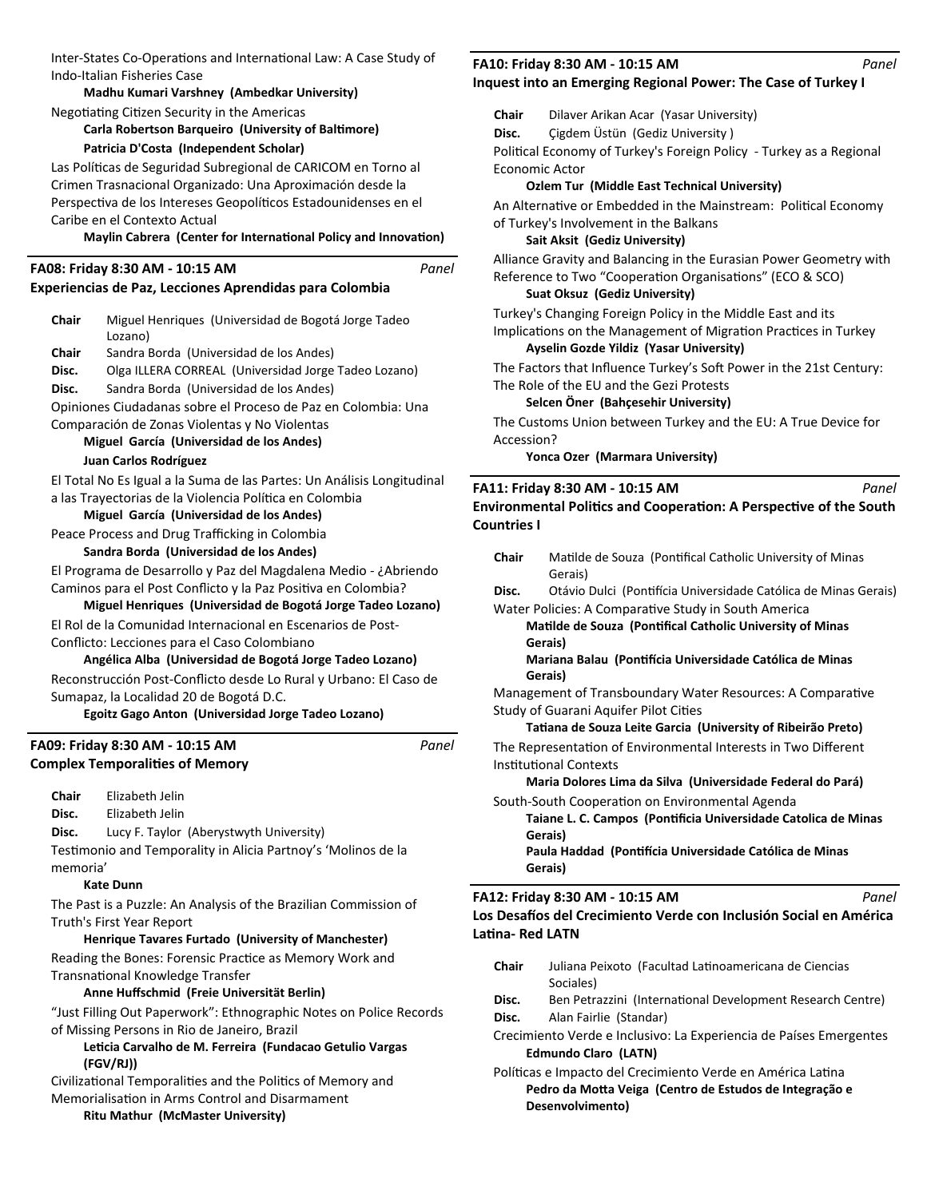Inter-States Co-Operations and International Law: A Case Study of Indo-Italian Fisheries Case

**Madhu Kumari Varshney (Ambedkar University)**

Negotiating Citizen Security in the Americas

**Carla Robertson Barqueiro (University of Baltimore)**

**Patricia D'Costa (Independent Scholar)**

Las Políticas de Seguridad Subregional de CARICOM en Torno al Crimen Trasnacional Organizado: Una Aproximación desde la Perspectiva de los Intereses Geopolíticos Estadounidenses en el Caribe en el Contexto Actual

**Maylin Cabrera (Center for International Policy and Innovation)**

## FA08: Friday 8:30 AM - 10:15 AM *Panel*

### Experiencias de Paz, Lecciones Aprendidas para Colombia

**Chair** Miguel Henriques (Universidad de Bogotá Jorge Tadeo Lozano)

**Chair** Sandra Borda (Universidad de los Andes)

**Disc.** Olga ILLERA CORREAL (Universidad Jorge Tadeo Lozano)

**Disc.** Sandra Borda (Universidad de los Andes)

Opiniones Ciudadanas sobre el Proceso de Paz en Colombia: Una Comparación de Zonas Violentas y No Violentas

**Miguel García (Universidad de los Andes)**

**Juan Carlos Rodríguez**

El Total No Es Igual a la Suma de las Partes: Un Análisis Longitudinal a las Trayectorias de la Violencia Política en Colombia

**Miguel García (Universidad de los Andes)**

Peace Process and Drug Trafficking in Colombia

**Sandra Borda (Universidad de los Andes)**

El Programa de Desarrollo y Paz del Magdalena Medio - ¿Abriendo Caminos para el Post Conflicto y la Paz Positiva en Colombia?

**Miguel Henriques (Universidad de Bogotá Jorge Tadeo Lozano)**

El Rol de la Comunidad Internacional en Escenarios de Post-Conflicto: Lecciones para el Caso Colombiano

**Angélica Alba (Universidad de Bogotá Jorge Tadeo Lozano)**

Reconstrucción Post-Conflicto desde Lo Rural y Urbano: El Caso de Sumapaz, la Localidad 20 de Bogotá D.C.

**Egoitz Gago Anton (Universidad Jorge Tadeo Lozano)**

## FA09: Friday 8:30 AM - 10:15 AM *Panel*

### Complex Temporalities of Memory

**Chair** Elizabeth Jelin

**Disc.** Elizabeth Jelin

**Disc.** Lucy F. Taylor (Aberystwyth University)

Testimonio and Temporality in Alicia Partnoy's 'Molinos de la memoria'

**Kate Dunn**

The Past is a Puzzle: An Analysis of the Brazilian Commission of Truth's First Year Report

**Henrique Tavares Furtado (University of Manchester)**

Reading the Bones: Forensic Practice as Memory Work and Transnational Knowledge Transfer

**Anne Huffschmid (Freie Universität Berlin)**

"Just Filling Out Paperwork": Ethnographic Notes on Police Records of Missing Persons in Rio de Janeiro, Brazil

**Leticia Carvalho de M. Ferreira (Fundacao Getulio Vargas (FGV/RJ))**

Civilizational Temporalities and the Politics of Memory and Memorialisation in Arms Control and Disarmament

**Ritu Mathur (McMaster University)**

## FA10: Friday 8:30 AM - 10:15 AM *Panel*

### Inquest into an Emerging Regional Power: The Case of Turkey I

**Chair** Dilaver Arikan Acar (Yasar University)

**Disc.** Çigdem Üstün (Gediz University )

Political Economy of Turkey's Foreign Policy - Turkey as a Regional Economic Actor

**Ozlem Tur (Middle East Technical University)**

An Alternative or Embedded in the Mainstream: Political Economy of Turkey's Involvement in the Balkans

**Sait Aksit (Gediz University)**

Alliance Gravity and Balancing in the Eurasian Power Geometry with Reference to Two "Cooperation Organisations" (ECO & SCO)

**Suat Oksuz (Gediz University)**

Turkey's Changing Foreign Policy in the Middle East and its Implications on the Management of Migration Practices in Turkey

**Ayselin Gozde Yildiz (Yasar University)**

The Factors that Influence Turkey's Soft Power in the 21st Century: The Role of the EU and the Gezi Protests

**Selcen Öner (Bahçeşehir University)**

The Customs Union between Turkey and the EU: A True Device for Accession?

**Yonca Ozer (Marmara University)**

## FA11: Friday 8:30 AM - 10:15 AM *Panel*

### Environmental Politics and Cooperation: A Perspective of the South Countries I

**Chair** Matilde de Souza (Pontifical Catholic University of Minas Gerais)

**Disc.** Otávio Dulci (Pontifícia Universidade Católica de Minas Gerais)

Water Policies: A Comparative Study in South America

**Matilde de Souza (Pontifical Catholic University of Minas Gerais)**

**Mariana Balau (Pontifícia Universidade Católica de Minas Gerais)**

Management of Transboundary Water Resources: A Comparative Study of Guarani Aquifer Pilot Cities

**Tatiana de Souza Leite Garcia (University of Ribeirão Preto)**

The Representation of Environmental Interests in Two Different Institutional Contexts

**Maria Dolores Lima da Silva (Universidade Federal do Pará)**

South-South Cooperation on Environmental Agenda

**Taiane L. C. Campos (Pontificia Universidade Catolica de Minas Gerais)**

**Paula Haddad (Pontifícia Universidade Católica de Minas Gerais)**

## FA12: Friday 8:30 AM - 10:15 AM *Panel*

### Los Desafíos del Crecimiento Verde con Inclusión Social en América Latina- Red LATN

**Chair** Juliana Peixoto (Facultad Latinoamericana de Ciencias Sociales)

**Disc.** Ben Petrazzini (International Development Research Centre)

**Disc.** Alan Fairlie (Standar)

Crecimiento Verde e Inclusivo: La Experiencia de Países Emergentes

**Edmundo Claro (LATN)**

Políticas e Impacto del Crecimiento Verde en América Latina

**Pedro da Motta Veiga (Centro de Estudos de Integração e Desenvolvimento)**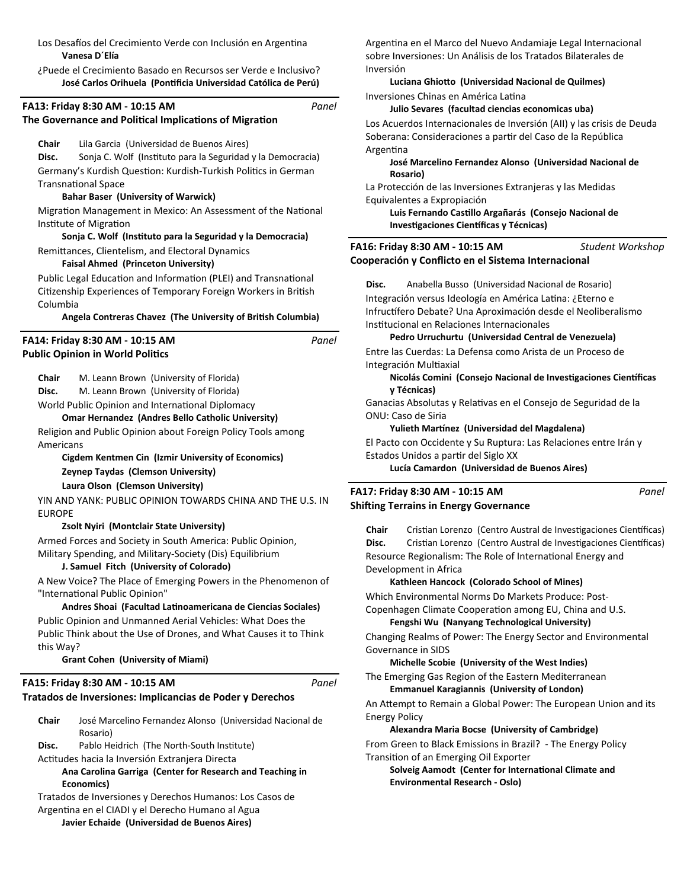Los Desafíos del Crecimiento Verde con Inclusión en Argentina
**Vanesa D´Elía**

¿Puede el Crecimiento Basado en Recursos ser Verde e Inclusivo?
**José Carlos Orihuela (Pontificia Universidad Católica de Perú)**

---

### FA13: Friday 8:30 AM - 10:15 AM — *Panel*
### The Governance and Political Implications of Migration

**Chair** Lila Garcia (Universidad de Buenos Aires)
**Disc.** Sonja C. Wolf (Instituto para la Seguridad y la Democracia)

Germany's Kurdish Question: Kurdish-Turkish Politics in German Transnational Space
**Bahar Baser (University of Warwick)**

Migration Management in Mexico: An Assessment of the National Institute of Migration
**Sonja C. Wolf (Instituto para la Seguridad y la Democracia)**

Remittances, Clientelism, and Electoral Dynamics
**Faisal Ahmed (Princeton University)**

Public Legal Education and Information (PLEI) and Transnational Citizenship Experiences of Temporary Foreign Workers in British Columbia
**Angela Contreras Chavez (The University of British Columbia)**

---

### FA14: Friday 8:30 AM - 10:15 AM — *Panel*
### Public Opinion in World Politics

**Chair** M. Leann Brown (University of Florida)
**Disc.** M. Leann Brown (University of Florida)

World Public Opinion and International Diplomacy
**Omar Hernandez (Andres Bello Catholic University)**

Religion and Public Opinion about Foreign Policy Tools among Americans
**Cigdem Kentmen Cin (Izmir University of Economics)**
**Zeynep Taydas (Clemson University)**
**Laura Olson (Clemson University)**

YIN AND YANK: PUBLIC OPINION TOWARDS CHINA AND THE U.S. IN EUROPE
**Zsolt Nyiri (Montclair State University)**

Armed Forces and Society in South America: Public Opinion, Military Spending, and Military-Society (Dis) Equilibrium
**J. Samuel Fitch (University of Colorado)**

A New Voice? The Place of Emerging Powers in the Phenomenon of "International Public Opinion"
**Andres Shoai (Facultad Latinoamericana de Ciencias Sociales)**

Public Opinion and Unmanned Aerial Vehicles: What Does the Public Think about the Use of Drones, and What Causes it to Think this Way?
**Grant Cohen (University of Miami)**

---

### FA15: Friday 8:30 AM - 10:15 AM — *Panel*
### Tratados de Inversiones: Implicancias de Poder y Derechos

**Chair** José Marcelino Fernandez Alonso (Universidad Nacional de Rosario)
**Disc.** Pablo Heidrich (The North-South Institute)

Actitudes hacia la Inversión Extranjera Directa
**Ana Carolina Garriga (Center for Research and Teaching in Economics)**

Tratados de Inversiones y Derechos Humanos: Los Casos de Argentina en el CIADI y el Derecho Humano al Agua
**Javier Echaide (Universidad de Buenos Aires)**

Argentina en el Marco del Nuevo Andamiaje Legal Internacional sobre Inversiones: Un Análisis de los Tratados Bilaterales de Inversión
**Luciana Ghiotto (Universidad Nacional de Quilmes)**

Inversiones Chinas en América Latina
**Julio Sevares (facultad ciencias economicas uba)**

Los Acuerdos Internacionales de Inversión (AII) y las crisis de Deuda Soberana: Consideraciones a partir del Caso de la República Argentina
**José Marcelino Fernandez Alonso (Universidad Nacional de Rosario)**

La Protección de las Inversiones Extranjeras y las Medidas Equivalentes a Expropiación
**Luis Fernando Castillo Argañarás (Consejo Nacional de Investigaciones Científicas y Técnicas)**

---

### FA16: Friday 8:30 AM - 10:15 AM — *Student Workshop*
### Cooperación y Conflicto en el Sistema Internacional

**Disc.** Anabella Busso (Universidad Nacional de Rosario)

Integración versus Ideología en América Latina: ¿Eterno e Infructífero Debate? Una Aproximación desde el Neoliberalismo Institucional en Relaciones Internacionales
**Pedro Urruchurtu (Universidad Central de Venezuela)**

Entre las Cuerdas: La Defensa como Arista de un Proceso de Integración Multiaxial
**Nicolás Comini (Consejo Nacional de Investigaciones Científicas y Técnicas)**

Ganancias Absolutas y Relativas en el Consejo de Seguridad de la ONU: Caso de Siria
**Yulieth Martínez (Universidad del Magdalena)**

El Pacto con Occidente y Su Ruptura: Las Relaciones entre Irán y Estados Unidos a partir del Siglo XX
**Lucía Camardon (Universidad de Buenos Aires)**

---

### FA17: Friday 8:30 AM - 10:15 AM — *Panel*
### Shifting Terrains in Energy Governance

**Chair** Cristian Lorenzo (Centro Austral de Investigaciones Científicas)
**Disc.** Cristian Lorenzo (Centro Austral de Investigaciones Científicas)

Resource Regionalism: The Role of International Energy and Development in Africa
**Kathleen Hancock (Colorado School of Mines)**

Which Environmental Norms Do Markets Produce: Post-Copenhagen Climate Cooperation among EU, China and U.S.
**Fengshi Wu (Nanyang Technological University)**

Changing Realms of Power: The Energy Sector and Environmental Governance in SIDS
**Michelle Scobie (University of the West Indies)**

The Emerging Gas Region of the Eastern Mediterranean
**Emmanuel Karagiannis (University of London)**

An Attempt to Remain a Global Power: The European Union and its Energy Policy
**Alexandra Maria Bocse (University of Cambridge)**

From Green to Black Emissions in Brazil? - The Energy Policy Transition of an Emerging Oil Exporter
**Solveig Aamodt (Center for International Climate and Environmental Research - Oslo)**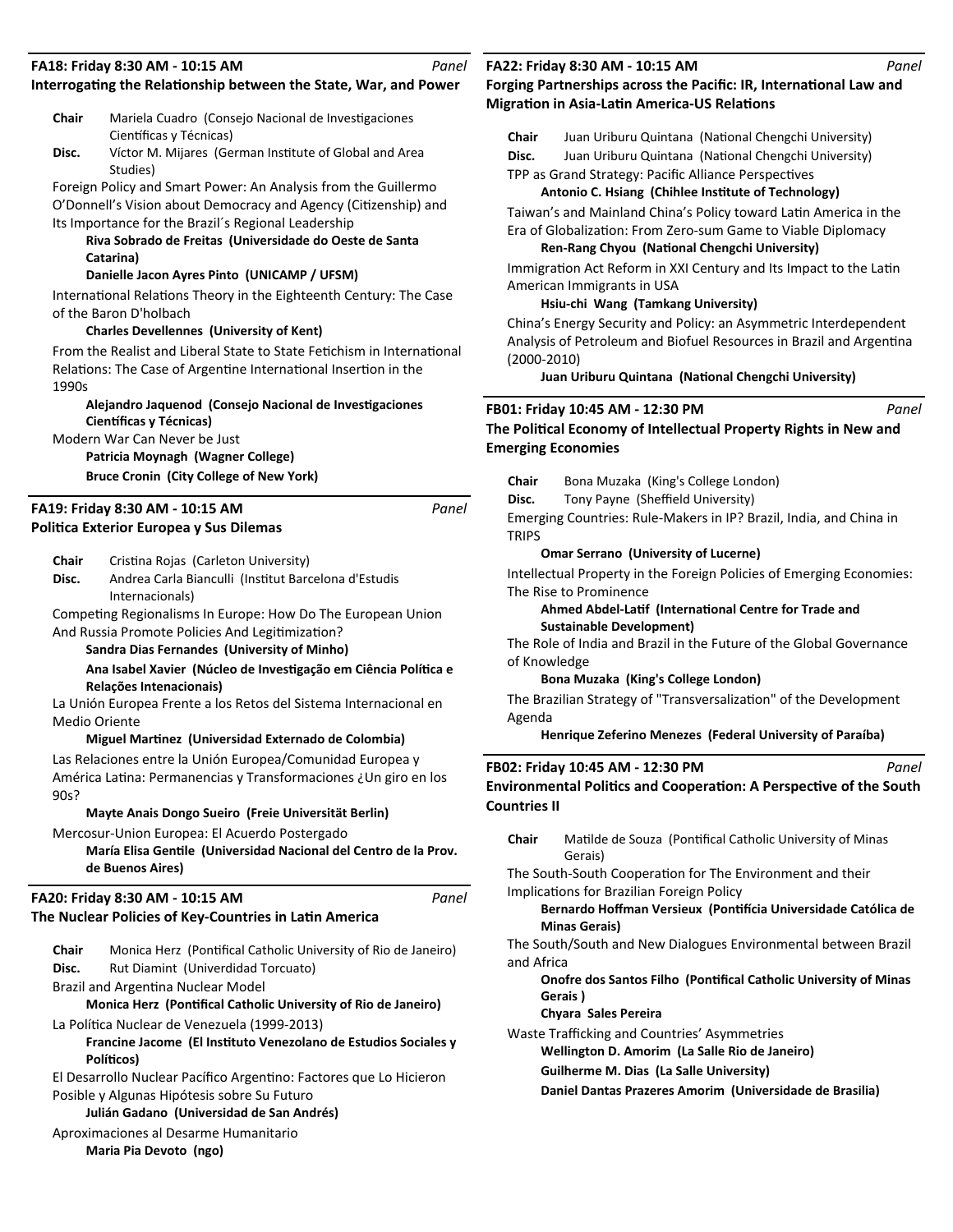### FA18: Friday 8:30 AM - 10:15 AM — *Panel*

**Interrogating the Relationship between the State, War, and Power**

**Chair** Mariela Cuadro (Consejo Nacional de Investigaciones Científicas y Técnicas)
**Disc.** Víctor M. Mijares (German Institute of Global and Area Studies)

Foreign Policy and Smart Power: An Analysis from the Guillermo O'Donnell's Vision about Democracy and Agency (Citizenship) and Its Importance for the Brazil´s Regional Leadership
**Riva Sobrado de Freitas (Universidade do Oeste de Santa Catarina)**
**Danielle Jacon Ayres Pinto (UNICAMP / UFSM)**

International Relations Theory in the Eighteenth Century: The Case of the Baron D'holbach
**Charles Devellennes (University of Kent)**

From the Realist and Liberal State to State Fetichism in International Relations: The Case of Argentine International Insertion in the 1990s
**Alejandro Jaquenod (Consejo Nacional de Investigaciones Científicas y Técnicas)**

Modern War Can Never be Just
**Patricia Moynagh (Wagner College)**
**Bruce Cronin (City College of New York)**

### FA19: Friday 8:30 AM - 10:15 AM — *Panel*

**Politica Exterior Europea y Sus Dilemas**

**Chair** Cristina Rojas (Carleton University)
**Disc.** Andrea Carla Bianculli (Institut Barcelona d'Estudis Internacionals)

Competing Regionalisms In Europe: How Do The European Union And Russia Promote Policies And Legitimization?
**Sandra Dias Fernandes (University of Minho)**
**Ana Isabel Xavier (Núcleo de Investigação em Ciência Política e Relações Intenacionais)**

La Unión Europea Frente a los Retos del Sistema Internacional en Medio Oriente
**Miguel Martinez (Universidad Externado de Colombia)**

Las Relaciones entre la Unión Europea/Comunidad Europea y América Latina: Permanencias y Transformaciones ¿Un giro en los 90s?
**Mayte Anais Dongo Sueiro (Freie Universität Berlin)**

Mercosur-Union Europea: El Acuerdo Postergado
**María Elisa Gentile (Universidad Nacional del Centro de la Prov. de Buenos Aires)**

### FA20: Friday 8:30 AM - 10:15 AM — *Panel*

**The Nuclear Policies of Key-Countries in Latin America**

**Chair** Monica Herz (Pontifical Catholic University of Rio de Janeiro)
**Disc.** Rut Diamint (Univerdidad Torcuato)

Brazil and Argentina Nuclear Model
**Monica Herz (Pontifical Catholic University of Rio de Janeiro)**

La Política Nuclear de Venezuela (1999-2013)
**Francine Jacome (El Instituto Venezolano de Estudios Sociales y Políticos)**

El Desarrollo Nuclear Pacífico Argentino: Factores que Lo Hicieron Posible y Algunas Hipótesis sobre Su Futuro
**Julián Gadano (Universidad de San Andrés)**

Aproximaciones al Desarme Humanitario
**Maria Pia Devoto (ngo)**

### FA22: Friday 8:30 AM - 10:15 AM — *Panel*

**Forging Partnerships across the Pacific: IR, International Law and Migration in Asia-Latin America-US Relations**

**Chair** Juan Uriburu Quintana (National Chengchi University)
**Disc.** Juan Uriburu Quintana (National Chengchi University)

TPP as Grand Strategy: Pacific Alliance Perspectives
**Antonio C. Hsiang (Chihlee Institute of Technology)**

Taiwan's and Mainland China's Policy toward Latin America in the Era of Globalization: From Zero-sum Game to Viable Diplomacy
**Ren-Rang Chyou (National Chengchi University)**

Immigration Act Reform in XXI Century and Its Impact to the Latin American Immigrants in USA
**Hsiu-chi Wang (Tamkang University)**

China's Energy Security and Policy: an Asymmetric Interdependent Analysis of Petroleum and Biofuel Resources in Brazil and Argentina (2000-2010)
**Juan Uriburu Quintana (National Chengchi University)**

### FB01: Friday 10:45 AM - 12:30 PM — *Panel*

**The Political Economy of Intellectual Property Rights in New and Emerging Economies**

**Chair** Bona Muzaka (King's College London)
**Disc.** Tony Payne (Sheffield University)

Emerging Countries: Rule-Makers in IP? Brazil, India, and China in TRIPS
**Omar Serrano (University of Lucerne)**

Intellectual Property in the Foreign Policies of Emerging Economies: The Rise to Prominence
**Ahmed Abdel-Latif (International Centre for Trade and Sustainable Development)**

The Role of India and Brazil in the Future of the Global Governance of Knowledge
**Bona Muzaka (King's College London)**

The Brazilian Strategy of "Transversalization" of the Development Agenda
**Henrique Zeferino Menezes (Federal University of Paraíba)**

### FB02: Friday 10:45 AM - 12:30 PM — *Panel*

**Environmental Politics and Cooperation: A Perspective of the South Countries II**

**Chair** Matilde de Souza (Pontifical Catholic University of Minas Gerais)

The South-South Cooperation for The Environment and their Implications for Brazilian Foreign Policy
**Bernardo Hoffman Versieux (Pontifícia Universidade Católica de Minas Gerais)**

The South/South and New Dialogues Environmental between Brazil and Africa
**Onofre dos Santos Filho (Pontifical Catholic University of Minas Gerais )**
**Chyara Sales Pereira**

Waste Trafficking and Countries' Asymmetries
**Wellington D. Amorim (La Salle Rio de Janeiro)**
**Guilherme M. Dias (La Salle University)**
**Daniel Dantas Prazeres Amorim (Universidade de Brasilia)**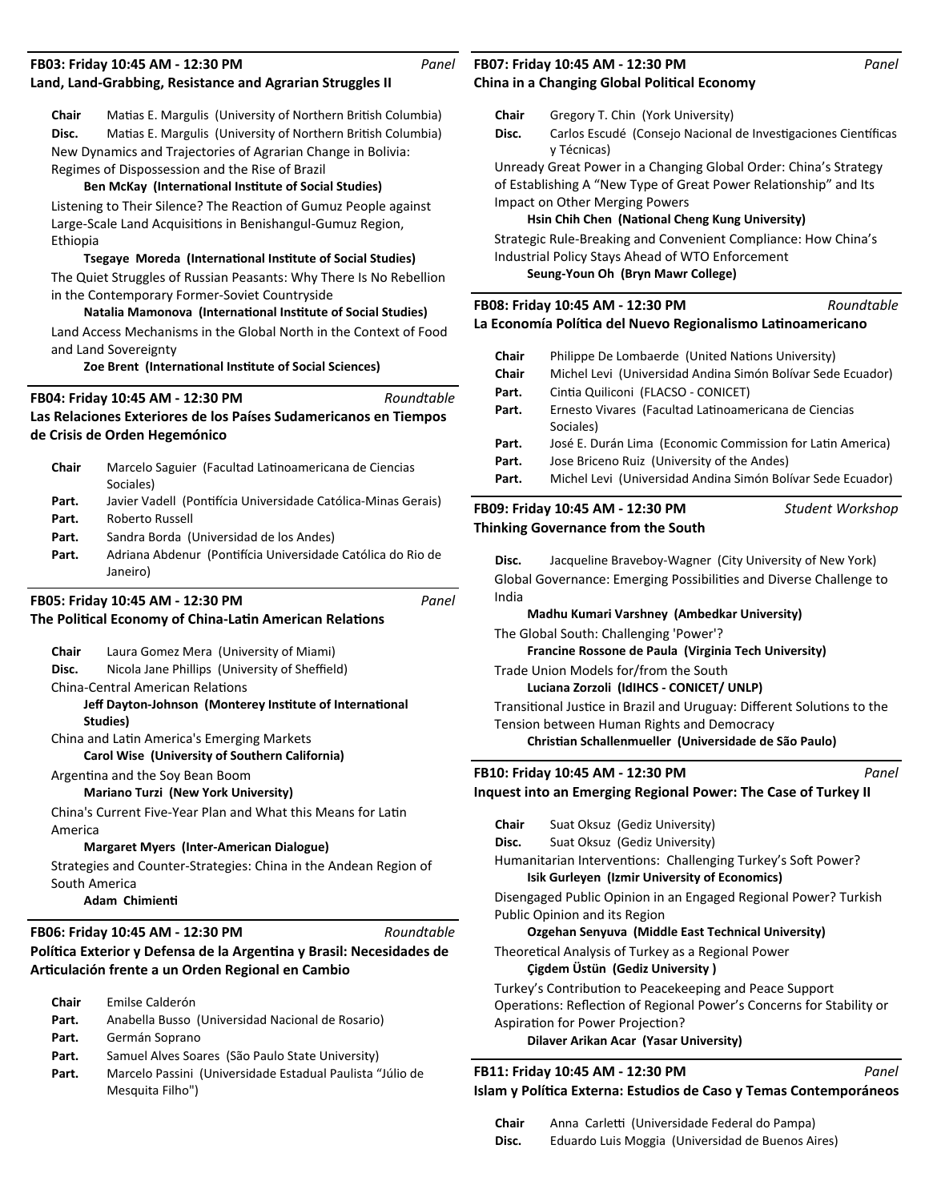**FB03: Friday 10:45 AM - 12:30 PM** *Panel*
**Land, Land-Grabbing, Resistance and Agrarian Struggles II**

**Chair** Matias E. Margulis (University of Northern British Columbia)
**Disc.** Matias E. Margulis (University of Northern British Columbia)

New Dynamics and Trajectories of Agrarian Change in Bolivia: Regimes of Dispossession and the Rise of Brazil
**Ben McKay (International Institute of Social Studies)**

Listening to Their Silence? The Reaction of Gumuz People against Large-Scale Land Acquisitions in Benishangul-Gumuz Region, Ethiopia
**Tsegaye Moreda (International Institute of Social Studies)**

The Quiet Struggles of Russian Peasants: Why There Is No Rebellion in the Contemporary Former-Soviet Countryside
**Natalia Mamonova (International Institute of Social Studies)**

Land Access Mechanisms in the Global North in the Context of Food and Land Sovereignty
**Zoe Brent (International Institute of Social Sciences)**

**FB04: Friday 10:45 AM - 12:30 PM** *Roundtable*
**Las Relaciones Exteriores de los Países Sudamericanos en Tiempos de Crisis de Orden Hegemónico**

**Chair** Marcelo Saguier (Facultad Latinoamericana de Ciencias Sociales)
**Part.** Javier Vadell (Pontifícia Universidade Católica-Minas Gerais)
**Part.** Roberto Russell
**Part.** Sandra Borda (Universidad de los Andes)
**Part.** Adriana Abdenur (Pontifícia Universidade Católica do Rio de Janeiro)

**FB05: Friday 10:45 AM - 12:30 PM** *Panel*
**The Political Economy of China-Latin American Relations**

**Chair** Laura Gomez Mera (University of Miami)
**Disc.** Nicola Jane Phillips (University of Sheffield)

China-Central American Relations
**Jeff Dayton-Johnson (Monterey Institute of International Studies)**

China and Latin America's Emerging Markets
**Carol Wise (University of Southern California)**

Argentina and the Soy Bean Boom
**Mariano Turzi (New York University)**

China's Current Five-Year Plan and What this Means for Latin America
**Margaret Myers (Inter-American Dialogue)**

Strategies and Counter-Strategies: China in the Andean Region of South America
**Adam Chimienti**

**FB06: Friday 10:45 AM - 12:30 PM** *Roundtable*
**Política Exterior y Defensa de la Argentina y Brasil: Necesidades de Articulación frente a un Orden Regional en Cambio**

**Chair** Emilse Calderón
**Part.** Anabella Busso (Universidad Nacional de Rosario)
**Part.** Germán Soprano
**Part.** Samuel Alves Soares (São Paulo State University)
**Part.** Marcelo Passini (Universidade Estadual Paulista "Júlio de Mesquita Filho")

**FB07: Friday 10:45 AM - 12:30 PM** *Panel*
**China in a Changing Global Political Economy**

**Chair** Gregory T. Chin (York University)
**Disc.** Carlos Escudé (Consejo Nacional de Investigaciones Científicas y Técnicas)

Unready Great Power in a Changing Global Order: China's Strategy of Establishing A "New Type of Great Power Relationship" and Its Impact on Other Merging Powers
**Hsin Chih Chen (National Cheng Kung University)**

Strategic Rule-Breaking and Convenient Compliance: How China's Industrial Policy Stays Ahead of WTO Enforcement
**Seung-Youn Oh (Bryn Mawr College)**

**FB08: Friday 10:45 AM - 12:30 PM** *Roundtable*
**La Economía Política del Nuevo Regionalismo Latinoamericano**

**Chair** Philippe De Lombaerde (United Nations University)
**Chair** Michel Levi (Universidad Andina Simón Bolívar Sede Ecuador)
**Part.** Cintia Quiliconi (FLACSO - CONICET)
**Part.** Ernesto Vivares (Facultad Latinoamericana de Ciencias Sociales)
**Part.** José E. Durán Lima (Economic Commission for Latin America)
**Part.** Jose Briceno Ruiz (University of the Andes)
**Part.** Michel Levi (Universidad Andina Simón Bolívar Sede Ecuador)

**FB09: Friday 10:45 AM - 12:30 PM** *Student Workshop*
**Thinking Governance from the South**

**Disc.** Jacqueline Braveboy-Wagner (City University of New York)

Global Governance: Emerging Possibilities and Diverse Challenge to India
**Madhu Kumari Varshney (Ambedkar University)**

The Global South: Challenging 'Power'?
**Francine Rossone de Paula (Virginia Tech University)**

Trade Union Models for/from the South
**Luciana Zorzoli (IdIHCS - CONICET/ UNLP)**

Transitional Justice in Brazil and Uruguay: Different Solutions to the Tension between Human Rights and Democracy
**Christian Schallenmueller (Universidade de São Paulo)**

**FB10: Friday 10:45 AM - 12:30 PM** *Panel*
**Inquest into an Emerging Regional Power: The Case of Turkey II**

**Chair** Suat Oksuz (Gediz University)
**Disc.** Suat Oksuz (Gediz University)

Humanitarian Interventions: Challenging Turkey's Soft Power?
**Isik Gurleyen (Izmir University of Economics)**

Disengaged Public Opinion in an Engaged Regional Power? Turkish Public Opinion and its Region
**Ozgehan Senyuva (Middle East Technical University)**

Theoretical Analysis of Turkey as a Regional Power
**Çigdem Üstün (Gediz University )**

Turkey's Contribution to Peacekeeping and Peace Support Operations: Reflection of Regional Power's Concerns for Stability or Aspiration for Power Projection?
**Dilaver Arikan Acar (Yasar University)**

**FB11: Friday 10:45 AM - 12:30 PM** *Panel*
**Islam y Política Externa: Estudios de Caso y Temas Contemporáneos**

**Chair** Anna Carletti (Universidade Federal do Pampa)
**Disc.** Eduardo Luis Moggia (Universidad de Buenos Aires)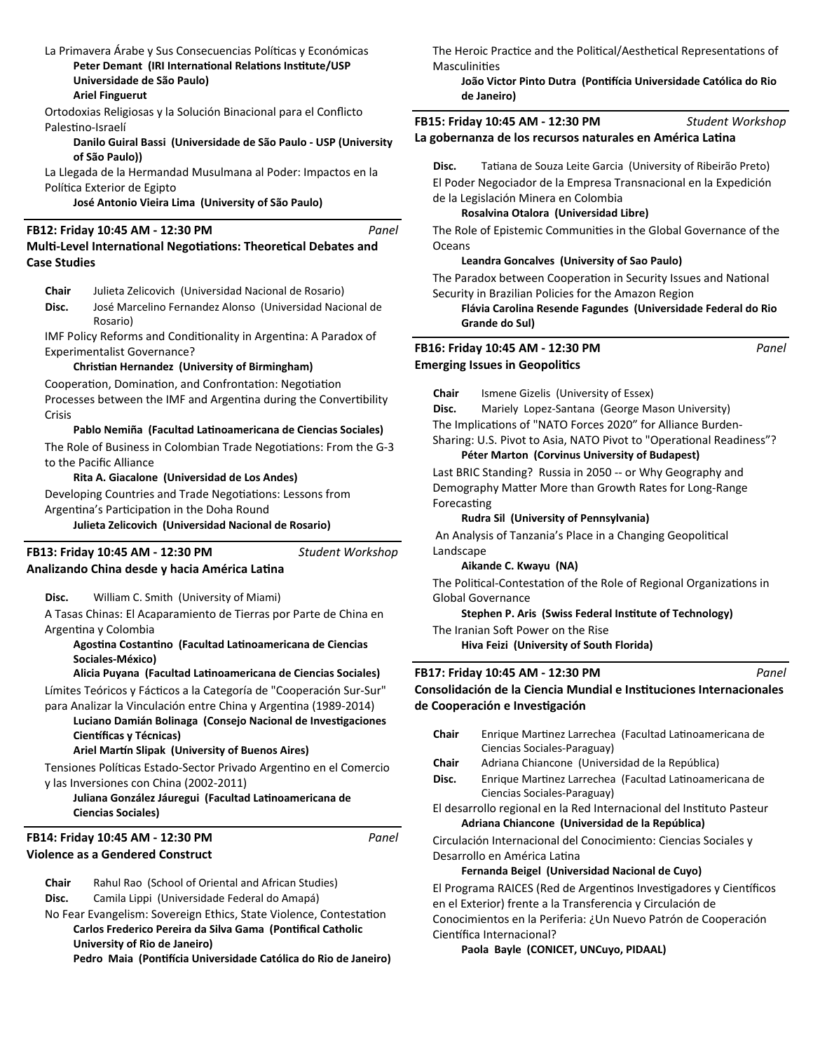La Primavera Árabe y Sus Consecuencias Políticas y Económicas

**Peter Demant (IRI International Relations Institute/USP Universidade de São Paulo)**
**Ariel Finguerut**

Ortodoxias Religiosas y la Solución Binacional para el Conflicto Palestino-Israelí

**Danilo Guiral Bassi (Universidade de São Paulo - USP (University of São Paulo))**

La Llegada de la Hermandad Musulmana al Poder: Impactos en la Política Exterior de Egipto

**José Antonio Vieira Lima (University of São Paulo)**

---

**FB12: Friday 10:45 AM - 12:30 PM** *Panel*

**Multi-Level International Negotiations: Theoretical Debates and Case Studies**

**Chair** Julieta Zelicovich (Universidad Nacional de Rosario)
**Disc.** José Marcelino Fernandez Alonso (Universidad Nacional de Rosario)

IMF Policy Reforms and Conditionality in Argentina: A Paradox of Experimentalist Governance?

**Christian Hernandez (University of Birmingham)**

Cooperation, Domination, and Confrontation: Negotiation Processes between the IMF and Argentina during the Convertibility Crisis

**Pablo Nemiña (Facultad Latinoamericana de Ciencias Sociales)**

The Role of Business in Colombian Trade Negotiations: From the G-3 to the Pacific Alliance

**Rita A. Giacalone (Universidad de Los Andes)**

Developing Countries and Trade Negotiations: Lessons from Argentina's Participation in the Doha Round

**Julieta Zelicovich (Universidad Nacional de Rosario)**

---

**FB13: Friday 10:45 AM - 12:30 PM** *Student Workshop*

**Analizando China desde y hacia América Latina**

**Disc.** William C. Smith (University of Miami)

A Tasas Chinas: El Acaparamiento de Tierras por Parte de China en Argentina y Colombia

**Agostina Costantino (Facultad Latinoamericana de Ciencias Sociales-México)**
**Alicia Puyana (Facultad Latinoamericana de Ciencias Sociales)**

Límites Teóricos y Fácticos a la Categoría de "Cooperación Sur-Sur" para Analizar la Vinculación entre China y Argentina (1989-2014)

**Luciano Damián Bolinaga (Consejo Nacional de Investigaciones Científicas y Técnicas)**
**Ariel Martín Slipak (University of Buenos Aires)**

Tensiones Políticas Estado-Sector Privado Argentino en el Comercio y las Inversiones con China (2002-2011)

**Juliana González Jáuregui (Facultad Latinoamericana de Ciencias Sociales)**

---

**FB14: Friday 10:45 AM - 12:30 PM** *Panel*

**Violence as a Gendered Construct**

**Chair** Rahul Rao (School of Oriental and African Studies)
**Disc.** Camila Lippi (Universidade Federal do Amapá)

No Fear Evangelism: Sovereign Ethics, State Violence, Contestation

**Carlos Frederico Pereira da Silva Gama (Pontifical Catholic University of Rio de Janeiro)**
**Pedro Maia (Pontifícia Universidade Católica do Rio de Janeiro)**

The Heroic Practice and the Political/Aesthetical Representations of Masculinities

**João Victor Pinto Dutra (Pontifícia Universidade Católica do Rio de Janeiro)**

---

**FB15: Friday 10:45 AM - 12:30 PM** *Student Workshop*

**La gobernanza de los recursos naturales en América Latina**

**Disc.** Tatiana de Souza Leite Garcia (University of Ribeirão Preto)

El Poder Negociador de la Empresa Transnacional en la Expedición de la Legislación Minera en Colombia

**Rosalvina Otalora (Universidad Libre)**

The Role of Epistemic Communities in the Global Governance of the Oceans

**Leandra Goncalves (University of Sao Paulo)**

The Paradox between Cooperation in Security Issues and National Security in Brazilian Policies for the Amazon Region

**Flávia Carolina Resende Fagundes (Universidade Federal do Rio Grande do Sul)**

---

**FB16: Friday 10:45 AM - 12:30 PM** *Panel*

**Emerging Issues in Geopolitics**

**Chair** Ismene Gizelis (University of Essex)
**Disc.** Mariely Lopez-Santana (George Mason University)

The Implications of "NATO Forces 2020" for Alliance Burden-Sharing: U.S. Pivot to Asia, NATO Pivot to "Operational Readiness"?

**Péter Marton (Corvinus University of Budapest)**

Last BRIC Standing? Russia in 2050 -- or Why Geography and Demography Matter More than Growth Rates for Long-Range Forecasting

**Rudra Sil (University of Pennsylvania)**

An Analysis of Tanzania's Place in a Changing Geopolitical Landscape

**Aikande C. Kwayu (NA)**

The Political-Contestation of the Role of Regional Organizations in Global Governance

**Stephen P. Aris (Swiss Federal Institute of Technology)**

The Iranian Soft Power on the Rise

**Hiva Feizi (University of South Florida)**

---

**FB17: Friday 10:45 AM - 12:30 PM** *Panel*

**Consolidación de la Ciencia Mundial e Instituciones Internacionales de Cooperación e Investigación**

**Chair** Enrique Martinez Larrechea (Facultad Latinoamericana de Ciencias Sociales-Paraguay)
**Chair** Adriana Chiancone (Universidad de la República)
**Disc.** Enrique Martinez Larrechea (Facultad Latinoamericana de Ciencias Sociales-Paraguay)

El desarrollo regional en la Red Internacional del Instituto Pasteur

**Adriana Chiancone (Universidad de la República)**

Circulación Internacional del Conocimiento: Ciencias Sociales y Desarrollo en América Latina

**Fernanda Beigel (Universidad Nacional de Cuyo)**

El Programa RAICES (Red de Argentinos Investigadores y Científicos en el Exterior) frente a la Transferencia y Circulación de Conocimientos en la Periferia: ¿Un Nuevo Patrón de Cooperación Científica Internacional?

**Paola Bayle (CONICET, UNCuyo, PIDAAL)**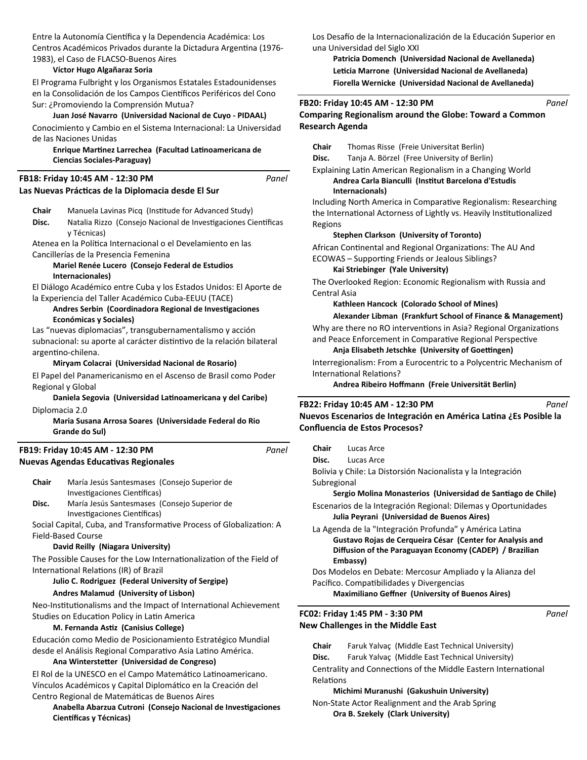Entre la Autonomía Científica y la Dependencia Académica: Los Centros Académicos Privados durante la Dictadura Argentina (1976-1983), el Caso de FLACSO-Buenos Aires

**Víctor Hugo Algañaraz Soria**

El Programa Fulbright y los Organismos Estatales Estadounidenses en la Consolidación de los Campos Científicos Periféricos del Cono Sur: ¿Promoviendo la Comprensión Mutua?

**Juan José Navarro (Universidad Nacional de Cuyo - PIDAAL)**

Conocimiento y Cambio en el Sistema Internacional: La Universidad de las Naciones Unidas

**Enrique Martinez Larrechea (Facultad Latinoamericana de Ciencias Sociales-Paraguay)**

---

### FB18: Friday 10:45 AM - 12:30 PM — *Panel*
### Las Nuevas Prácticas de la Diplomacia desde El Sur

**Chair** Manuela Lavinas Picq (Institude for Advanced Study)
**Disc.** Natalia Rizzo (Consejo Nacional de Investigaciones Científicas y Técnicas)

Atenea en la Política Internacional o el Develamiento en las Cancillerías de la Presencia Femenina

**Mariel Renée Lucero (Consejo Federal de Estudios Internacionales)**

El Diálogo Académico entre Cuba y los Estados Unidos: El Aporte de la Experiencia del Taller Académico Cuba-EEUU (TACE)

**Andres Serbin (Coordinadora Regional de Investigaciones Económicas y Sociales)**

Las "nuevas diplomacias", transgubernamentalismo y acción subnacional: su aporte al carácter distintivo de la relación bilateral argentino-chilena.

**Miryam Colacrai (Universidad Nacional de Rosario)**

El Papel del Panamericanismo en el Ascenso de Brasil como Poder Regional y Global

**Daniela Segovia (Universidad Latinoamericana y del Caribe)**

Diplomacia 2.0

**Maria Susana Arrosa Soares (Universidade Federal do Rio Grande do Sul)**

---

### FB19: Friday 10:45 AM - 12:30 PM — *Panel*
### Nuevas Agendas Educativas Regionales

**Chair** María Jesús Santesmases (Consejo Superior de Investigaciones Científicas)
**Disc.** María Jesús Santesmases (Consejo Superior de Investigaciones Científicas)

Social Capital, Cuba, and Transformative Process of Globalization: A Field-Based Course

**David Reilly (Niagara University)**

The Possible Causes for the Low Internationalization of the Field of International Relations (IR) of Brazil

**Julio C. Rodriguez (Federal University of Sergipe)**
**Andres Malamud (University of Lisbon)**

Neo-Institutionalisms and the Impact of International Achievement Studies on Education Policy in Latin America

**M. Fernanda Astiz (Canisius College)**

Educación como Medio de Posicionamiento Estratégico Mundial desde el Análisis Regional Comparativo Asia Latino América.

**Ana Winterstetter (Universidad de Congreso)**

El Rol de la UNESCO en el Campo Matemático Latinoamericano. Vínculos Académicos y Capital Diplomático en la Creación del Centro Regional de Matemáticas de Buenos Aires

**Anabella Abarzua Cutroni (Consejo Nacional de Investigaciones Científicas y Técnicas)**

Los Desafío de la Internacionalización de la Educación Superior en una Universidad del Siglo XXI

**Patricia Domench (Universidad Nacional de Avellaneda)**
**Leticia Marrone (Universidad Nacional de Avellaneda)**
**Fiorella Wernicke (Universidad Nacional de Avellaneda)**

---

### FB20: Friday 10:45 AM - 12:30 PM — *Panel*
### Comparing Regionalism around the Globe: Toward a Common Research Agenda

**Chair** Thomas Risse (Freie Universitat Berlin)
**Disc.** Tanja A. Börzel (Free University of Berlin)

Explaining Latin American Regionalism in a Changing World

**Andrea Carla Bianculli (Institut Barcelona d'Estudis Internacionals)**

Including North America in Comparative Regionalism: Researching the International Actorness of Lightly vs. Heavily Institutionalized Regions

**Stephen Clarkson (University of Toronto)**

African Continental and Regional Organizations: The AU And ECOWAS – Supporting Friends or Jealous Siblings?

**Kai Striebinger (Yale University)**

The Overlooked Region: Economic Regionalism with Russia and Central Asia

**Kathleen Hancock (Colorado School of Mines)**
**Alexander Libman (Frankfurt School of Finance & Management)**

Why are there no RO interventions in Asia? Regional Organizations and Peace Enforcement in Comparative Regional Perspective

**Anja Elisabeth Jetschke (University of Goettingen)**

Interregionalism: From a Eurocentric to a Polycentric Mechanism of International Relations?

**Andrea Ribeiro Hoffmann (Freie Universität Berlin)**

---

### FB22: Friday 10:45 AM - 12:30 PM — *Panel*
### Nuevos Escenarios de Integración en América Latina ¿Es Posible la Confluencia de Estos Procesos?

**Chair** Lucas Arce
**Disc.** Lucas Arce

Bolivia y Chile: La Distorsión Nacionalista y la Integración Subregional

**Sergio Molina Monasterios (Universidad de Santiago de Chile)**

Escenarios de la Integración Regional: Dilemas y Oportunidades

**Julia Peyrani (Universidad de Buenos Aires)**

La Agenda de la "Integración Profunda" y América Latina

**Gustavo Rojas de Cerqueira César (Center for Analysis and Diffusion of the Paraguayan Economy (CADEP) / Brazilian Embassy)**

Dos Modelos en Debate: Mercosur Ampliado y la Alianza del Pacífico. Compatibilidades y Divergencias

**Maximiliano Geffner (University of Buenos Aires)**

---

### FC02: Friday 1:45 PM - 3:30 PM — *Panel*
### New Challenges in the Middle East

**Chair** Faruk Yalvaç (Middle East Technical University)
**Disc.** Faruk Yalvaç (Middle East Technical University)

Centrality and Connections of the Middle Eastern International Relations

**Michimi Muranushi (Gakushuin University)**

Non-State Actor Realignment and the Arab Spring

**Ora B. Szekely (Clark University)**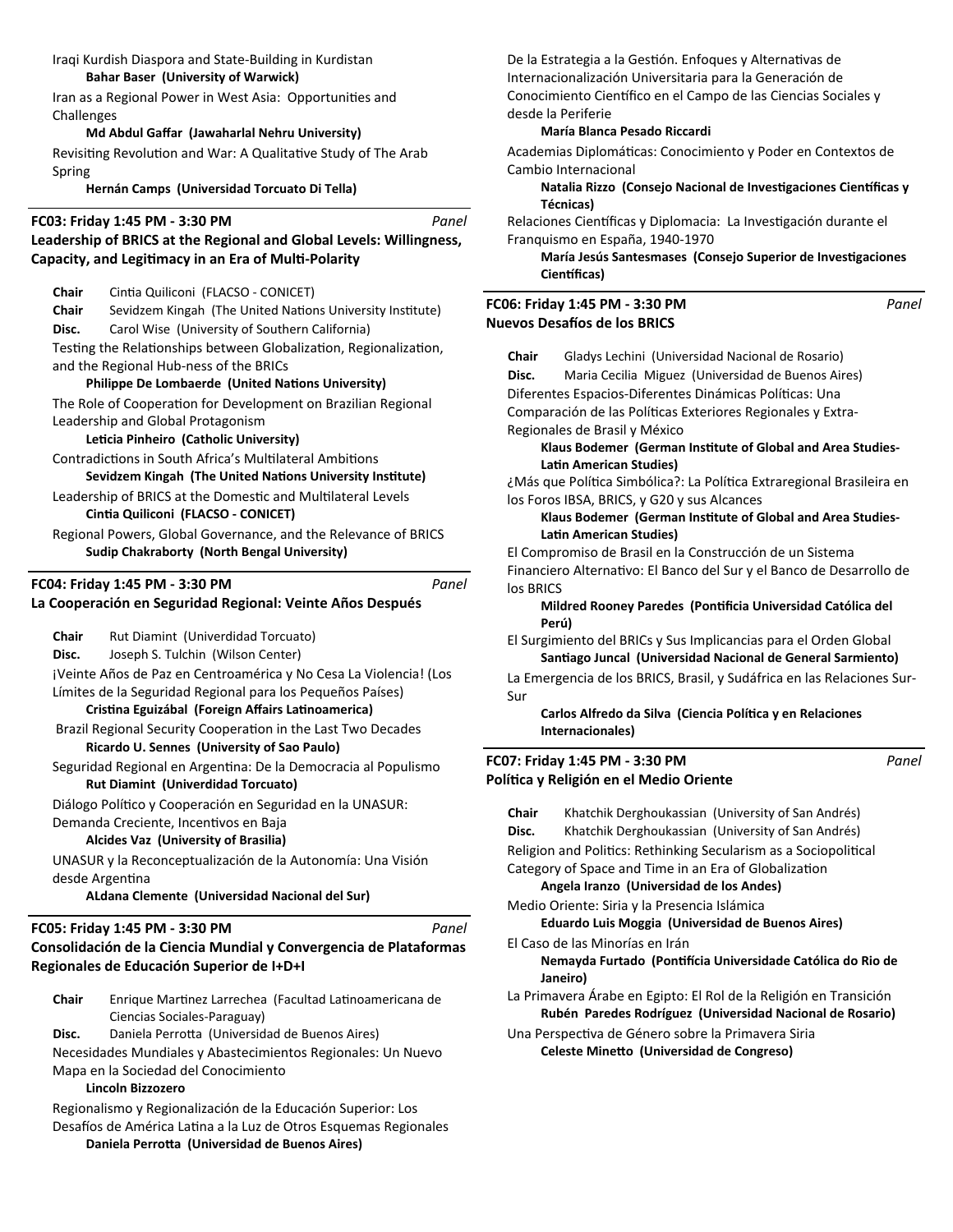Iraqi Kurdish Diaspora and State-Building in Kurdistan
**Bahar Baser (University of Warwick)**

Iran as a Regional Power in West Asia: Opportunities and Challenges
**Md Abdul Gaffar (Jawaharlal Nehru University)**

Revisiting Revolution and War: A Qualitative Study of The Arab Spring
**Hernán Camps (Universidad Torcuato Di Tella)**

---

**FC03: Friday 1:45 PM - 3:30 PM** *Panel*

**Leadership of BRICS at the Regional and Global Levels: Willingness, Capacity, and Legitimacy in an Era of Multi-Polarity**

**Chair** Cintia Quiliconi (FLACSO - CONICET)
**Chair** Sevidzem Kingah (The United Nations University Institute)
**Disc.** Carol Wise (University of Southern California)

Testing the Relationships between Globalization, Regionalization, and the Regional Hub-ness of the BRICs
**Philippe De Lombaerde (United Nations University)**

The Role of Cooperation for Development on Brazilian Regional Leadership and Global Protagonism
**Leticia Pinheiro (Catholic University)**

Contradictions in South Africa's Multilateral Ambitions
**Sevidzem Kingah (The United Nations University Institute)**

Leadership of BRICS at the Domestic and Multilateral Levels
**Cintia Quiliconi (FLACSO - CONICET)**

Regional Powers, Global Governance, and the Relevance of BRICS
**Sudip Chakraborty (North Bengal University)**

---

**FC04: Friday 1:45 PM - 3:30 PM** *Panel*

**La Cooperación en Seguridad Regional: Veinte Años Después**

**Chair** Rut Diamint (Univerdidad Torcuato)
**Disc.** Joseph S. Tulchin (Wilson Center)

¡Veinte Años de Paz en Centroamérica y No Cesa La Violencia! (Los Límites de la Seguridad Regional para los Pequeños Países)
**Cristina Eguizábal (Foreign Affairs Latinoamerica)**

Brazil Regional Security Cooperation in the Last Two Decades
**Ricardo U. Sennes (University of Sao Paulo)**

Seguridad Regional en Argentina: De la Democracia al Populismo
**Rut Diamint (Univerdidad Torcuato)**

Diálogo Político y Cooperación en Seguridad en la UNASUR: Demanda Creciente, Incentivos en Baja
**Alcides Vaz (University of Brasilia)**

UNASUR y la Reconceptualización de la Autonomía: Una Visión desde Argentina
**ALdana Clemente (Universidad Nacional del Sur)**

---

**FC05: Friday 1:45 PM - 3:30 PM** *Panel*

**Consolidación de la Ciencia Mundial y Convergencia de Plataformas Regionales de Educación Superior de I+D+I**

**Chair** Enrique Martinez Larrechea (Facultad Latinoamericana de Ciencias Sociales-Paraguay)
**Disc.** Daniela Perrotta (Universidad de Buenos Aires)

Necesidades Mundiales y Abastecimientos Regionales: Un Nuevo Mapa en la Sociedad del Conocimiento
**Lincoln Bizzozero**

Regionalismo y Regionalización de la Educación Superior: Los Desafíos de América Latina a la Luz de Otros Esquemas Regionales
**Daniela Perrotta (Universidad de Buenos Aires)**

De la Estrategia a la Gestión. Enfoques y Alternativas de Internacionalización Universitaria para la Generación de Conocimiento Científico en el Campo de las Ciencias Sociales y desde la Periferie
**María Blanca Pesado Riccardi**

Academias Diplomáticas: Conocimiento y Poder en Contextos de Cambio Internacional
**Natalia Rizzo (Consejo Nacional de Investigaciones Científicas y Técnicas)**

Relaciones Científicas y Diplomacia: La Investigación durante el Franquismo en España, 1940-1970
**María Jesús Santesmases (Consejo Superior de Investigaciones Científicas)**

---

**FC06: Friday 1:45 PM - 3:30 PM** *Panel*

**Nuevos Desafíos de los BRICS**

**Chair** Gladys Lechini (Universidad Nacional de Rosario)
**Disc.** Maria Cecilia Miguez (Universidad de Buenos Aires)

Diferentes Espacios-Diferentes Dinámicas Políticas: Una Comparación de las Políticas Exteriores Regionales y Extra-Regionales de Brasil y México
**Klaus Bodemer (German Institute of Global and Area Studies-Latin American Studies)**

¿Más que Política Simbólica?: La Política Extraregional Brasileira en los Foros IBSA, BRICS, y G20 y sus Alcances
**Klaus Bodemer (German Institute of Global and Area Studies-Latin American Studies)**

El Compromiso de Brasil en la Construcción de un Sistema Financiero Alternativo: El Banco del Sur y el Banco de Desarrollo de los BRICS
**Mildred Rooney Paredes (Pontificia Universidad Católica del Perú)**

El Surgimiento del BRICs y Sus Implicancias para el Orden Global
**Santiago Juncal (Universidad Nacional de General Sarmiento)**

La Emergencia de los BRICS, Brasil, y Sudáfrica en las Relaciones Sur-Sur
**Carlos Alfredo da Silva (Ciencia Política y en Relaciones Internacionales)**

---

**FC07: Friday 1:45 PM - 3:30 PM** *Panel*

**Política y Religión en el Medio Oriente**

**Chair** Khatchik Derghoukassian (University of San Andrés)
**Disc.** Khatchik Derghoukassian (University of San Andrés)

Religion and Politics: Rethinking Secularism as a Sociopolitical Category of Space and Time in an Era of Globalization
**Angela Iranzo (Universidad de los Andes)**

Medio Oriente: Siria y la Presencia Islámica
**Eduardo Luis Moggia (Universidad de Buenos Aires)**

El Caso de las Minorías en Irán
**Nemayda Furtado (Pontifícia Universidade Católica do Rio de Janeiro)**

La Primavera Árabe en Egipto: El Rol de la Religión en Transición
**Rubén Paredes Rodríguez (Universidad Nacional de Rosario)**

Una Perspectiva de Género sobre la Primavera Siria
**Celeste Minetto (Universidad de Congreso)**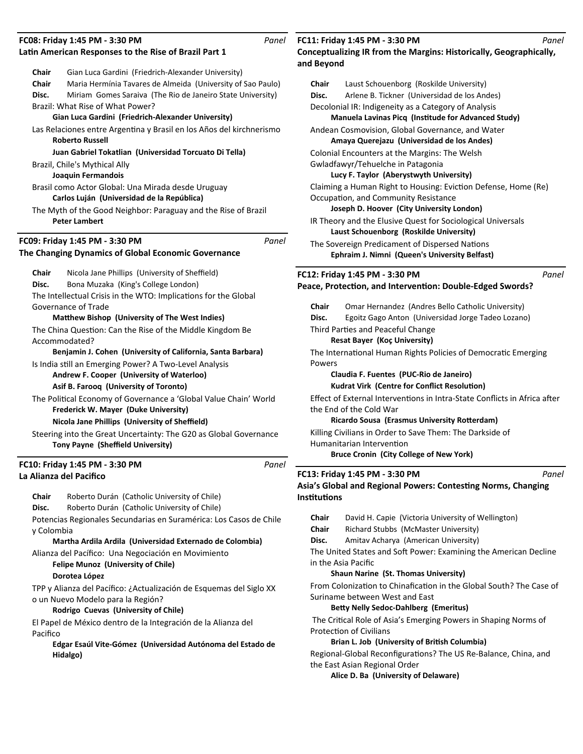### FC08: Friday 1:45 PM - 3:30 PM — *Panel*

**Latin American Responses to the Rise of Brazil Part 1**

**Chair** Gian Luca Gardini (Friedrich-Alexander University)
**Chair** Maria Hermínia Tavares de Almeida (University of Sao Paulo)
**Disc.** Miriam Gomes Saraiva (The Rio de Janeiro State University)

Brazil: What Rise of What Power?
**Gian Luca Gardini (Friedrich-Alexander University)**

Las Relaciones entre Argentina y Brasil en los Años del kirchnerismo
**Roberto Russell**
**Juan Gabriel Tokatlian (Universidad Torcuato Di Tella)**

Brazil, Chile's Mythical Ally
**Joaquin Fermandois**

Brasil como Actor Global: Una Mirada desde Uruguay
**Carlos Luján (Universidad de la República)**

The Myth of the Good Neighbor: Paraguay and the Rise of Brazil
**Peter Lambert**

### FC09: Friday 1:45 PM - 3:30 PM — *Panel*

**The Changing Dynamics of Global Economic Governance**

**Chair** Nicola Jane Phillips (University of Sheffield)
**Disc.** Bona Muzaka (King's College London)

The Intellectual Crisis in the WTO: Implications for the Global Governance of Trade
**Matthew Bishop (University of The West Indies)**

The China Question: Can the Rise of the Middle Kingdom Be Accommodated?
**Benjamin J. Cohen (University of California, Santa Barbara)**

Is India still an Emerging Power? A Two-Level Analysis
**Andrew F. Cooper (University of Waterloo)**
**Asif B. Farooq (University of Toronto)**

The Political Economy of Governance a 'Global Value Chain' World
**Frederick W. Mayer (Duke University)**
**Nicola Jane Phillips (University of Sheffield)**

Steering into the Great Uncertainty: The G20 as Global Governance
**Tony Payne (Sheffield University)**

### FC10: Friday 1:45 PM - 3:30 PM — *Panel*

**La Alianza del Pacifico**

**Chair** Roberto Durán (Catholic University of Chile)
**Disc.** Roberto Durán (Catholic University of Chile)

Potencias Regionales Secundarias en Suramérica: Los Casos de Chile y Colombia
**Martha Ardila Ardila (Universidad Externado de Colombia)**

Alianza del Pacífico: Una Negociación en Movimiento
**Felipe Munoz (University of Chile)**
**Dorotea López**

TPP y Alianza del Pacífico: ¿Actualización de Esquemas del Siglo XX o un Nuevo Modelo para la Región?
**Rodrigo Cuevas (University of Chile)**

El Papel de México dentro de la Integración de la Alianza del Pacifico
**Edgar Esaúl Vite-Gómez (Universidad Autónoma del Estado de Hidalgo)**

### FC11: Friday 1:45 PM - 3:30 PM — *Panel*

**Conceptualizing IR from the Margins: Historically, Geographically, and Beyond**

**Chair** Laust Schouenborg (Roskilde University)
**Disc.** Arlene B. Tickner (Universidad de los Andes)

Decolonial IR: Indigeneity as a Category of Analysis
**Manuela Lavinas Picq (Institude for Advanced Study)**

Andean Cosmovision, Global Governance, and Water
**Amaya Querejazu (Universidad de los Andes)**

Colonial Encounters at the Margins: The Welsh Gwladfawyr/Tehuelche in Patagonia
**Lucy F. Taylor (Aberystwyth University)**

Claiming a Human Right to Housing: Eviction Defense, Home (Re) Occupation, and Community Resistance
**Joseph D. Hoover (City University London)**

IR Theory and the Elusive Quest for Sociological Universals
**Laust Schouenborg (Roskilde University)**

The Sovereign Predicament of Dispersed Nations
**Ephraim J. Nimni (Queen's University Belfast)**

### FC12: Friday 1:45 PM - 3:30 PM — *Panel*

**Peace, Protection, and Intervention: Double-Edged Swords?**

**Chair** Omar Hernandez (Andres Bello Catholic University)
**Disc.** Egoitz Gago Anton (Universidad Jorge Tadeo Lozano)

Third Parties and Peaceful Change
**Resat Bayer (Koç University)**

The International Human Rights Policies of Democratic Emerging Powers
**Claudia F. Fuentes (PUC-Rio de Janeiro)**
**Kudrat Virk (Centre for Conflict Resolution)**

Effect of External Interventions in Intra-State Conflicts in Africa after the End of the Cold War
**Ricardo Sousa (Erasmus University Rotterdam)**

Killing Civilians in Order to Save Them: The Darkside of Humanitarian Intervention
**Bruce Cronin (City College of New York)**

### FC13: Friday 1:45 PM - 3:30 PM — *Panel*

**Asia's Global and Regional Powers: Contesting Norms, Changing Institutions**

**Chair** David H. Capie (Victoria University of Wellington)
**Chair** Richard Stubbs (McMaster University)
**Disc.** Amitav Acharya (American University)

The United States and Soft Power: Examining the American Decline in the Asia Pacific
**Shaun Narine (St. Thomas University)**

From Colonization to Chinafication in the Global South? The Case of Suriname between West and East
**Betty Nelly Sedoc-Dahlberg (Emeritus)**

The Critical Role of Asia's Emerging Powers in Shaping Norms of Protection of Civilians
**Brian L. Job (University of British Columbia)**

Regional-Global Reconfigurations? The US Re-Balance, China, and the East Asian Regional Order
**Alice D. Ba (University of Delaware)**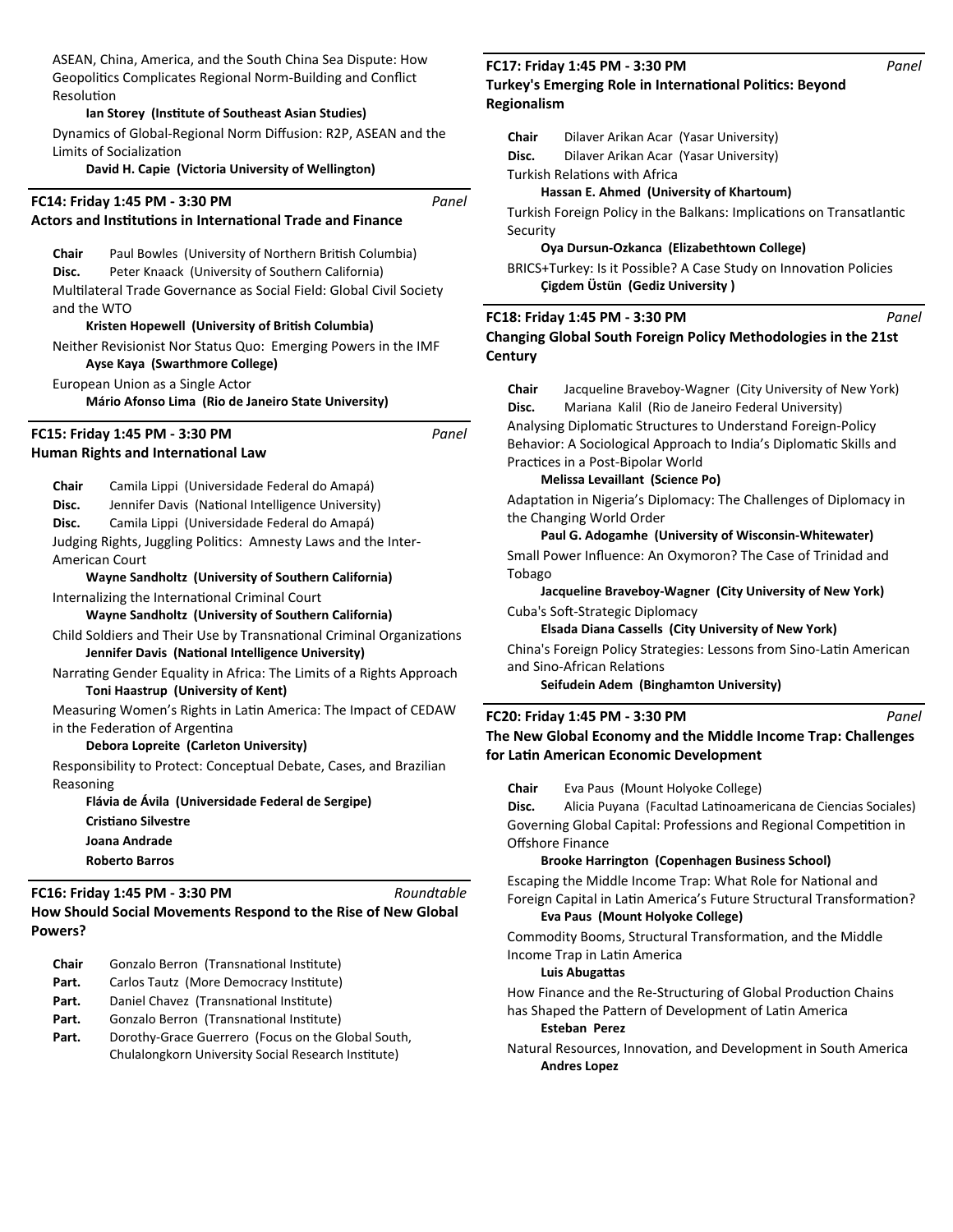ASEAN, China, America, and the South China Sea Dispute: How Geopolitics Complicates Regional Norm-Building and Conflict Resolution

**Ian Storey (Institute of Southeast Asian Studies)**

Dynamics of Global-Regional Norm Diffusion: R2P, ASEAN and the Limits of Socialization

**David H. Capie (Victoria University of Wellington)**

---

**FC14: Friday 1:45 PM - 3:30 PM** *Panel*

**Actors and Institutions in International Trade and Finance**

**Chair** Paul Bowles (University of Northern British Columbia)
**Disc.** Peter Knaack (University of Southern California)

Multilateral Trade Governance as Social Field: Global Civil Society and the WTO

**Kristen Hopewell (University of British Columbia)**

Neither Revisionist Nor Status Quo: Emerging Powers in the IMF

**Ayse Kaya (Swarthmore College)**

European Union as a Single Actor

**Mário Afonso Lima (Rio de Janeiro State University)**

---

**FC15: Friday 1:45 PM - 3:30 PM** *Panel*

**Human Rights and International Law**

**Chair** Camila Lippi (Universidade Federal do Amapá)
**Disc.** Jennifer Davis (National Intelligence University)
**Disc.** Camila Lippi (Universidade Federal do Amapá)

Judging Rights, Juggling Politics: Amnesty Laws and the Inter-American Court

**Wayne Sandholtz (University of Southern California)**

Internalizing the International Criminal Court

**Wayne Sandholtz (University of Southern California)**

Child Soldiers and Their Use by Transnational Criminal Organizations

**Jennifer Davis (National Intelligence University)**

Narrating Gender Equality in Africa: The Limits of a Rights Approach

**Toni Haastrup (University of Kent)**

Measuring Women's Rights in Latin America: The Impact of CEDAW in the Federation of Argentina

**Debora Lopreite (Carleton University)**

Responsibility to Protect: Conceptual Debate, Cases, and Brazilian Reasoning

**Flávia de Ávila (Universidade Federal de Sergipe)**
**Cristiano Silvestre**
**Joana Andrade**
**Roberto Barros**

---

**FC16: Friday 1:45 PM - 3:30 PM** *Roundtable*

**How Should Social Movements Respond to the Rise of New Global Powers?**

**Chair** Gonzalo Berron (Transnational Institute)
**Part.** Carlos Tautz (More Democracy Institute)
**Part.** Daniel Chavez (Transnational Institute)
**Part.** Gonzalo Berron (Transnational Institute)
**Part.** Dorothy-Grace Guerrero (Focus on the Global South, Chulalongkorn University Social Research Institute)

---

**FC17: Friday 1:45 PM - 3:30 PM** *Panel*

**Turkey's Emerging Role in International Politics: Beyond Regionalism**

**Chair** Dilaver Arikan Acar (Yasar University)
**Disc.** Dilaver Arikan Acar (Yasar University)

Turkish Relations with Africa

**Hassan E. Ahmed (University of Khartoum)**

Turkish Foreign Policy in the Balkans: Implications on Transatlantic Security

**Oya Dursun-Ozkanca (Elizabethtown College)**

BRICS+Turkey: Is it Possible? A Case Study on Innovation Policies

**Çigdem Üstün (Gediz University )**

---

**FC18: Friday 1:45 PM - 3:30 PM** *Panel*

**Changing Global South Foreign Policy Methodologies in the 21st Century**

**Chair** Jacqueline Braveboy-Wagner (City University of New York)
**Disc.** Mariana Kalil (Rio de Janeiro Federal University)

Analysing Diplomatic Structures to Understand Foreign-Policy Behavior: A Sociological Approach to India's Diplomatic Skills and Practices in a Post-Bipolar World

**Melissa Levaillant (Science Po)**

Adaptation in Nigeria's Diplomacy: The Challenges of Diplomacy in the Changing World Order

**Paul G. Adogamhe (University of Wisconsin-Whitewater)**

Small Power Influence: An Oxymoron? The Case of Trinidad and Tobago

**Jacqueline Braveboy-Wagner (City University of New York)**

Cuba's Soft-Strategic Diplomacy

**Elsada Diana Cassells (City University of New York)**

China's Foreign Policy Strategies: Lessons from Sino-Latin American and Sino-African Relations

**Seifudein Adem (Binghamton University)**

---

**FC20: Friday 1:45 PM - 3:30 PM** *Panel*

**The New Global Economy and the Middle Income Trap: Challenges for Latin American Economic Development**

**Chair** Eva Paus (Mount Holyoke College)
**Disc.** Alicia Puyana (Facultad Latinoamericana de Ciencias Sociales)

Governing Global Capital: Professions and Regional Competition in Offshore Finance

**Brooke Harrington (Copenhagen Business School)**

Escaping the Middle Income Trap: What Role for National and Foreign Capital in Latin America's Future Structural Transformation?

**Eva Paus (Mount Holyoke College)**

Commodity Booms, Structural Transformation, and the Middle Income Trap in Latin America

**Luis Abugattas**

How Finance and the Re-Structuring of Global Production Chains has Shaped the Pattern of Development of Latin America

**Esteban Perez**

Natural Resources, Innovation, and Development in South America

**Andres Lopez**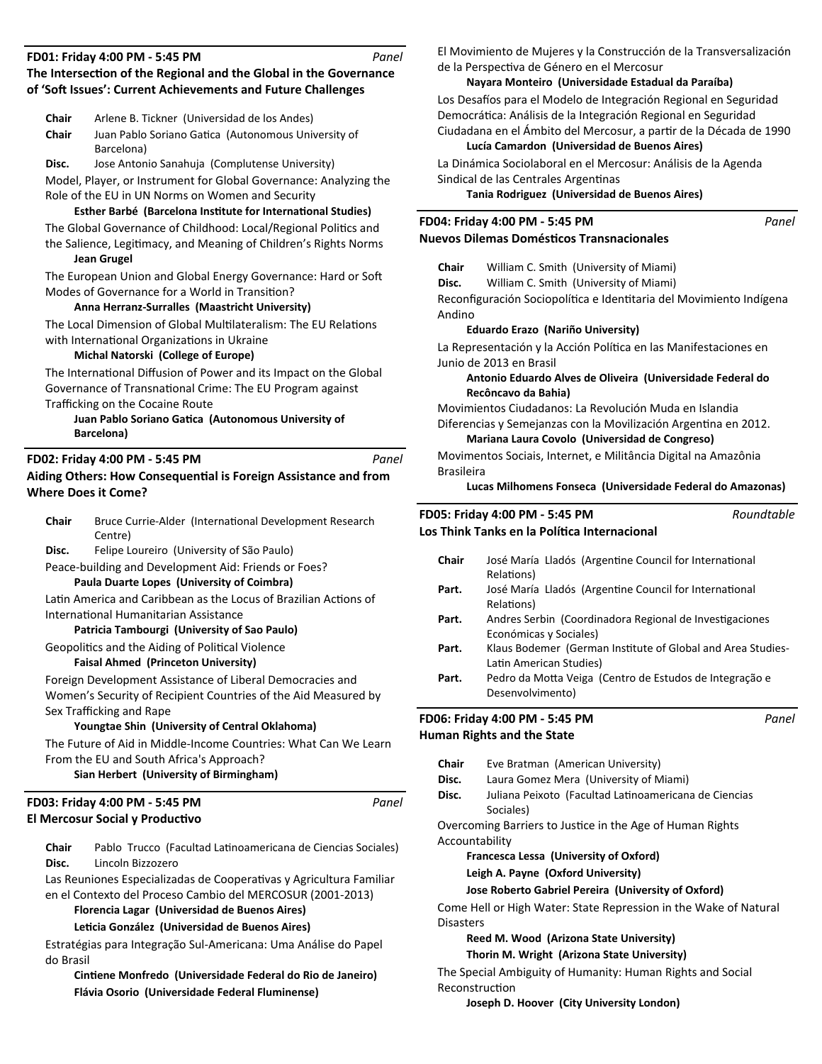**FD01: Friday 4:00 PM - 5:45 PM** *Panel*

**The Intersection of the Regional and the Global in the Governance of 'Soft Issues': Current Achievements and Future Challenges**

**Chair** Arlene B. Tickner (Universidad de los Andes)
**Chair** Juan Pablo Soriano Gatica (Autonomous University of Barcelona)
**Disc.** Jose Antonio Sanahuja (Complutense University)

Model, Player, or Instrument for Global Governance: Analyzing the Role of the EU in UN Norms on Women and Security
**Esther Barbé (Barcelona Institute for International Studies)**

The Global Governance of Childhood: Local/Regional Politics and the Salience, Legitimacy, and Meaning of Children's Rights Norms
**Jean Grugel**

The European Union and Global Energy Governance: Hard or Soft Modes of Governance for a World in Transition?
**Anna Herranz-Surralles (Maastricht University)**

The Local Dimension of Global Multilateralism: The EU Relations with International Organizations in Ukraine
**Michal Natorski (College of Europe)**

The International Diffusion of Power and its Impact on the Global Governance of Transnational Crime: The EU Program against Trafficking on the Cocaine Route
**Juan Pablo Soriano Gatica (Autonomous University of Barcelona)**

**FD02: Friday 4:00 PM - 5:45 PM** *Panel*

**Aiding Others: How Consequential is Foreign Assistance and from Where Does it Come?**

**Chair** Bruce Currie-Alder (International Development Research Centre)
**Disc.** Felipe Loureiro (University of São Paulo)

Peace-building and Development Aid: Friends or Foes?
**Paula Duarte Lopes (University of Coimbra)**

Latin America and Caribbean as the Locus of Brazilian Actions of International Humanitarian Assistance
**Patricia Tambourgi (University of Sao Paulo)**

Geopolitics and the Aiding of Political Violence
**Faisal Ahmed (Princeton University)**

Foreign Development Assistance of Liberal Democracies and Women's Security of Recipient Countries of the Aid Measured by Sex Trafficking and Rape
**Youngtae Shin (University of Central Oklahoma)**

The Future of Aid in Middle-Income Countries: What Can We Learn From the EU and South Africa's Approach?
**Sian Herbert (University of Birmingham)**

**FD03: Friday 4:00 PM - 5:45 PM** *Panel*

**El Mercosur Social y Productivo**

**Chair** Pablo Trucco (Facultad Latinoamericana de Ciencias Sociales)
**Disc.** Lincoln Bizzozero

Las Reuniones Especializadas de Cooperativas y Agricultura Familiar en el Contexto del Proceso Cambio del MERCOSUR (2001-2013)
**Florencia Lagar (Universidad de Buenos Aires)**
**Leticia González (Universidad de Buenos Aires)**

Estratégias para Integração Sul-Americana: Uma Análise do Papel do Brasil
**Cintiene Monfredo (Universidade Federal do Rio de Janeiro)**
**Flávia Osorio (Universidade Federal Fluminense)**

El Movimiento de Mujeres y la Construcción de la Transversalización de la Perspectiva de Género en el Mercosur
**Nayara Monteiro (Universidade Estadual da Paraíba)**

Los Desafíos para el Modelo de Integración Regional en Seguridad Democrática: Análisis de la Integración Regional en Seguridad Ciudadana en el Ámbito del Mercosur, a partir de la Década de 1990
**Lucía Camardon (Universidad de Buenos Aires)**

La Dinámica Sociolaboral en el Mercosur: Análisis de la Agenda Sindical de las Centrales Argentinas
**Tania Rodriguez (Universidad de Buenos Aires)**

**FD04: Friday 4:00 PM - 5:45 PM** *Panel*

**Nuevos Dilemas Domésticos Transnacionales**

**Chair** William C. Smith (University of Miami)
**Disc.** William C. Smith (University of Miami)

Reconfiguración Sociopolítica e Identitaria del Movimiento Indígena Andino
**Eduardo Erazo (Nariño University)**

La Representación y la Acción Política en las Manifestaciones en Junio de 2013 en Brasil
**Antonio Eduardo Alves de Oliveira (Universidade Federal do Recôncavo da Bahia)**

Movimientos Ciudadanos: La Revolución Muda en Islandia Diferencias y Semejanzas con la Movilización Argentina en 2012.
**Mariana Laura Covolo (Universidad de Congreso)**

Movimentos Sociais, Internet, e Militância Digital na Amazônia Brasileira
**Lucas Milhomens Fonseca (Universidade Federal do Amazonas)**

**FD05: Friday 4:00 PM - 5:45 PM** *Roundtable*

**Los Think Tanks en la Política Internacional**

**Chair** José María Lladós (Argentine Council for International Relations)
**Part.** José María Lladós (Argentine Council for International Relations)
**Part.** Andres Serbin (Coordinadora Regional de Investigaciones Económicas y Sociales)
**Part.** Klaus Bodemer (German Institute of Global and Area Studies-Latin American Studies)
**Part.** Pedro da Motta Veiga (Centro de Estudos de Integração e Desenvolvimento)

**FD06: Friday 4:00 PM - 5:45 PM** *Panel*

**Human Rights and the State**

**Chair** Eve Bratman (American University)
**Disc.** Laura Gomez Mera (University of Miami)
**Disc.** Juliana Peixoto (Facultad Latinoamericana de Ciencias Sociales)

Overcoming Barriers to Justice in the Age of Human Rights Accountability
**Francesca Lessa (University of Oxford)**
**Leigh A. Payne (Oxford University)**
**Jose Roberto Gabriel Pereira (University of Oxford)**

Come Hell or High Water: State Repression in the Wake of Natural Disasters
**Reed M. Wood (Arizona State University)**
**Thorin M. Wright (Arizona State University)**

The Special Ambiguity of Humanity: Human Rights and Social Reconstruction
**Joseph D. Hoover (City University London)**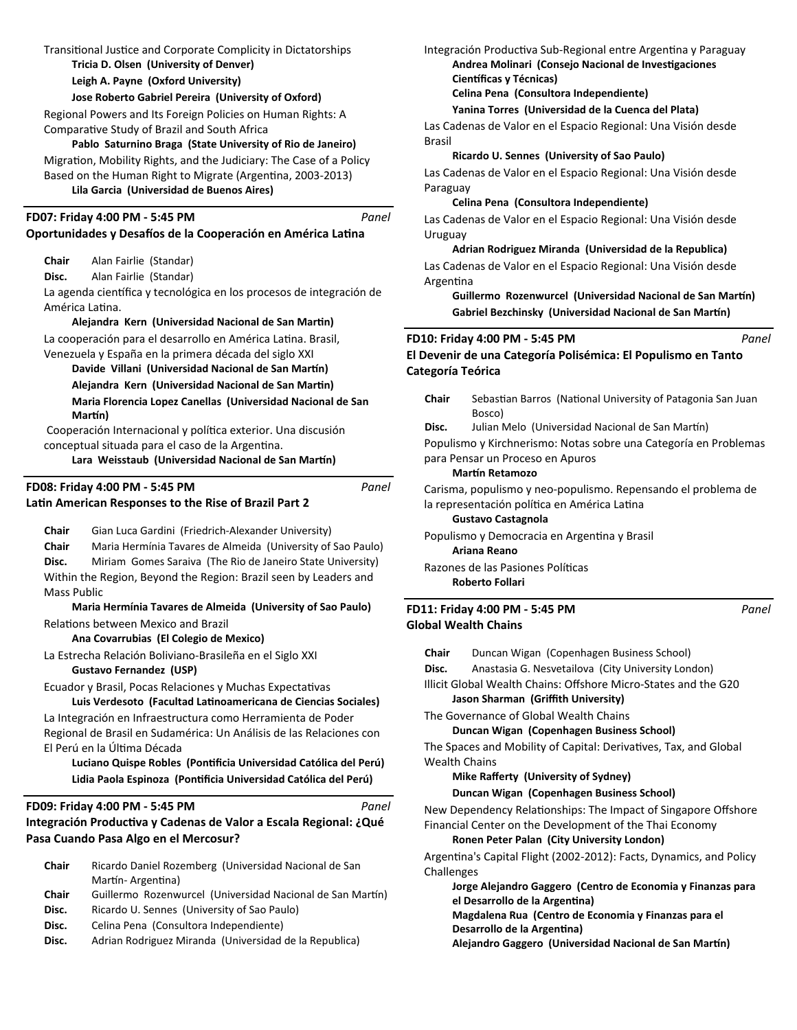Transitional Justice and Corporate Complicity in Dictatorships

**Tricia D. Olsen (University of Denver)**

**Leigh A. Payne (Oxford University)**

**Jose Roberto Gabriel Pereira (University of Oxford)**

Regional Powers and Its Foreign Policies on Human Rights: A Comparative Study of Brazil and South Africa

**Pablo Saturnino Braga (State University of Rio de Janeiro)**

Migration, Mobility Rights, and the Judiciary: The Case of a Policy Based on the Human Right to Migrate (Argentina, 2003-2013)

**Lila Garcia (Universidad de Buenos Aires)**

---

### FD07: Friday 4:00 PM - 5:45 PM *Panel*

### Oportunidades y Desafíos de la Cooperación en América Latina

**Chair** Alan Fairlie (Standar)

**Disc.** Alan Fairlie (Standar)

La agenda científica y tecnológica en los procesos de integración de América Latina.

**Alejandra Kern (Universidad Nacional de San Martín)**

La cooperación para el desarrollo en América Latina. Brasil, Venezuela y España en la primera década del siglo XXI

**Davide Villani (Universidad Nacional de San Martín)**

**Alejandra Kern (Universidad Nacional de San Martín)**

**Maria Florencia Lopez Canellas (Universidad Nacional de San Martín)**

Cooperación Internacional y política exterior. Una discusión conceptual situada para el caso de la Argentina.

**Lara Weisstaub (Universidad Nacional de San Martín)**

---

### FD08: Friday 4:00 PM - 5:45 PM *Panel*

### Latin American Responses to the Rise of Brazil Part 2

**Chair** Gian Luca Gardini (Friedrich-Alexander University)

**Chair** Maria Hermínia Tavares de Almeida (University of Sao Paulo)

**Disc.** Miriam Gomes Saraiva (The Rio de Janeiro State University)

Within the Region, Beyond the Region: Brazil seen by Leaders and Mass Public

**Maria Hermínia Tavares de Almeida (University of Sao Paulo)**

Relations between Mexico and Brazil

**Ana Covarrubias (El Colegio de Mexico)**

La Estrecha Relación Boliviano-Brasileña en el Siglo XXI

**Gustavo Fernandez (USP)**

Ecuador y Brasil, Pocas Relaciones y Muchas Expectativas

**Luis Verdesoto (Facultad Latinoamericana de Ciencias Sociales)**

La Integración en Infraestructura como Herramienta de Poder Regional de Brasil en Sudamérica: Un Análisis de las Relaciones con El Perú en la Última Década

**Luciano Quispe Robles (Pontificia Universidad Católica del Perú)**

**Lidia Paola Espinoza (Pontificia Universidad Católica del Perú)**

---

### FD09: Friday 4:00 PM - 5:45 PM *Panel*

### Integración Productiva y Cadenas de Valor a Escala Regional: ¿Qué Pasa Cuando Pasa Algo en el Mercosur?

**Chair** Ricardo Daniel Rozemberg (Universidad Nacional de San Martín- Argentina)

**Chair** Guillermo Rozenwurcel (Universidad Nacional de San Martín)

**Disc.** Ricardo U. Sennes (University of Sao Paulo)

**Disc.** Celina Pena (Consultora Independiente)

**Disc.** Adrian Rodriguez Miranda (Universidad de la Republica)

Integración Productiva Sub-Regional entre Argentina y Paraguay

**Andrea Molinari (Consejo Nacional de Investigaciones Científicas y Técnicas)**

**Celina Pena (Consultora Independiente)**

**Yanina Torres (Universidad de la Cuenca del Plata)**

Las Cadenas de Valor en el Espacio Regional: Una Visión desde Brasil

**Ricardo U. Sennes (University of Sao Paulo)**

Las Cadenas de Valor en el Espacio Regional: Una Visión desde Paraguay

**Celina Pena (Consultora Independiente)**

Las Cadenas de Valor en el Espacio Regional: Una Visión desde Uruguay

**Adrian Rodriguez Miranda (Universidad de la Republica)**

Las Cadenas de Valor en el Espacio Regional: Una Visión desde Argentina

**Guillermo Rozenwurcel (Universidad Nacional de San Martín)**

**Gabriel Bezchinsky (Universidad Nacional de San Martín)**

---

### FD10: Friday 4:00 PM - 5:45 PM *Panel*

### El Devenir de una Categoría Polisémica: El Populismo en Tanto Categoría Teórica

**Chair** Sebastian Barros (National University of Patagonia San Juan Bosco)

**Disc.** Julian Melo (Universidad Nacional de San Martín)

Populismo y Kirchnerismo: Notas sobre una Categoría en Problemas para Pensar un Proceso en Apuros

**Martín Retamozo**

Carisma, populismo y neo-populismo. Repensando el problema de la representación política en América Latina

**Gustavo Castagnola**

Populismo y Democracia en Argentina y Brasil

**Ariana Reano**

Razones de las Pasiones Políticas

**Roberto Follari**

---

### FD11: Friday 4:00 PM - 5:45 PM *Panel*

### Global Wealth Chains

**Chair** Duncan Wigan (Copenhagen Business School)

**Disc.** Anastasia G. Nesvetailova (City University London)

Illicit Global Wealth Chains: Offshore Micro-States and the G20

**Jason Sharman (Griffith University)**

The Governance of Global Wealth Chains

**Duncan Wigan (Copenhagen Business School)**

The Spaces and Mobility of Capital: Derivatives, Tax, and Global Wealth Chains

**Mike Rafferty (University of Sydney)**

**Duncan Wigan (Copenhagen Business School)**

New Dependency Relationships: The Impact of Singapore Offshore Financial Center on the Development of the Thai Economy

**Ronen Peter Palan (City University London)**

Argentina's Capital Flight (2002-2012): Facts, Dynamics, and Policy Challenges

**Jorge Alejandro Gaggero (Centro de Economia y Finanzas para el Desarrollo de la Argentina)**

**Magdalena Rua (Centro de Economia y Finanzas para el Desarrollo de la Argentina)**

**Alejandro Gaggero (Universidad Nacional de San Martín)**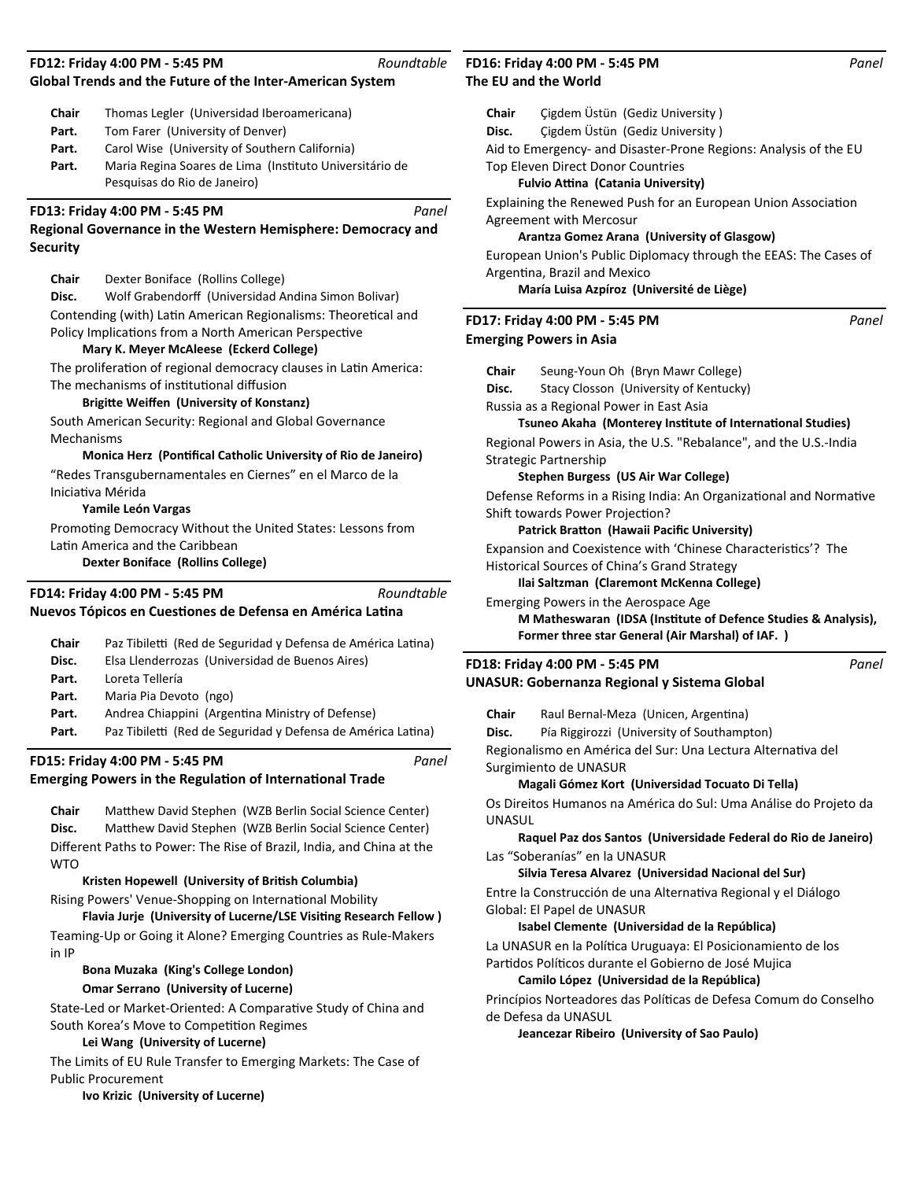**FD12: Friday 4:00 PM - 5:45 PM** *Roundtable*

**Global Trends and the Future of the Inter-American System**

**Chair** Thomas Legler (Universidad Iberoamericana)
**Part.** Tom Farer (University of Denver)
**Part.** Carol Wise (University of Southern California)
**Part.** Maria Regina Soares de Lima (Instituto Universitário de Pesquisas do Rio de Janeiro)

**FD13: Friday 4:00 PM - 5:45 PM** *Panel*

**Regional Governance in the Western Hemisphere: Democracy and Security**

**Chair** Dexter Boniface (Rollins College)
**Disc.** Wolf Grabendorff (Universidad Andina Simon Bolivar)

Contending (with) Latin American Regionalisms: Theoretical and Policy Implications from a North American Perspective
**Mary K. Meyer McAleese (Eckerd College)**

The proliferation of regional democracy clauses in Latin America: The mechanisms of institutional diffusion
**Brigitte Weiffen (University of Konstanz)**

South American Security: Regional and Global Governance Mechanisms
**Monica Herz (Pontifical Catholic University of Rio de Janeiro)**

"Redes Transgubernamentales en Ciernes" en el Marco de la Iniciativa Mérida
**Yamile León Vargas**

Promoting Democracy Without the United States: Lessons from Latin America and the Caribbean
**Dexter Boniface (Rollins College)**

**FD14: Friday 4:00 PM - 5:45 PM** *Roundtable*

**Nuevos Tópicos en Cuestiones de Defensa en América Latina**

**Chair** Paz Tibiletti (Red de Seguridad y Defensa de América Latina)
**Disc.** Elsa Llenderrozas (Universidad de Buenos Aires)
**Part.** Loreta Tellería
**Part.** Maria Pia Devoto (ngo)
**Part.** Andrea Chiappini (Argentina Ministry of Defense)
**Part.** Paz Tibiletti (Red de Seguridad y Defensa de América Latina)

**FD15: Friday 4:00 PM - 5:45 PM** *Panel*

**Emerging Powers in the Regulation of International Trade**

**Chair** Matthew David Stephen (WZB Berlin Social Science Center)
**Disc.** Matthew David Stephen (WZB Berlin Social Science Center)

Different Paths to Power: The Rise of Brazil, India, and China at the WTO
**Kristen Hopewell (University of British Columbia)**

Rising Powers' Venue-Shopping on International Mobility
**Flavia Jurje (University of Lucerne/LSE Visiting Research Fellow )**

Teaming-Up or Going it Alone? Emerging Countries as Rule-Makers in IP
**Bona Muzaka (King's College London)**
**Omar Serrano (University of Lucerne)**

State-Led or Market-Oriented: A Comparative Study of China and South Korea's Move to Competition Regimes
**Lei Wang (University of Lucerne)**

The Limits of EU Rule Transfer to Emerging Markets: The Case of Public Procurement
**Ivo Krizic (University of Lucerne)**

**FD16: Friday 4:00 PM - 5:45 PM** *Panel*

**The EU and the World**

**Chair** Çigdem Üstün (Gediz University )
**Disc.** Çigdem Üstün (Gediz University )

Aid to Emergency- and Disaster-Prone Regions: Analysis of the EU Top Eleven Direct Donor Countries
**Fulvio Attina (Catania University)**

Explaining the Renewed Push for an European Union Association Agreement with Mercosur
**Arantza Gomez Arana (University of Glasgow)**

European Union's Public Diplomacy through the EEAS: The Cases of Argentina, Brazil and Mexico
**María Luisa Azpíroz (Université de Liège)**

**FD17: Friday 4:00 PM - 5:45 PM** *Panel*

**Emerging Powers in Asia**

**Chair** Seung-Youn Oh (Bryn Mawr College)
**Disc.** Stacy Closson (University of Kentucky)

Russia as a Regional Power in East Asia
**Tsuneo Akaha (Monterey Institute of International Studies)**

Regional Powers in Asia, the U.S. "Rebalance", and the U.S.-India Strategic Partnership
**Stephen Burgess (US Air War College)**

Defense Reforms in a Rising India: An Organizational and Normative Shift towards Power Projection?
**Patrick Bratton (Hawaii Pacific University)**

Expansion and Coexistence with 'Chinese Characteristics'? The Historical Sources of China's Grand Strategy
**Ilai Saltzman (Claremont McKenna College)**

Emerging Powers in the Aerospace Age
**M Matheswaran (IDSA (Institute of Defence Studies & Analysis), Former three star General (Air Marshal) of IAF. )**

**FD18: Friday 4:00 PM - 5:45 PM** *Panel*

**UNASUR: Gobernanza Regional y Sistema Global**

**Chair** Raul Bernal-Meza (Unicen, Argentina)
**Disc.** Pía Riggirozzi (University of Southampton)

Regionalismo en América del Sur: Una Lectura Alternativa del Surgimiento de UNASUR
**Magali Gómez Kort (Universidad Tocuato Di Tella)**

Os Direitos Humanos na América do Sul: Uma Análise do Projeto da UNASUL
**Raquel Paz dos Santos (Universidade Federal do Rio de Janeiro)**

Las "Soberanías" en la UNASUR
**Silvia Teresa Alvarez (Universidad Nacional del Sur)**

Entre la Construcción de una Alternativa Regional y el Diálogo Global: El Papel de UNASUR
**Isabel Clemente (Universidad de la República)**

La UNASUR en la Política Uruguaya: El Posicionamiento de los Partidos Políticos durante el Gobierno de José Mujica
**Camilo López (Universidad de la República)**

Princípios Norteadores das Políticas de Defesa Comum do Conselho de Defesa da UNASUL
**Jeancezar Ribeiro (University of Sao Paulo)**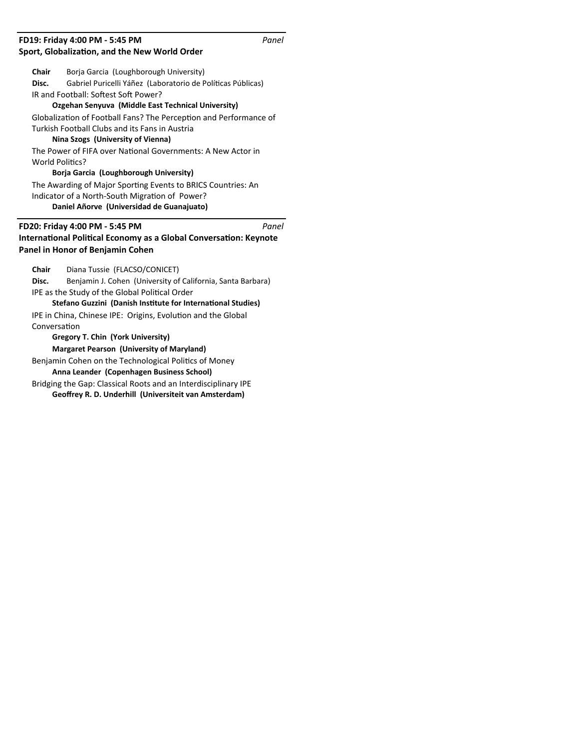### FD19: Friday 4:00 PM - 5:45 PM *Panel*
### Sport, Globalization, and the New World Order

**Chair** Borja Garcia (Loughborough University)
**Disc.** Gabriel Puricelli Yáñez (Laboratorio de Políticas Públicas)

IR and Football: Softest Soft Power?
**Ozgehan Senyuva (Middle East Technical University)**

Globalization of Football Fans? The Perception and Performance of Turkish Football Clubs and its Fans in Austria
**Nina Szogs (University of Vienna)**

The Power of FIFA over National Governments: A New Actor in World Politics?
**Borja Garcia (Loughborough University)**

The Awarding of Major Sporting Events to BRICS Countries: An Indicator of a North-South Migration of Power?
**Daniel Añorve (Universidad de Guanajuato)**

### FD20: Friday 4:00 PM - 5:45 PM *Panel*
### International Political Economy as a Global Conversation: Keynote Panel in Honor of Benjamin Cohen

**Chair** Diana Tussie (FLACSO/CONICET)
**Disc.** Benjamin J. Cohen (University of California, Santa Barbara)

IPE as the Study of the Global Political Order
**Stefano Guzzini (Danish Institute for International Studies)**

IPE in China, Chinese IPE: Origins, Evolution and the Global Conversation
**Gregory T. Chin (York University)**
**Margaret Pearson (University of Maryland)**

Benjamin Cohen on the Technological Politics of Money
**Anna Leander (Copenhagen Business School)**

Bridging the Gap: Classical Roots and an Interdisciplinary IPE
**Geoffrey R. D. Underhill (Universiteit van Amsterdam)**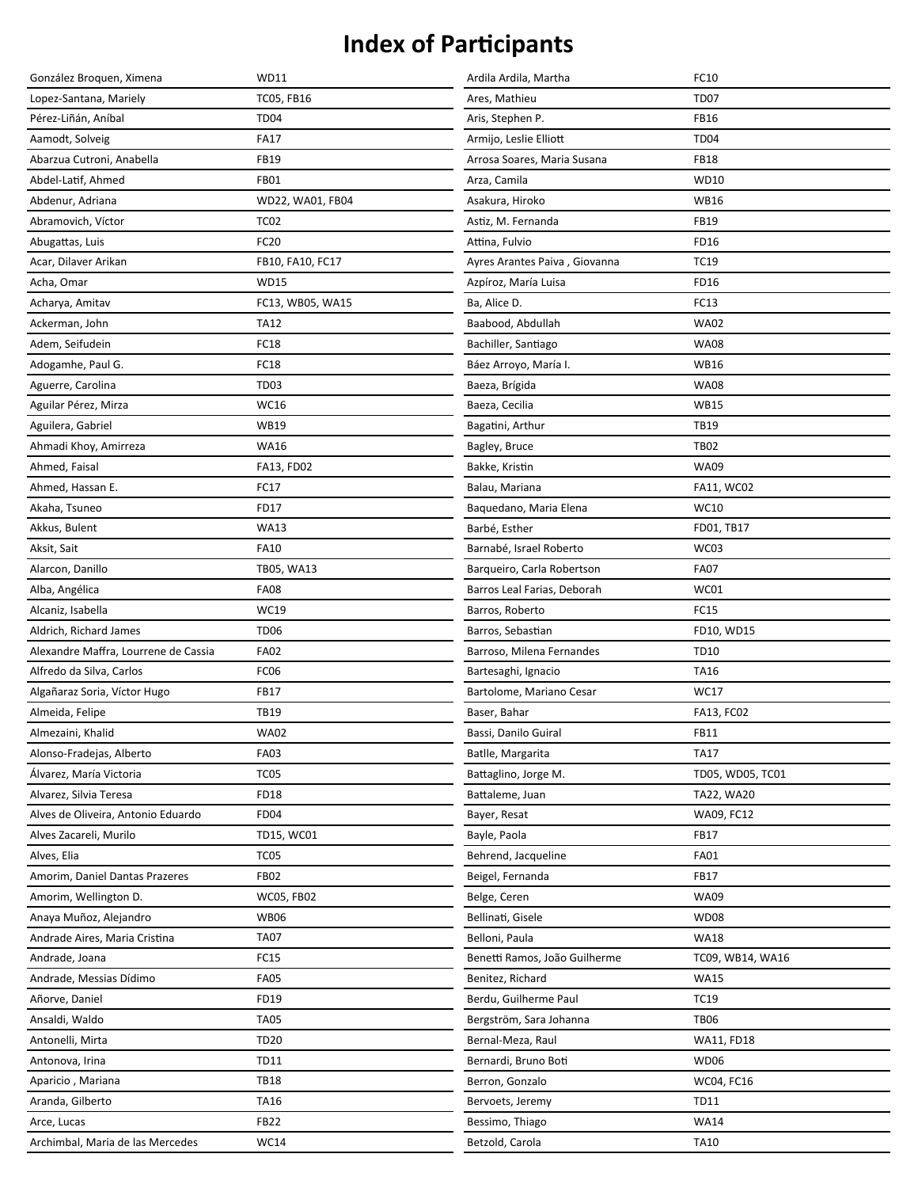# Index of Participants

| Name | Sessions |
|---|---|
| González Broquen, Ximena | WD11 |
| Lopez-Santana, Mariely | TC05, FB16 |
| Pérez-Liñán, Aníbal | TD04 |
| Aamodt, Solveig | FA17 |
| Abarzua Cutroni, Anabella | FB19 |
| Abdel-Latif, Ahmed | FB01 |
| Abdenur, Adriana | WD22, WA01, FB04 |
| Abramovich, Víctor | TC02 |
| Abugattas, Luis | FC20 |
| Acar, Dilaver Arikan | FB10, FA10, FC17 |
| Acha, Omar | WD15 |
| Acharya, Amitav | FC13, WB05, WA15 |
| Ackerman, John | TA12 |
| Adem, Seifudein | FC18 |
| Adogamhe, Paul G. | FC18 |
| Aguerre, Carolina | TD03 |
| Aguilar Pérez, Mirza | WC16 |
| Aguilera, Gabriel | WB19 |
| Ahmadi Khoy, Amirreza | WA16 |
| Ahmed, Faisal | FA13, FD02 |
| Ahmed, Hassan E. | FC17 |
| Akaha, Tsuneo | FD17 |
| Akkus, Bulent | WA13 |
| Aksit, Sait | FA10 |
| Alarcon, Danillo | TB05, WA13 |
| Alba, Angélica | FA08 |
| Alcaniz, Isabella | WC19 |
| Aldrich, Richard James | TD06 |
| Alexandre Maffra, Lourrene de Cassia | FA02 |
| Alfredo da Silva, Carlos | FC06 |
| Algañaraz Soria, Víctor Hugo | FB17 |
| Almeida, Felipe | TB19 |
| Almezaini, Khalid | WA02 |
| Alonso-Fradejas, Alberto | FA03 |
| Álvarez, María Victoria | TC05 |
| Alvarez, Silvia Teresa | FD18 |
| Alves de Oliveira, Antonio Eduardo | FD04 |
| Alves Zacareli, Murilo | TD15, WC01 |
| Alves, Elia | TC05 |
| Amorim, Daniel Dantas Prazeres | FB02 |
| Amorim, Wellington D. | WC05, FB02 |
| Anaya Muñoz, Alejandro | WB06 |
| Andrade Aires, Maria Cristina | TA07 |
| Andrade, Joana | FC15 |
| Andrade, Messias Dídimo | FA05 |
| Añorve, Daniel | FD19 |
| Ansaldi, Waldo | TA05 |
| Antonelli, Mirta | TD20 |
| Antonova, Irina | TD11 |
| Aparicio , Mariana | TB18 |
| Aranda, Gilberto | TA16 |
| Arce, Lucas | FB22 |
| Archimbal, Maria de las Mercedes | WC14 |
| Ardila Ardila, Martha | FC10 |
| Ares, Mathieu | TD07 |
| Aris, Stephen P. | FB16 |
| Armijo, Leslie Elliott | TD04 |
| Arrosa Soares, Maria Susana | FB18 |
| Arza, Camila | WD10 |
| Asakura, Hiroko | WB16 |
| Astiz, M. Fernanda | FB19 |
| Attina, Fulvio | FD16 |
| Ayres Arantes Paiva , Giovanna | TC19 |
| Azpíroz, María Luisa | FD16 |
| Ba, Alice D. | FC13 |
| Baabood, Abdullah | WA02 |
| Bachiller, Santiago | WA08 |
| Báez Arroyo, María I. | WB16 |
| Baeza, Brígida | WA08 |
| Baeza, Cecilia | WB15 |
| Bagatini, Arthur | TB19 |
| Bagley, Bruce | TB02 |
| Bakke, Kristin | WA09 |
| Balau, Mariana | FA11, WC02 |
| Baquedano, Maria Elena | WC10 |
| Barbé, Esther | FD01, TB17 |
| Barnabé, Israel Roberto | WC03 |
| Barqueiro, Carla Robertson | FA07 |
| Barros Leal Farias, Deborah | WC01 |
| Barros, Roberto | FC15 |
| Barros, Sebastian | FD10, WD15 |
| Barroso, Milena Fernandes | TD10 |
| Bartesaghi, Ignacio | TA16 |
| Bartolome, Mariano Cesar | WC17 |
| Baser, Bahar | FA13, FC02 |
| Bassi, Danilo Guiral | FB11 |
| Batlle, Margarita | TA17 |
| Battaglino, Jorge M. | TD05, WD05, TC01 |
| Battaleme, Juan | TA22, WA20 |
| Bayer, Resat | WA09, FC12 |
| Bayle, Paola | FB17 |
| Behrend, Jacqueline | FA01 |
| Beigel, Fernanda | FB17 |
| Belge, Ceren | WA09 |
| Bellinati, Gisele | WD08 |
| Belloni, Paula | WA18 |
| Benetti Ramos, João Guilherme | TC09, WB14, WA16 |
| Benitez, Richard | WA15 |
| Berdu, Guilherme Paul | TC19 |
| Bergström, Sara Johanna | TB06 |
| Bernal-Meza, Raul | WA11, FD18 |
| Bernardi, Bruno Boti | WD06 |
| Berron, Gonzalo | WC04, FC16 |
| Bervoets, Jeremy | TD11 |
| Bessimo, Thiago | WA14 |
| Betzold, Carola | TA10 |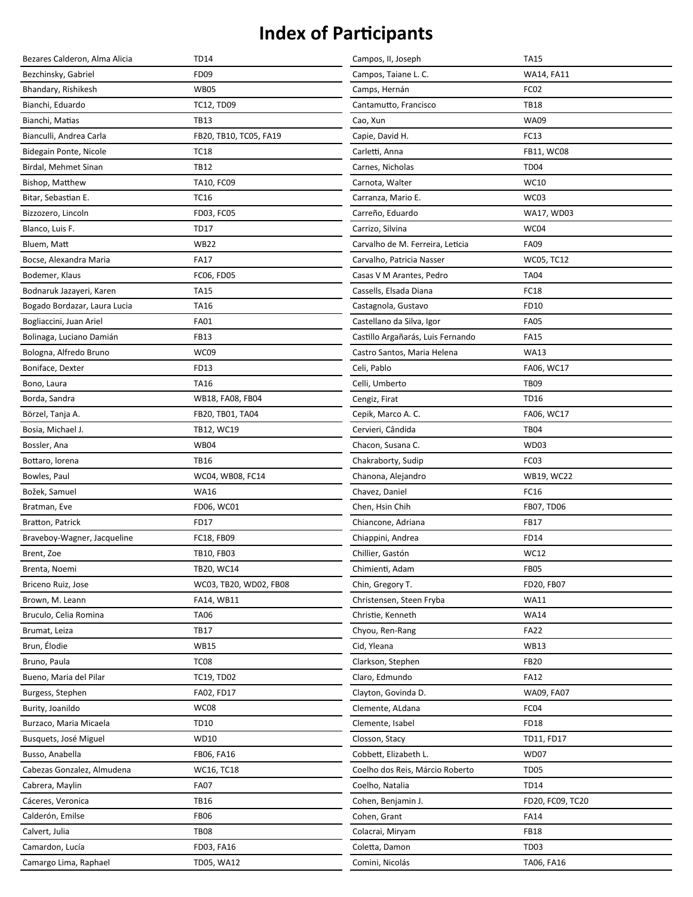# Index of Participants

| Name | Sessions |
|---|---|
| Bezares Calderon, Alma Alicia | TD14 |
| Bezchinsky, Gabriel | FD09 |
| Bhandary, Rishikesh | WB05 |
| Bianchi, Eduardo | TC12, TD09 |
| Bianchi, Matias | TB13 |
| Bianculli, Andrea Carla | FB20, TB10, TC05, FA19 |
| Bidegain Ponte, Nicole | TC18 |
| Birdal, Mehmet Sinan | TB12 |
| Bishop, Matthew | TA10, FC09 |
| Bitar, Sebastian E. | TC16 |
| Bizzozero, Lincoln | FD03, FC05 |
| Blanco, Luis F. | TD17 |
| Bluem, Matt | WB22 |
| Bocse, Alexandra Maria | FA17 |
| Bodemer, Klaus | FC06, FD05 |
| Bodnaruk Jazayeri, Karen | TA15 |
| Bogado Bordazar, Laura Lucia | TA16 |
| Bogliaccini, Juan Ariel | FA01 |
| Bolinaga, Luciano Damián | FB13 |
| Bologna, Alfredo Bruno | WC09 |
| Boniface, Dexter | FD13 |
| Bono, Laura | TA16 |
| Borda, Sandra | WB18, FA08, FB04 |
| Börzel, Tanja A. | FB20, TB01, TA04 |
| Bosia, Michael J. | TB12, WC19 |
| Bossler, Ana | WB04 |
| Bottaro, lorena | TB16 |
| Bowles, Paul | WC04, WB08, FC14 |
| Božek, Samuel | WA16 |
| Bratman, Eve | FD06, WC01 |
| Bratton, Patrick | FD17 |
| Braveboy-Wagner, Jacqueline | FC18, FB09 |
| Brent, Zoe | TB10, FB03 |
| Brenta, Noemi | TB20, WC14 |
| Briceno Ruiz, Jose | WC03, TB20, WD02, FB08 |
| Brown, M. Leann | FA14, WB11 |
| Bruculo, Celia Romina | TA06 |
| Brumat, Leiza | TB17 |
| Brun, Élodie | WB15 |
| Bruno, Paula | TC08 |
| Bueno, Maria del Pilar | TC19, TD02 |
| Burgess, Stephen | FA02, FD17 |
| Burity, Joanildo | WC08 |
| Burzaco, Maria Micaela | TD10 |
| Busquets, José Miguel | WD10 |
| Busso, Anabella | FB06, FA16 |
| Cabezas Gonzalez, Almudena | WC16, TC18 |
| Cabrera, Maylin | FA07 |
| Cáceres, Veronica | TB16 |
| Calderón, Emilse | FB06 |
| Calvert, Julia | TB08 |
| Camardon, Lucía | FD03, FA16 |
| Camargo Lima, Raphael | TD05, WA12 |
| Campos, II, Joseph | TA15 |
| Campos, Taiane L. C. | WA14, FA11 |
| Camps, Hernán | FC02 |
| Cantamutto, Francisco | TB18 |
| Cao, Xun | WA09 |
| Capie, David H. | FC13 |
| Carletti, Anna | FB11, WC08 |
| Carnes, Nicholas | TD04 |
| Carnota, Walter | WC10 |
| Carranza, Mario E. | WC03 |
| Carreño, Eduardo | WA17, WD03 |
| Carrizo, Silvina | WC04 |
| Carvalho de M. Ferreira, Leticia | FA09 |
| Carvalho, Patricia Nasser | WC05, TC12 |
| Casas V M Arantes, Pedro | TA04 |
| Cassells, Elsada Diana | FC18 |
| Castagnola, Gustavo | FD10 |
| Castellano da Silva, Igor | FA05 |
| Castillo Argañarás, Luis Fernando | FA15 |
| Castro Santos, Maria Helena | WA13 |
| Celi, Pablo | FA06, WC17 |
| Celli, Umberto | TB09 |
| Cengiz, Firat | TD16 |
| Cepik, Marco A. C. | FA06, WC17 |
| Cervieri, Cândida | TB04 |
| Chacon, Susana C. | WD03 |
| Chakraborty, Sudip | FC03 |
| Chanona, Alejandro | WB19, WC22 |
| Chavez, Daniel | FC16 |
| Chen, Hsin Chih | FB07, TD06 |
| Chiancone, Adriana | FB17 |
| Chiappini, Andrea | FD14 |
| Chillier, Gastón | WC12 |
| Chimienti, Adam | FB05 |
| Chin, Gregory T. | FD20, FB07 |
| Christensen, Steen Fryba | WA11 |
| Christie, Kenneth | WA14 |
| Chyou, Ren-Rang | FA22 |
| Cid, Yleana | WB13 |
| Clarkson, Stephen | FB20 |
| Claro, Edmundo | FA12 |
| Clayton, Govinda D. | WA09, FA07 |
| Clemente, ALdana | FC04 |
| Clemente, Isabel | FD18 |
| Closson, Stacy | TD11, FD17 |
| Cobbett, Elizabeth L. | WD07 |
| Coelho dos Reis, Márcio Roberto | TD05 |
| Coelho, Natalia | TD14 |
| Cohen, Benjamin J. | FD20, FC09, TC20 |
| Cohen, Grant | FA14 |
| Colacrai, Miryam | FB18 |
| Coletta, Damon | TD03 |
| Comini, Nicolás | TA06, FA16 |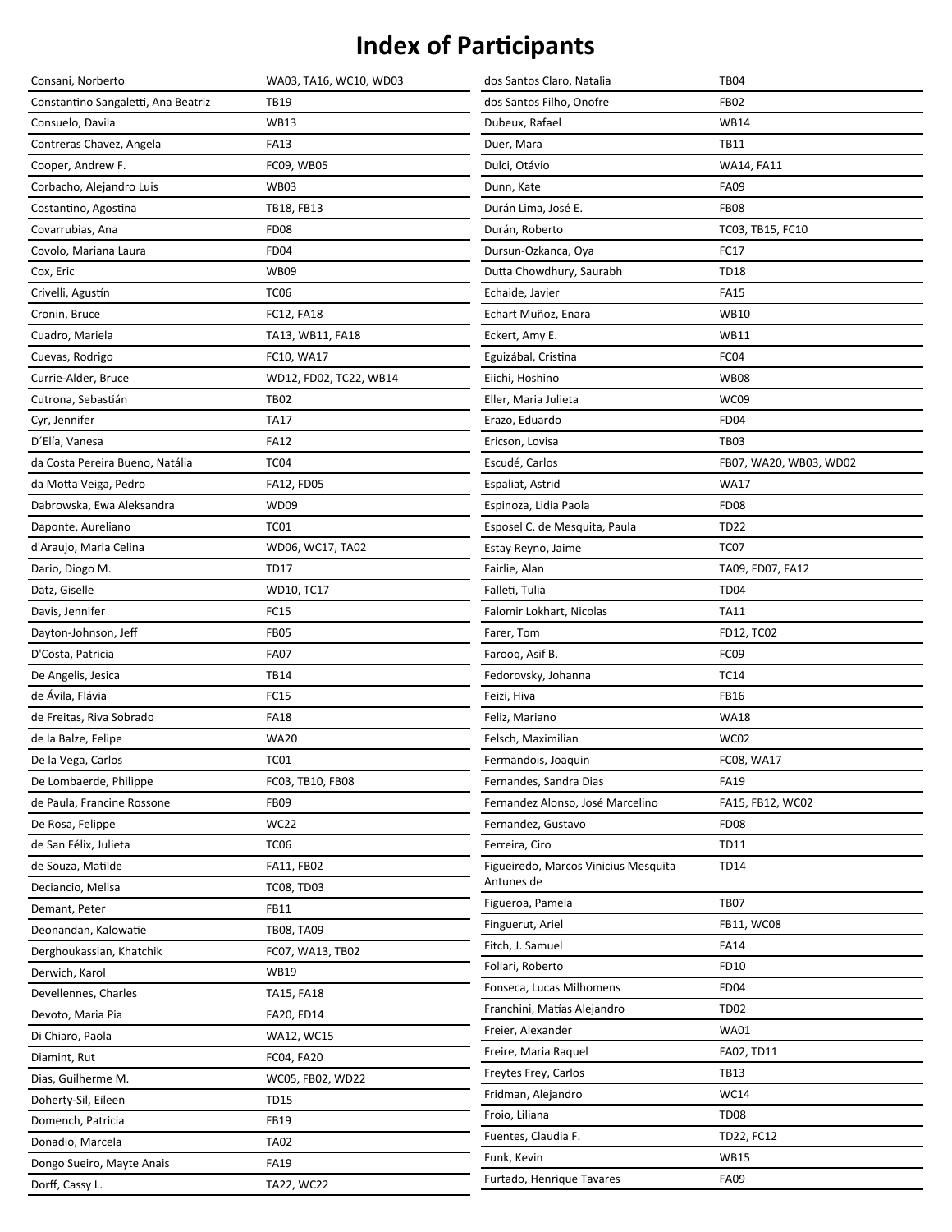# Index of Participants

| | |
|---|---|
| Consani, Norberto | WA03, TA16, WC10, WD03 |
| Constantino Sangaletti, Ana Beatriz | TB19 |
| Consuelo, Davila | WB13 |
| Contreras Chavez, Angela | FA13 |
| Cooper, Andrew F. | FC09, WB05 |
| Corbacho, Alejandro Luis | WB03 |
| Costantino, Agostina | TB18, FB13 |
| Covarrubias, Ana | FD08 |
| Covolo, Mariana Laura | FD04 |
| Cox, Eric | WB09 |
| Crivelli, Agustín | TC06 |
| Cronin, Bruce | FC12, FA18 |
| Cuadro, Mariela | TA13, WB11, FA18 |
| Cuevas, Rodrigo | FC10, WA17 |
| Currie-Alder, Bruce | WD12, FD02, TC22, WB14 |
| Cutrona, Sebastián | TB02 |
| Cyr, Jennifer | TA17 |
| D´Elía, Vanesa | FA12 |
| da Costa Pereira Bueno, Natália | TC04 |
| da Motta Veiga, Pedro | FA12, FD05 |
| Dabrowska, Ewa Aleksandra | WD09 |
| Daponte, Aureliano | TC01 |
| d'Araujo, Maria Celina | WD06, WC17, TA02 |
| Dario, Diogo M. | TD17 |
| Datz, Giselle | WD10, TC17 |
| Davis, Jennifer | FC15 |
| Dayton-Johnson, Jeff | FB05 |
| D'Costa, Patricia | FA07 |
| De Angelis, Jesica | TB14 |
| de Ávila, Flávia | FC15 |
| de Freitas, Riva Sobrado | FA18 |
| de la Balze, Felipe | WA20 |
| De la Vega, Carlos | TC01 |
| De Lombaerde, Philippe | FC03, TB10, FB08 |
| de Paula, Francine Rossone | FB09 |
| De Rosa, Felippe | WC22 |
| de San Félix, Julieta | TC06 |
| de Souza, Matilde | FA11, FB02 |
| Deciancio, Melisa | TC08, TD03 |
| Demant, Peter | FB11 |
| Deonandan, Kalowatie | TB08, TA09 |
| Derghoukassian, Khatchik | FC07, WA13, TB02 |
| Derwich, Karol | WB19 |
| Devellennes, Charles | TA15, FA18 |
| Devoto, Maria Pia | FA20, FD14 |
| Di Chiaro, Paola | WA12, WC15 |
| Diamint, Rut | FC04, FA20 |
| Dias, Guilherme M. | WC05, FB02, WD22 |
| Doherty-Sil, Eileen | TD15 |
| Domench, Patricia | FB19 |
| Donadio, Marcela | TA02 |
| Dongo Sueiro, Mayte Anais | FA19 |
| Dorff, Cassy L. | TA22, WC22 |
| dos Santos Claro, Natalia | TB04 |
| dos Santos Filho, Onofre | FB02 |
| Dubeux, Rafael | WB14 |
| Duer, Mara | TB11 |
| Dulci, Otávio | WA14, FA11 |
| Dunn, Kate | FA09 |
| Durán Lima, José E. | FB08 |
| Durán, Roberto | TC03, TB15, FC10 |
| Dursun-Ozkanca, Oya | FC17 |
| Dutta Chowdhury, Saurabh | TD18 |
| Echaide, Javier | FA15 |
| Echart Muñoz, Enara | WB10 |
| Eckert, Amy E. | WB11 |
| Eguizábal, Cristina | FC04 |
| Eiichi, Hoshino | WB08 |
| Eller, Maria Julieta | WC09 |
| Erazo, Eduardo | FD04 |
| Ericson, Lovisa | TB03 |
| Escudé, Carlos | FB07, WA20, WB03, WD02 |
| Espaliat, Astrid | WA17 |
| Espinoza, Lidia Paola | FD08 |
| Esposel C. de Mesquita, Paula | TD22 |
| Estay Reyno, Jaime | TC07 |
| Fairlie, Alan | TA09, FD07, FA12 |
| Falleti, Tulia | TD04 |
| Falomir Lokhart, Nicolas | TA11 |
| Farer, Tom | FD12, TC02 |
| Farooq, Asif B. | FC09 |
| Fedorovsky, Johanna | TC14 |
| Feizi, Hiva | FB16 |
| Feliz, Mariano | WA18 |
| Felsch, Maximilian | WC02 |
| Fermandois, Joaquin | FC08, WA17 |
| Fernandes, Sandra Dias | FA19 |
| Fernandez Alonso, José Marcelino | FA15, FB12, WC02 |
| Fernandez, Gustavo | FD08 |
| Ferreira, Ciro | TD11 |
| Figueiredo, Marcos Vinicius Mesquita Antunes de | TD14 |
| Figueroa, Pamela | TB07 |
| Finguerut, Ariel | FB11, WC08 |
| Fitch, J. Samuel | FA14 |
| Follari, Roberto | FD10 |
| Fonseca, Lucas Milhomens | FD04 |
| Franchini, Matías Alejandro | TD02 |
| Freier, Alexander | WA01 |
| Freire, Maria Raquel | FA02, TD11 |
| Freytes Frey, Carlos | TB13 |
| Fridman, Alejandro | WC14 |
| Froio, Liliana | TD08 |
| Fuentes, Claudia F. | TD22, FC12 |
| Funk, Kevin | WB15 |
| Furtado, Henrique Tavares | FA09 |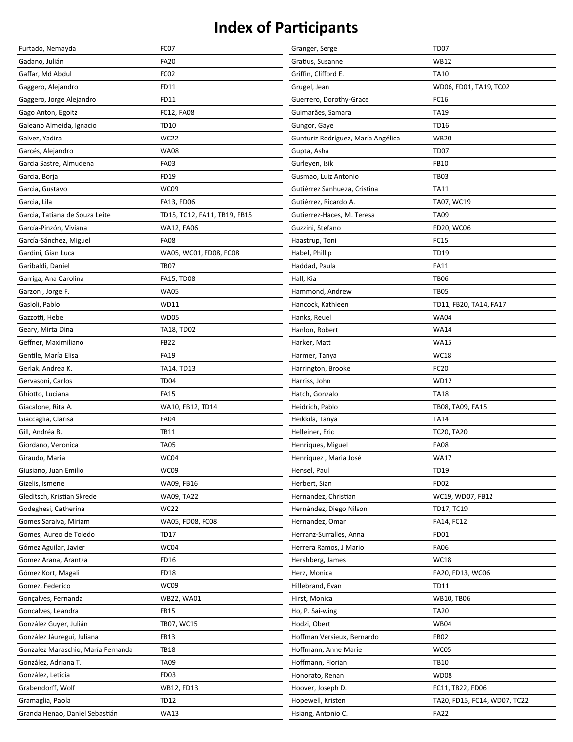# Index of Participants

| Name | Sessions |
| --- | --- |
| Furtado, Nemayda | FC07 |
| Gadano, Julián | FA20 |
| Gaffar, Md Abdul | FC02 |
| Gaggero, Alejandro | FD11 |
| Gaggero, Jorge Alejandro | FD11 |
| Gago Anton, Egoitz | FC12, FA08 |
| Galeano Almeida, Ignacio | TD10 |
| Galvez, Yadira | WC22 |
| Garcés, Alejandro | WA08 |
| Garcia Sastre, Almudena | FA03 |
| Garcia, Borja | FD19 |
| Garcia, Gustavo | WC09 |
| Garcia, Lila | FA13, FD06 |
| Garcia, Tatiana de Souza Leite | TD15, TC12, FA11, TB19, FB15 |
| García-Pinzón, Viviana | WA12, FA06 |
| García-Sánchez, Miguel | FA08 |
| Gardini, Gian Luca | WA05, WC01, FD08, FC08 |
| Garibaldi, Daniel | TB07 |
| Garriga, Ana Carolina | FA15, TD08 |
| Garzon , Jorge F. | WA05 |
| Gasloli, Pablo | WD11 |
| Gazzotti, Hebe | WD05 |
| Geary, Mirta Dina | TA18, TD02 |
| Geffner, Maximiliano | FB22 |
| Gentile, María Elisa | FA19 |
| Gerlak, Andrea K. | TA14, TD13 |
| Gervasoni, Carlos | TD04 |
| Ghiotto, Luciana | FA15 |
| Giacalone, Rita A. | WA10, FB12, TD14 |
| Giaccaglia, Clarisa | FA04 |
| Gill, Andréa B. | TB11 |
| Giordano, Veronica | TA05 |
| Giraudo, Maria | WC04 |
| Giusiano, Juan Emilio | WC09 |
| Gizelis, Ismene | WA09, FB16 |
| Gleditsch, Kristian Skrede | WA09, TA22 |
| Godeghesi, Catherina | WC22 |
| Gomes Saraiva, Miriam | WA05, FD08, FC08 |
| Gomes, Aureo de Toledo | TD17 |
| Gómez Aguilar, Javier | WC04 |
| Gomez Arana, Arantza | FD16 |
| Gómez Kort, Magali | FD18 |
| Gomez, Federico | WC09 |
| Gonçalves, Fernanda | WB22, WA01 |
| Goncalves, Leandra | FB15 |
| González Guyer, Julián | TB07, WC15 |
| González Jáuregui, Juliana | FB13 |
| Gonzalez Maraschio, María Fernanda | TB18 |
| González, Adriana T. | TA09 |
| González, Leticia | FD03 |
| Grabendorff, Wolf | WB12, FD13 |
| Gramaglia, Paola | TD12 |
| Granda Henao, Daniel Sebastián | WA13 |
| Granger, Serge | TD07 |
| Gratius, Susanne | WB12 |
| Griffin, Clifford E. | TA10 |
| Grugel, Jean | WD06, FD01, TA19, TC02 |
| Guerrero, Dorothy-Grace | FC16 |
| Guimarães, Samara | TA19 |
| Gungor, Gaye | TD16 |
| Gunturiz Rodríguez, María Angélica | WB20 |
| Gupta, Asha | TD07 |
| Gurleyen, Isik | FB10 |
| Gusmao, Luiz Antonio | TB03 |
| Gutiérrez Sanhueza, Cristina | TA11 |
| Gutiérrez, Ricardo A. | TA07, WC19 |
| Gutierrez-Haces, M. Teresa | TA09 |
| Guzzini, Stefano | FD20, WC06 |
| Haastrup, Toni | FC15 |
| Habel, Phillip | TD19 |
| Haddad, Paula | FA11 |
| Hall, Kia | TB06 |
| Hammond, Andrew | TB05 |
| Hancock, Kathleen | TD11, FB20, TA14, FA17 |
| Hanks, Reuel | WA04 |
| Hanlon, Robert | WA14 |
| Harker, Matt | WA15 |
| Harmer, Tanya | WC18 |
| Harrington, Brooke | FC20 |
| Harriss, John | WD12 |
| Hatch, Gonzalo | TA18 |
| Heidrich, Pablo | TB08, TA09, FA15 |
| Heikkila, Tanya | TA14 |
| Helleiner, Eric | TC20, TA20 |
| Henriques, Miguel | FA08 |
| Henriquez , Maria José | WA17 |
| Hensel, Paul | TD19 |
| Herbert, Sian | FD02 |
| Hernandez, Christian | WC19, WD07, FB12 |
| Hernández, Diego Nilson | TD17, TC19 |
| Hernandez, Omar | FA14, FC12 |
| Herranz-Surralles, Anna | FD01 |
| Herrera Ramos, J Mario | FA06 |
| Hershberg, James | WC18 |
| Herz, Monica | FA20, FD13, WC06 |
| Hillebrand, Evan | TD11 |
| Hirst, Monica | WB10, TB06 |
| Ho, P. Sai-wing | TA20 |
| Hodzi, Obert | WB04 |
| Hoffman Versieux, Bernardo | FB02 |
| Hoffmann, Anne Marie | WC05 |
| Hoffmann, Florian | TB10 |
| Honorato, Renan | WD08 |
| Hoover, Joseph D. | FC11, TB22, FD06 |
| Hopewell, Kristen | TA20, FD15, FC14, WD07, TC22 |
| Hsiang, Antonio C. | FA22 |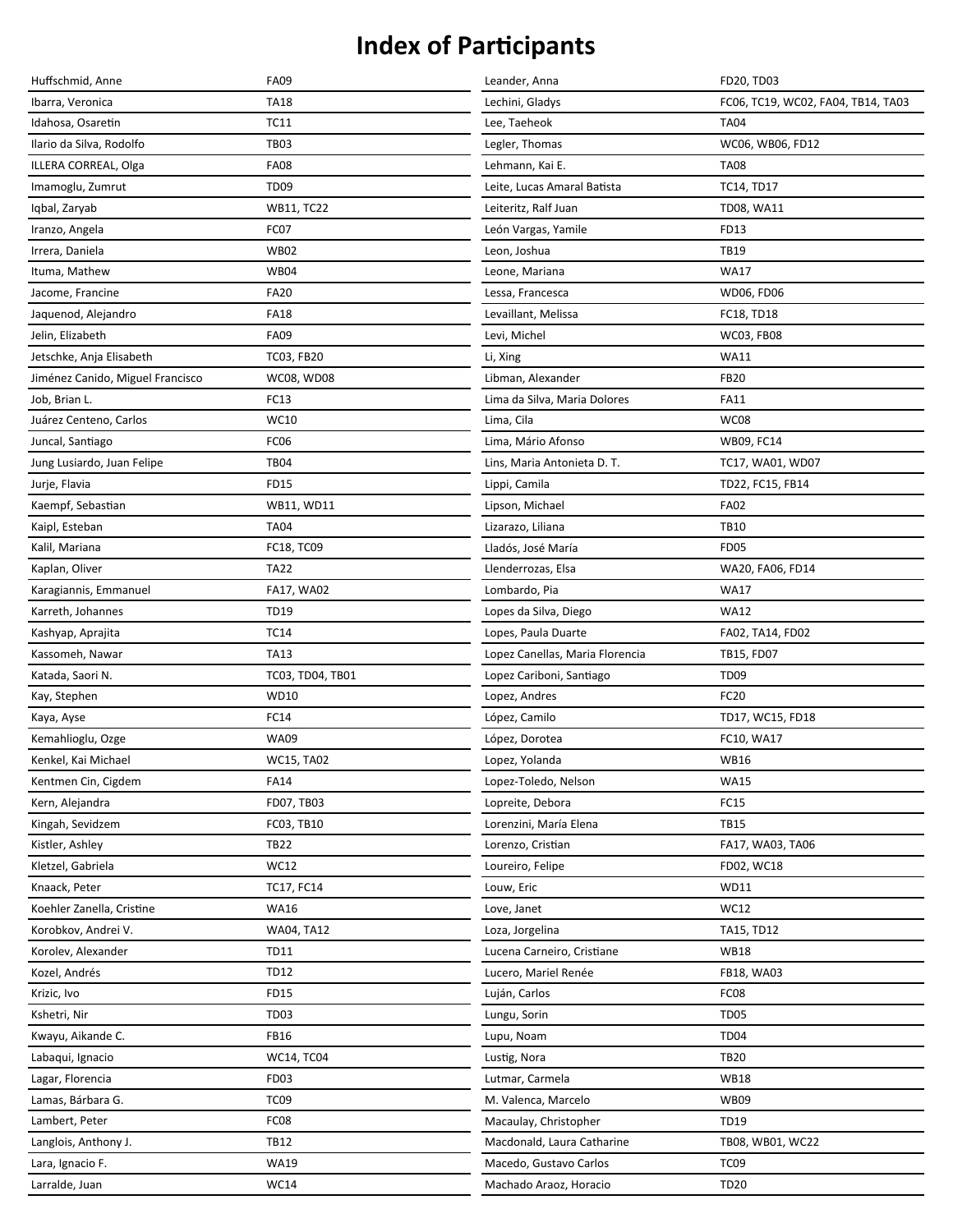# Index of Participants

| | |
|---|---|
| Huffschmid, Anne | FA09 |
| Ibarra, Veronica | TA18 |
| Idahosa, Osaretin | TC11 |
| Ilario da Silva, Rodolfo | TB03 |
| ILLERA CORREAL, Olga | FA08 |
| Imamoglu, Zumrut | TD09 |
| Iqbal, Zaryab | WB11, TC22 |
| Iranzo, Angela | FC07 |
| Irrera, Daniela | WB02 |
| Ituma, Mathew | WB04 |
| Jacome, Francine | FA20 |
| Jaquenod, Alejandro | FA18 |
| Jelin, Elizabeth | FA09 |
| Jetschke, Anja Elisabeth | TC03, FB20 |
| Jiménez Canido, Miguel Francisco | WC08, WD08 |
| Job, Brian L. | FC13 |
| Juárez Centeno, Carlos | WC10 |
| Juncal, Santiago | FC06 |
| Jung Lusiardo, Juan Felipe | TB04 |
| Jurje, Flavia | FD15 |
| Kaempf, Sebastian | WB11, WD11 |
| Kaipl, Esteban | TA04 |
| Kalil, Mariana | FC18, TC09 |
| Kaplan, Oliver | TA22 |
| Karagiannis, Emmanuel | FA17, WA02 |
| Karreth, Johannes | TD19 |
| Kashyap, Aprajita | TC14 |
| Kassomeh, Nawar | TA13 |
| Katada, Saori N. | TC03, TD04, TB01 |
| Kay, Stephen | WD10 |
| Kaya, Ayse | FC14 |
| Kemahlioglu, Ozge | WA09 |
| Kenkel, Kai Michael | WC15, TA02 |
| Kentmen Cin, Cigdem | FA14 |
| Kern, Alejandra | FD07, TB03 |
| Kingah, Sevidzem | FC03, TB10 |
| Kistler, Ashley | TB22 |
| Kletzel, Gabriela | WC12 |
| Knaack, Peter | TC17, FC14 |
| Koehler Zanella, Cristine | WA16 |
| Korobkov, Andrei V. | WA04, TA12 |
| Korolev, Alexander | TD11 |
| Kozel, Andrés | TD12 |
| Krizic, Ivo | FD15 |
| Kshetri, Nir | TD03 |
| Kwayu, Aikande C. | FB16 |
| Labaqui, Ignacio | WC14, TC04 |
| Lagar, Florencia | FD03 |
| Lamas, Bárbara G. | TC09 |
| Lambert, Peter | FC08 |
| Langlois, Anthony J. | TB12 |
| Lara, Ignacio F. | WA19 |
| Larralde, Juan | WC14 |
| Leander, Anna | FD20, TD03 |
| Lechini, Gladys | FC06, TC19, WC02, FA04, TB14, TA03 |
| Lee, Taeheok | TA04 |
| Legler, Thomas | WC06, WB06, FD12 |
| Lehmann, Kai E. | TA08 |
| Leite, Lucas Amaral Batista | TC14, TD17 |
| Leiteritz, Ralf Juan | TD08, WA11 |
| León Vargas, Yamile | FD13 |
| Leon, Joshua | TB19 |
| Leone, Mariana | WA17 |
| Lessa, Francesca | WD06, FD06 |
| Levaillant, Melissa | FC18, TD18 |
| Levi, Michel | WC03, FB08 |
| Li, Xing | WA11 |
| Libman, Alexander | FB20 |
| Lima da Silva, Maria Dolores | FA11 |
| Lima, Cila | WC08 |
| Lima, Mário Afonso | WB09, FC14 |
| Lins, Maria Antonieta D. T. | TC17, WA01, WD07 |
| Lippi, Camila | TD22, FC15, FB14 |
| Lipson, Michael | FA02 |
| Lizarazo, Liliana | TB10 |
| Lladós, José María | FD05 |
| Llenderrozas, Elsa | WA20, FA06, FD14 |
| Lombardo, Pia | WA17 |
| Lopes da Silva, Diego | WA12 |
| Lopes, Paula Duarte | FA02, TA14, FD02 |
| Lopez Canellas, Maria Florencia | TB15, FD07 |
| Lopez Cariboni, Santiago | TD09 |
| Lopez, Andres | FC20 |
| López, Camilo | TD17, WC15, FD18 |
| López, Dorotea | FC10, WA17 |
| Lopez, Yolanda | WB16 |
| Lopez-Toledo, Nelson | WA15 |
| Lopreite, Debora | FC15 |
| Lorenzini, María Elena | TB15 |
| Lorenzo, Cristian | FA17, WA03, TA06 |
| Loureiro, Felipe | FD02, WC18 |
| Louw, Eric | WD11 |
| Love, Janet | WC12 |
| Loza, Jorgelina | TA15, TD12 |
| Lucena Carneiro, Cristiane | WB18 |
| Lucero, Mariel Renée | FB18, WA03 |
| Luján, Carlos | FC08 |
| Lungu, Sorin | TD05 |
| Lupu, Noam | TD04 |
| Lustig, Nora | TB20 |
| Lutmar, Carmela | WB18 |
| M. Valenca, Marcelo | WB09 |
| Macaulay, Christopher | TD19 |
| Macdonald, Laura Catharine | TB08, WB01, WC22 |
| Macedo, Gustavo Carlos | TC09 |
| Machado Araoz, Horacio | TD20 |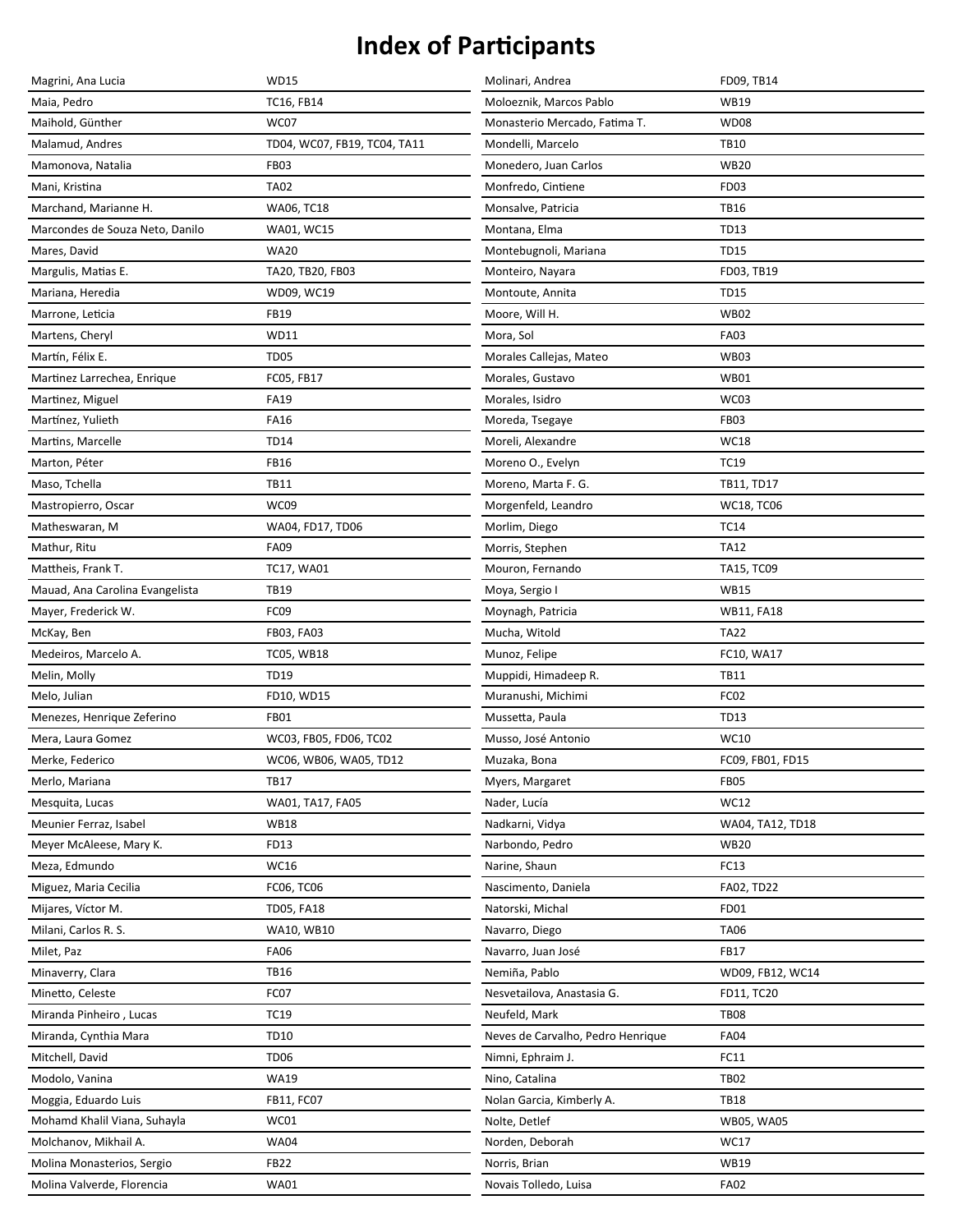# Index of Participants

| | |
|---|---|
| Magrini, Ana Lucia | WD15 |
| Maia, Pedro | TC16, FB14 |
| Maihold, Günther | WC07 |
| Malamud, Andres | TD04, WC07, FB19, TC04, TA11 |
| Mamonova, Natalia | FB03 |
| Mani, Kristina | TA02 |
| Marchand, Marianne H. | WA06, TC18 |
| Marcondes de Souza Neto, Danilo | WA01, WC15 |
| Mares, David | WA20 |
| Margulis, Matias E. | TA20, TB20, FB03 |
| Mariana, Heredia | WD09, WC19 |
| Marrone, Leticia | FB19 |
| Martens, Cheryl | WD11 |
| Martín, Félix E. | TD05 |
| Martinez Larrechea, Enrique | FC05, FB17 |
| Martinez, Miguel | FA19 |
| Martínez, Yulieth | FA16 |
| Martins, Marcelle | TD14 |
| Marton, Péter | FB16 |
| Maso, Tchella | TB11 |
| Mastropierro, Oscar | WC09 |
| Matheswaran, M | WA04, FD17, TD06 |
| Mathur, Ritu | FA09 |
| Mattheis, Frank T. | TC17, WA01 |
| Mauad, Ana Carolina Evangelista | TB19 |
| Mayer, Frederick W. | FC09 |
| McKay, Ben | FB03, FA03 |
| Medeiros, Marcelo A. | TC05, WB18 |
| Melin, Molly | TD19 |
| Melo, Julian | FD10, WD15 |
| Menezes, Henrique Zeferino | FB01 |
| Mera, Laura Gomez | WC03, FB05, FD06, TC02 |
| Merke, Federico | WC06, WB06, WA05, TD12 |
| Merlo, Mariana | TB17 |
| Mesquita, Lucas | WA01, TA17, FA05 |
| Meunier Ferraz, Isabel | WB18 |
| Meyer McAleese, Mary K. | FD13 |
| Meza, Edmundo | WC16 |
| Miguez, Maria Cecilia | FC06, TC06 |
| Mijares, Víctor M. | TD05, FA18 |
| Milani, Carlos R. S. | WA10, WB10 |
| Milet, Paz | FA06 |
| Minaverry, Clara | TB16 |
| Minetto, Celeste | FC07 |
| Miranda Pinheiro , Lucas | TC19 |
| Miranda, Cynthia Mara | TD10 |
| Mitchell, David | TD06 |
| Modolo, Vanina | WA19 |
| Moggia, Eduardo Luis | FB11, FC07 |
| Mohamd Khalil Viana, Suhayla | WC01 |
| Molchanov, Mikhail A. | WA04 |
| Molina Monasterios, Sergio | FB22 |
| Molina Valverde, Florencia | WA01 |
| Molinari, Andrea | FD09, TB14 |
| Moloeznik, Marcos Pablo | WB19 |
| Monasterio Mercado, Fatima T. | WD08 |
| Mondelli, Marcelo | TB10 |
| Monedero, Juan Carlos | WB20 |
| Monfredo, Cintiene | FD03 |
| Monsalve, Patricia | TB16 |
| Montana, Elma | TD13 |
| Montebugnoli, Mariana | TD15 |
| Monteiro, Nayara | FD03, TB19 |
| Montoute, Annita | TD15 |
| Moore, Will H. | WB02 |
| Mora, Sol | FA03 |
| Morales Callejas, Mateo | WB03 |
| Morales, Gustavo | WB01 |
| Morales, Isidro | WC03 |
| Moreda, Tsegaye | FB03 |
| Moreli, Alexandre | WC18 |
| Moreno O., Evelyn | TC19 |
| Moreno, Marta F. G. | TB11, TD17 |
| Morgenfeld, Leandro | WC18, TC06 |
| Morlim, Diego | TC14 |
| Morris, Stephen | TA12 |
| Mouron, Fernando | TA15, TC09 |
| Moya, Sergio I | WB15 |
| Moynagh, Patricia | WB11, FA18 |
| Mucha, Witold | TA22 |
| Munoz, Felipe | FC10, WA17 |
| Muppidi, Himadeep R. | TB11 |
| Muranushi, Michimi | FC02 |
| Mussetta, Paula | TD13 |
| Musso, José Antonio | WC10 |
| Muzaka, Bona | FC09, FB01, FD15 |
| Myers, Margaret | FB05 |
| Nader, Lucía | WC12 |
| Nadkarni, Vidya | WA04, TA12, TD18 |
| Narbondo, Pedro | WB20 |
| Narine, Shaun | FC13 |
| Nascimento, Daniela | FA02, TD22 |
| Natorski, Michal | FD01 |
| Navarro, Diego | TA06 |
| Navarro, Juan José | FB17 |
| Nemiña, Pablo | WD09, FB12, WC14 |
| Nesvetailova, Anastasia G. | FD11, TC20 |
| Neufeld, Mark | TB08 |
| Neves de Carvalho, Pedro Henrique | FA04 |
| Nimni, Ephraim J. | FC11 |
| Nino, Catalina | TB02 |
| Nolan Garcia, Kimberly A. | TB18 |
| Nolte, Detlef | WB05, WA05 |
| Norden, Deborah | WC17 |
| Norris, Brian | WB19 |
| Novais Tolledo, Luisa | FA02 |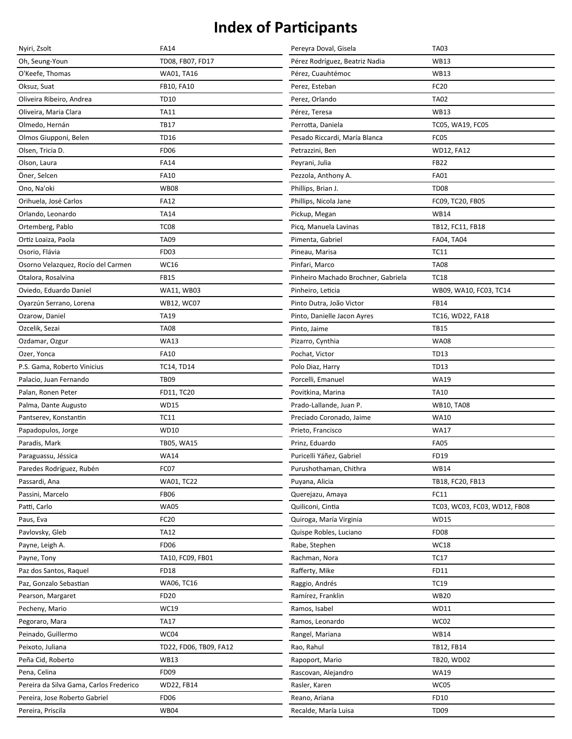# Index of Participants

| Name | Sessions |
|---|---|
| Nyiri, Zsolt | FA14 |
| Oh, Seung-Youn | TD08, FB07, FD17 |
| O'Keefe, Thomas | WA01, TA16 |
| Oksuz, Suat | FB10, FA10 |
| Oliveira Ribeiro, Andrea | TD10 |
| Oliveira, Maria Clara | TA11 |
| Olmedo, Hernán | TB17 |
| Olmos Giupponi, Belen | TD16 |
| Olsen, Tricia D. | FD06 |
| Olson, Laura | FA14 |
| Öner, Selcen | FA10 |
| Ono, Na'oki | WB08 |
| Orihuela, José Carlos | FA12 |
| Orlando, Leonardo | TA14 |
| Ortemberg, Pablo | TC08 |
| Ortiz Loaiza, Paola | TA09 |
| Osorio, Flávia | FD03 |
| Osorno Velazquez, Rocío del Carmen | WC16 |
| Otalora, Rosalvina | FB15 |
| Oviedo, Eduardo Daniel | WA11, WB03 |
| Oyarzún Serrano, Lorena | WB12, WC07 |
| Ozarow, Daniel | TA19 |
| Ozcelik, Sezai | TA08 |
| Ozdamar, Ozgur | WA13 |
| Ozer, Yonca | FA10 |
| P.S. Gama, Roberto Vinicius | TC14, TD14 |
| Palacio, Juan Fernando | TB09 |
| Palan, Ronen Peter | FD11, TC20 |
| Palma, Dante Augusto | WD15 |
| Pantserev, Konstantin | TC11 |
| Papadopulos, Jorge | WD10 |
| Paradis, Mark | TB05, WA15 |
| Paraguassu, Jéssica | WA14 |
| Paredes Rodríguez, Rubén | FC07 |
| Passardi, Ana | WA01, TC22 |
| Passini, Marcelo | FB06 |
| Patti, Carlo | WA05 |
| Paus, Eva | FC20 |
| Pavlovsky, Gleb | TA12 |
| Payne, Leigh A. | FD06 |
| Payne, Tony | TA10, FC09, FB01 |
| Paz dos Santos, Raquel | FD18 |
| Paz, Gonzalo Sebastian | WA06, TC16 |
| Pearson, Margaret | FD20 |
| Pecheny, Mario | WC19 |
| Pegoraro, Mara | TA17 |
| Peinado, Guillermo | WC04 |
| Peixoto, Juliana | TD22, FD06, TB09, FA12 |
| Peña Cid, Roberto | WB13 |
| Pena, Celina | FD09 |
| Pereira da Silva Gama, Carlos Frederico | WD22, FB14 |
| Pereira, Jose Roberto Gabriel | FD06 |
| Pereira, Priscila | WB04 |
| Pereyra Doval, Gisela | TA03 |
| Pérez Rodríguez, Beatriz Nadia | WB13 |
| Pérez, Cuauhtémoc | WB13 |
| Perez, Esteban | FC20 |
| Perez, Orlando | TA02 |
| Pérez, Teresa | WB13 |
| Perrotta, Daniela | TC05, WA19, FC05 |
| Pesado Riccardi, María Blanca | FC05 |
| Petrazzini, Ben | WD12, FA12 |
| Peyrani, Julia | FB22 |
| Pezzola, Anthony A. | FA01 |
| Phillips, Brian J. | TD08 |
| Phillips, Nicola Jane | FC09, TC20, FB05 |
| Pickup, Megan | WB14 |
| Picq, Manuela Lavinas | TB12, FC11, FB18 |
| Pimenta, Gabriel | FA04, TA04 |
| Pineau, Marisa | TC11 |
| Pinfari, Marco | TA08 |
| Pinheiro Machado Brochner, Gabriela | TC18 |
| Pinheiro, Leticia | WB09, WA10, FC03, TC14 |
| Pinto Dutra, João Victor | FB14 |
| Pinto, Danielle Jacon Ayres | TC16, WD22, FA18 |
| Pinto, Jaime | TB15 |
| Pizarro, Cynthia | WA08 |
| Pochat, Victor | TD13 |
| Polo Diaz, Harry | TD13 |
| Porcelli, Emanuel | WA19 |
| Povitkina, Marina | TA10 |
| Prado-Lallande, Juan P. | WB10, TA08 |
| Preciado Coronado, Jaime | WA10 |
| Prieto, Francisco | WA17 |
| Prinz, Eduardo | FA05 |
| Puricelli Yáñez, Gabriel | FD19 |
| Purushothaman, Chithra | WB14 |
| Puyana, Alicia | TB18, FC20, FB13 |
| Querejazu, Amaya | FC11 |
| Quiliconi, Cintia | TC03, WC03, FC03, WD12, FB08 |
| Quiroga, María Virginia | WD15 |
| Quispe Robles, Luciano | FD08 |
| Rabe, Stephen | WC18 |
| Rachman, Nora | TC17 |
| Rafferty, Mike | FD11 |
| Raggio, Andrés | TC19 |
| Ramírez, Franklin | WB20 |
| Ramos, Isabel | WD11 |
| Ramos, Leonardo | WC02 |
| Rangel, Mariana | WB14 |
| Rao, Rahul | TB12, FB14 |
| Rapoport, Mario | TB20, WD02 |
| Rascovan, Alejandro | WA19 |
| Rasler, Karen | WC05 |
| Reano, Ariana | FD10 |
| Recalde, María Luisa | TD09 |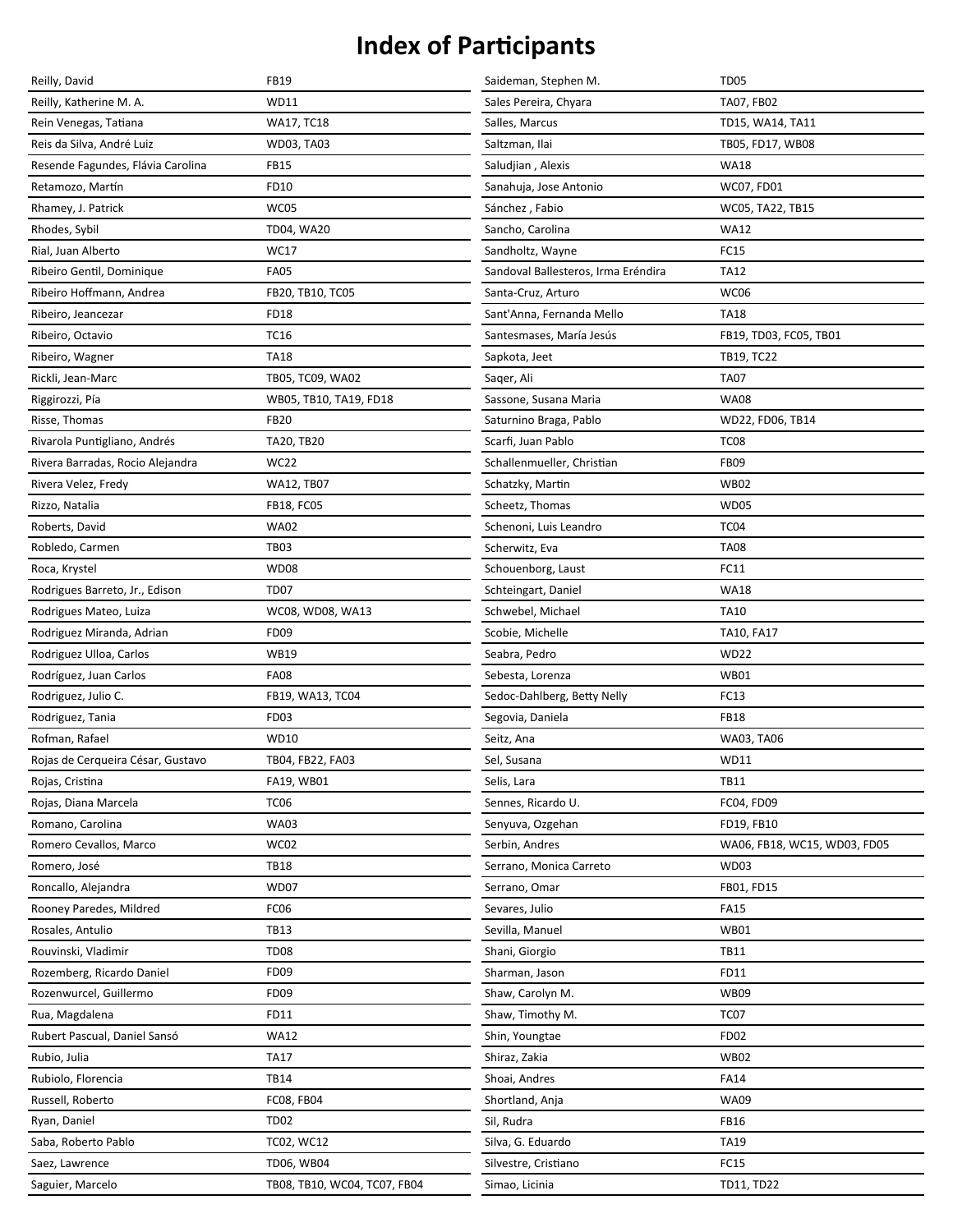# Index of Participants

| Name | Sessions |
|---|---|
| Reilly, David | FB19 |
| Reilly, Katherine M. A. | WD11 |
| Rein Venegas, Tatiana | WA17, TC18 |
| Reis da Silva, André Luiz | WD03, TA03 |
| Resende Fagundes, Flávia Carolina | FB15 |
| Retamozo, Martín | FD10 |
| Rhamey, J. Patrick | WC05 |
| Rhodes, Sybil | TD04, WA20 |
| Rial, Juan Alberto | WC17 |
| Ribeiro Gentil, Dominique | FA05 |
| Ribeiro Hoffmann, Andrea | FB20, TB10, TC05 |
| Ribeiro, Jeancezar | FD18 |
| Ribeiro, Octavio | TC16 |
| Ribeiro, Wagner | TA18 |
| Rickli, Jean-Marc | TB05, TC09, WA02 |
| Riggirozzi, Pía | WB05, TB10, TA19, FD18 |
| Risse, Thomas | FB20 |
| Rivarola Puntigliano, Andrés | TA20, TB20 |
| Rivera Barradas, Rocio Alejandra | WC22 |
| Rivera Velez, Fredy | WA12, TB07 |
| Rizzo, Natalia | FB18, FC05 |
| Roberts, David | WA02 |
| Robledo, Carmen | TB03 |
| Roca, Krystel | WD08 |
| Rodrigues Barreto, Jr., Edison | TD07 |
| Rodrigues Mateo, Luiza | WC08, WD08, WA13 |
| Rodriguez Miranda, Adrian | FD09 |
| Rodriguez Ulloa, Carlos | WB19 |
| Rodríguez, Juan Carlos | FA08 |
| Rodriguez, Julio C. | FB19, WA13, TC04 |
| Rodriguez, Tania | FD03 |
| Rofman, Rafael | WD10 |
| Rojas de Cerqueira César, Gustavo | TB04, FB22, FA03 |
| Rojas, Cristina | FA19, WB01 |
| Rojas, Diana Marcela | TC06 |
| Romano, Carolina | WA03 |
| Romero Cevallos, Marco | WC02 |
| Romero, José | TB18 |
| Roncallo, Alejandra | WD07 |
| Rooney Paredes, Mildred | FC06 |
| Rosales, Antulio | TB13 |
| Rouvinski, Vladimir | TD08 |
| Rozemberg, Ricardo Daniel | FD09 |
| Rozenwurcel, Guillermo | FD09 |
| Rua, Magdalena | FD11 |
| Rubert Pascual, Daniel Sansó | WA12 |
| Rubio, Julia | TA17 |
| Rubiolo, Florencia | TB14 |
| Russell, Roberto | FC08, FB04 |
| Ryan, Daniel | TD02 |
| Saba, Roberto Pablo | TC02, WC12 |
| Saez, Lawrence | TD06, WB04 |
| Saguier, Marcelo | TB08, TB10, WC04, TC07, FB04 |
| Saideman, Stephen M. | TD05 |
| Sales Pereira, Chyara | TA07, FB02 |
| Salles, Marcus | TD15, WA14, TA11 |
| Saltzman, Ilai | TB05, FD17, WB08 |
| Saludjian , Alexis | WA18 |
| Sanahuja, Jose Antonio | WC07, FD01 |
| Sánchez , Fabio | WC05, TA22, TB15 |
| Sancho, Carolina | WA12 |
| Sandholtz, Wayne | FC15 |
| Sandoval Ballesteros, Irma Eréndira | TA12 |
| Santa-Cruz, Arturo | WC06 |
| Sant'Anna, Fernanda Mello | TA18 |
| Santesmases, María Jesús | FB19, TD03, FC05, TB01 |
| Sapkota, Jeet | TB19, TC22 |
| Saqer, Ali | TA07 |
| Sassone, Susana Maria | WA08 |
| Saturnino Braga, Pablo | WD22, FD06, TB14 |
| Scarfi, Juan Pablo | TC08 |
| Schallenmueller, Christian | FB09 |
| Schatzky, Martin | WB02 |
| Scheetz, Thomas | WD05 |
| Schenoni, Luis Leandro | TC04 |
| Scherwitz, Eva | TA08 |
| Schouenborg, Laust | FC11 |
| Schteingart, Daniel | WA18 |
| Schwebel, Michael | TA10 |
| Scobie, Michelle | TA10, FA17 |
| Seabra, Pedro | WD22 |
| Sebesta, Lorenza | WB01 |
| Sedoc-Dahlberg, Betty Nelly | FC13 |
| Segovia, Daniela | FB18 |
| Seitz, Ana | WA03, TA06 |
| Sel, Susana | WD11 |
| Selis, Lara | TB11 |
| Sennes, Ricardo U. | FC04, FD09 |
| Senyuva, Ozgehan | FD19, FB10 |
| Serbin, Andres | WA06, FB18, WC15, WD03, FD05 |
| Serrano, Monica Carreto | WD03 |
| Serrano, Omar | FB01, FD15 |
| Sevares, Julio | FA15 |
| Sevilla, Manuel | WB01 |
| Shani, Giorgio | TB11 |
| Sharman, Jason | FD11 |
| Shaw, Carolyn M. | WB09 |
| Shaw, Timothy M. | TC07 |
| Shin, Youngtae | FD02 |
| Shiraz, Zakia | WB02 |
| Shoai, Andres | FA14 |
| Shortland, Anja | WA09 |
| Sil, Rudra | FB16 |
| Silva, G. Eduardo | TA19 |
| Silvestre, Cristiano | FC15 |
| Simao, Licinia | TD11, TD22 |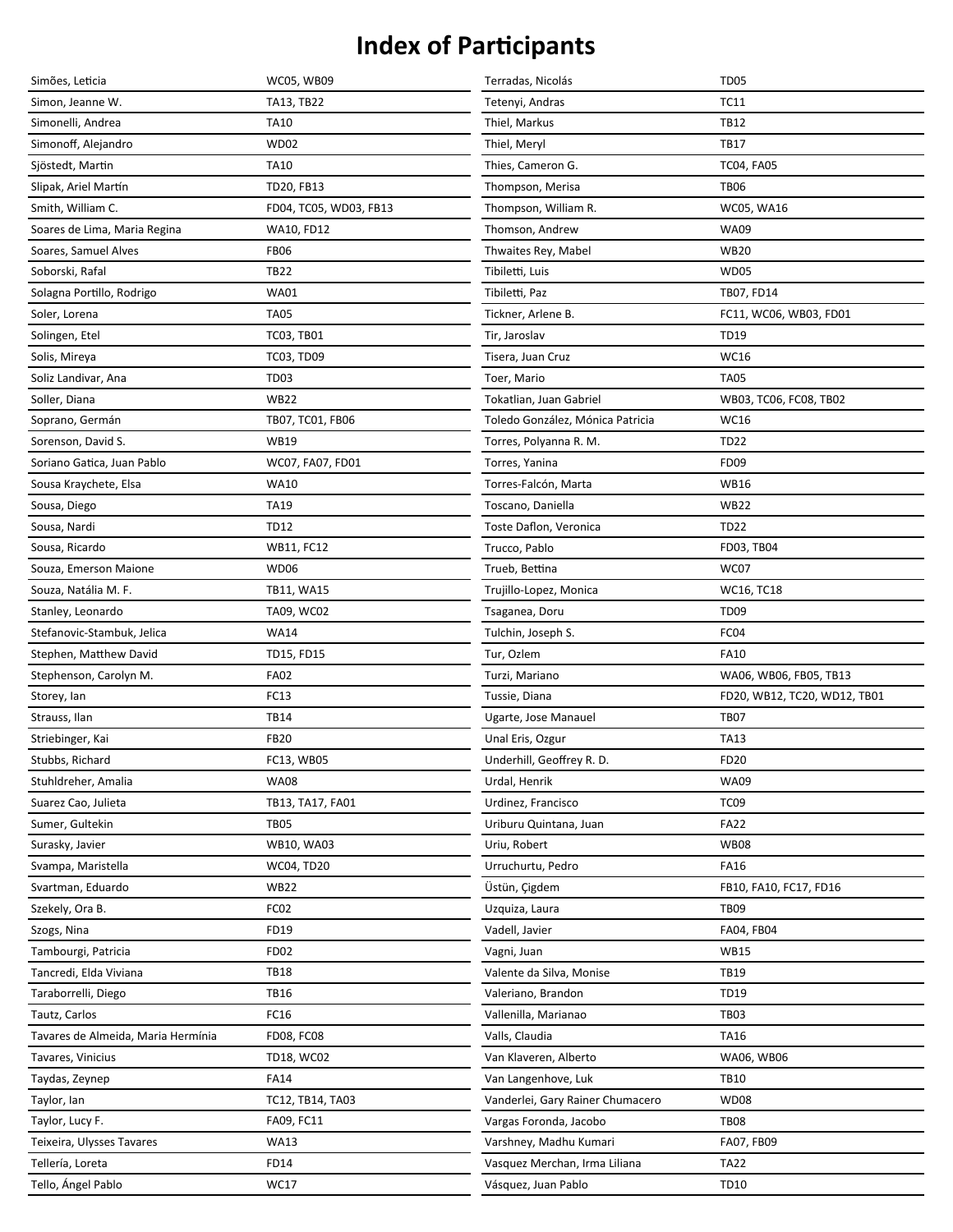# Index of Participants

| Name | Sessions |
|---|---|
| Simões, Leticia | WC05, WB09 |
| Simon, Jeanne W. | TA13, TB22 |
| Simonelli, Andrea | TA10 |
| Simonoff, Alejandro | WD02 |
| Sjöstedt, Martin | TA10 |
| Slipak, Ariel Martín | TD20, FB13 |
| Smith, William C. | FD04, TC05, WD03, FB13 |
| Soares de Lima, Maria Regina | WA10, FD12 |
| Soares, Samuel Alves | FB06 |
| Soborski, Rafal | TB22 |
| Solagna Portillo, Rodrigo | WA01 |
| Soler, Lorena | TA05 |
| Solingen, Etel | TC03, TB01 |
| Solis, Mireya | TC03, TD09 |
| Soliz Landivar, Ana | TD03 |
| Soller, Diana | WB22 |
| Soprano, Germán | TB07, TC01, FB06 |
| Sorenson, David S. | WB19 |
| Soriano Gatica, Juan Pablo | WC07, FA07, FD01 |
| Sousa Kraychete, Elsa | WA10 |
| Sousa, Diego | TA19 |
| Sousa, Nardi | TD12 |
| Sousa, Ricardo | WB11, FC12 |
| Souza, Emerson Maione | WD06 |
| Souza, Natália M. F. | TB11, WA15 |
| Stanley, Leonardo | TA09, WC02 |
| Stefanovic-Stambuk, Jelica | WA14 |
| Stephen, Matthew David | TD15, FD15 |
| Stephenson, Carolyn M. | FA02 |
| Storey, Ian | FC13 |
| Strauss, Ilan | TB14 |
| Striebinger, Kai | FB20 |
| Stubbs, Richard | FC13, WB05 |
| Stuhldreher, Amalia | WA08 |
| Suarez Cao, Julieta | TB13, TA17, FA01 |
| Sumer, Gultekin | TB05 |
| Surasky, Javier | WB10, WA03 |
| Svampa, Maristella | WC04, TD20 |
| Svartman, Eduardo | WB22 |
| Szekely, Ora B. | FC02 |
| Szogs, Nina | FD19 |
| Tambourgi, Patricia | FD02 |
| Tancredi, Elda Viviana | TB18 |
| Taraborrelli, Diego | TB16 |
| Tautz, Carlos | FC16 |
| Tavares de Almeida, Maria Hermínia | FD08, FC08 |
| Tavares, Vinicius | TD18, WC02 |
| Taydas, Zeynep | FA14 |
| Taylor, Ian | TC12, TB14, TA03 |
| Taylor, Lucy F. | FA09, FC11 |
| Teixeira, Ulysses Tavares | WA13 |
| Tellería, Loreta | FD14 |
| Tello, Ángel Pablo | WC17 |
| Terradas, Nicolás | TD05 |
| Tetenyi, Andras | TC11 |
| Thiel, Markus | TB12 |
| Thiel, Meryl | TB17 |
| Thies, Cameron G. | TC04, FA05 |
| Thompson, Merisa | TB06 |
| Thompson, William R. | WC05, WA16 |
| Thomson, Andrew | WA09 |
| Thwaites Rey, Mabel | WB20 |
| Tibiletti, Luis | WD05 |
| Tibiletti, Paz | TB07, FD14 |
| Tickner, Arlene B. | FC11, WC06, WB03, FD01 |
| Tir, Jaroslav | TD19 |
| Tisera, Juan Cruz | WC16 |
| Toer, Mario | TA05 |
| Tokatlian, Juan Gabriel | WB03, TC06, FC08, TB02 |
| Toledo González, Mónica Patricia | WC16 |
| Torres, Polyanna R. M. | TD22 |
| Torres, Yanina | FD09 |
| Torres-Falcón, Marta | WB16 |
| Toscano, Daniella | WB22 |
| Toste Daflon, Veronica | TD22 |
| Trucco, Pablo | FD03, TB04 |
| Trueb, Bettina | WC07 |
| Trujillo-Lopez, Monica | WC16, TC18 |
| Tsaganea, Doru | TD09 |
| Tulchin, Joseph S. | FC04 |
| Tur, Ozlem | FA10 |
| Turzi, Mariano | WA06, WB06, FB05, TB13 |
| Tussie, Diana | FD20, WB12, TC20, WD12, TB01 |
| Ugarte, Jose Manauel | TB07 |
| Unal Eris, Ozgur | TA13 |
| Underhill, Geoffrey R. D. | FD20 |
| Urdal, Henrik | WA09 |
| Urdinez, Francisco | TC09 |
| Uriburu Quintana, Juan | FA22 |
| Uriu, Robert | WB08 |
| Urruchurtu, Pedro | FA16 |
| Üstün, Çigdem | FB10, FA10, FC17, FD16 |
| Uzquiza, Laura | TB09 |
| Vadell, Javier | FA04, FB04 |
| Vagni, Juan | WB15 |
| Valente da Silva, Monise | TB19 |
| Valeriano, Brandon | TD19 |
| Vallenilla, Marianao | TB03 |
| Valls, Claudia | TA16 |
| Van Klaveren, Alberto | WA06, WB06 |
| Van Langenhove, Luk | TB10 |
| Vanderlei, Gary Rainer Chumacero | WD08 |
| Vargas Foronda, Jacobo | TB08 |
| Varshney, Madhu Kumari | FA07, FB09 |
| Vasquez Merchan, Irma Liliana | TA22 |
| Vásquez, Juan Pablo | TD10 |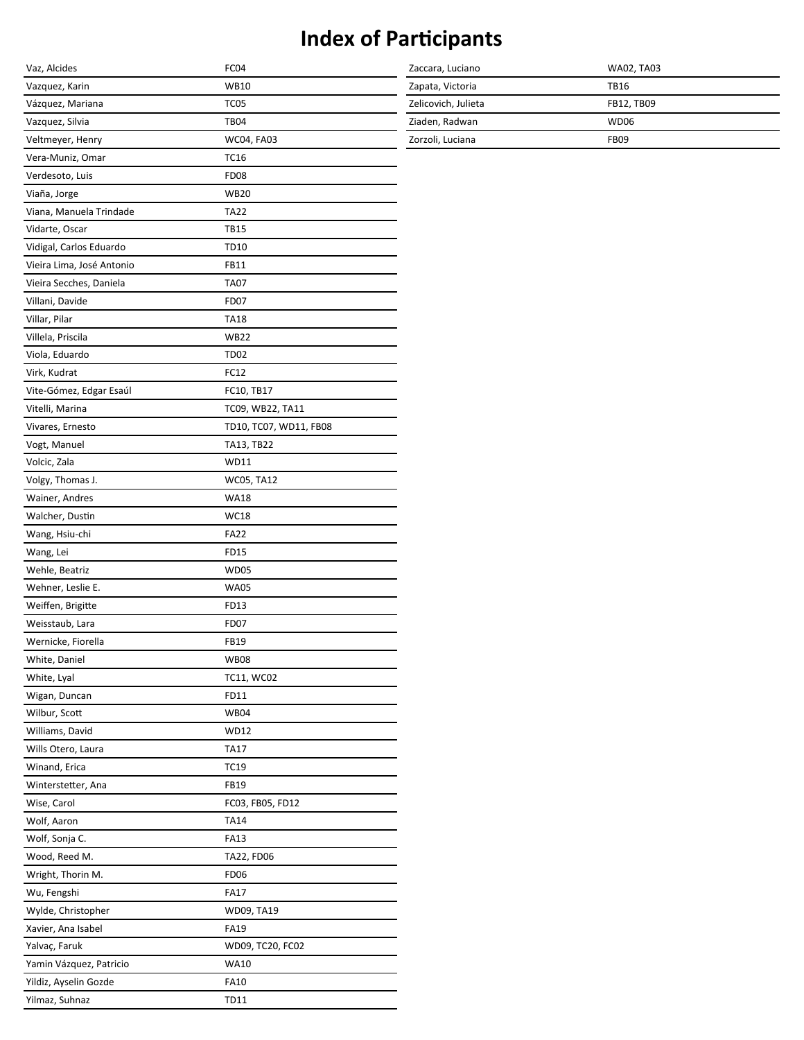# Index of Participants

| | |
|---|---|
| Vaz, Alcides | FC04 |
| Vazquez, Karin | WB10 |
| Vázquez, Mariana | TC05 |
| Vazquez, Silvia | TB04 |
| Veltmeyer, Henry | WC04, FA03 |
| Vera-Muniz, Omar | TC16 |
| Verdesoto, Luis | FD08 |
| Viaña, Jorge | WB20 |
| Viana, Manuela Trindade | TA22 |
| Vidarte, Oscar | TB15 |
| Vidigal, Carlos Eduardo | TD10 |
| Vieira Lima, José Antonio | FB11 |
| Vieira Secches, Daniela | TA07 |
| Villani, Davide | FD07 |
| Villar, Pilar | TA18 |
| Villela, Priscila | WB22 |
| Viola, Eduardo | TD02 |
| Virk, Kudrat | FC12 |
| Vite-Gómez, Edgar Esaúl | FC10, TB17 |
| Vitelli, Marina | TC09, WB22, TA11 |
| Vivares, Ernesto | TD10, TC07, WD11, FB08 |
| Vogt, Manuel | TA13, TB22 |
| Volcic, Zala | WD11 |
| Volgy, Thomas J. | WC05, TA12 |
| Wainer, Andres | WA18 |
| Walcher, Dustin | WC18 |
| Wang, Hsiu-chi | FA22 |
| Wang, Lei | FD15 |
| Wehle, Beatriz | WD05 |
| Wehner, Leslie E. | WA05 |
| Weiffen, Brigitte | FD13 |
| Weisstaub, Lara | FD07 |
| Wernicke, Fiorella | FB19 |
| White, Daniel | WB08 |
| White, Lyal | TC11, WC02 |
| Wigan, Duncan | FD11 |
| Wilbur, Scott | WB04 |
| Williams, David | WD12 |
| Wills Otero, Laura | TA17 |
| Winand, Erica | TC19 |
| Winterstetter, Ana | FB19 |
| Wise, Carol | FC03, FB05, FD12 |
| Wolf, Aaron | TA14 |
| Wolf, Sonja C. | FA13 |
| Wood, Reed M. | TA22, FD06 |
| Wright, Thorin M. | FD06 |
| Wu, Fengshi | FA17 |
| Wylde, Christopher | WD09, TA19 |
| Xavier, Ana Isabel | FA19 |
| Yalvaç, Faruk | WD09, TC20, FC02 |
| Yamin Vázquez, Patricio | WA10 |
| Yildiz, Ayselin Gozde | FA10 |
| Yilmaz, Suhnaz | TD11 |
| Zaccara, Luciano | WA02, TA03 |
| Zapata, Victoria | TB16 |
| Zelicovich, Julieta | FB12, TB09 |
| Ziaden, Radwan | WD06 |
| Zorzoli, Luciana | FB09 |